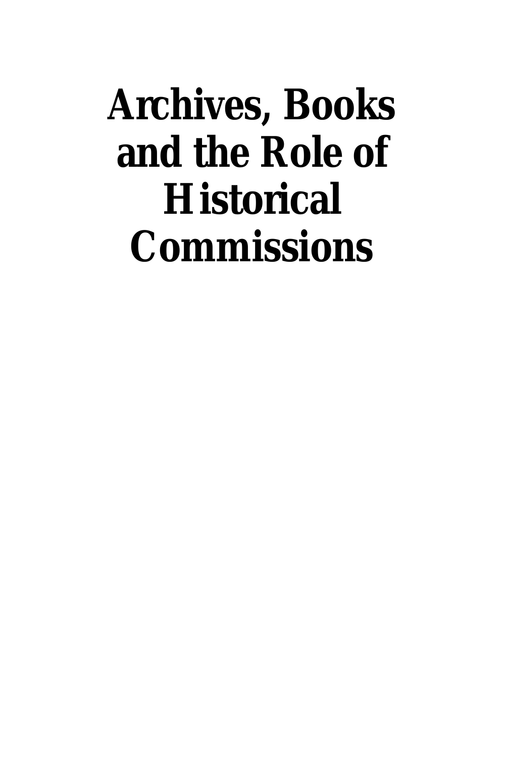# Archives, Books and the Role of Historical Commissions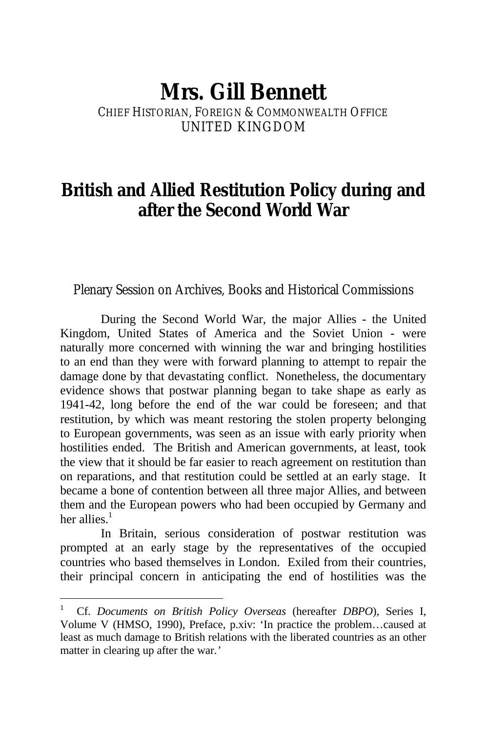# Mrs. Gill Bennett

CHIEF HISTORIAN, FOREIGN & COMMONWEALTH OFFICE
UNITED KINGDOM

## British and Allied Restitution Policy during and after the Second World War

Plenary Session on Archives, Books and Historical Commissions

During the Second World War, the major Allies - the United Kingdom, United States of America and the Soviet Union - were naturally more concerned with winning the war and bringing hostilities to an end than they were with forward planning to attempt to repair the damage done by that devastating conflict. Nonetheless, the documentary evidence shows that postwar planning began to take shape as early as 1941-42, long before the end of the war could be foreseen; and that restitution, by which was meant restoring the stolen property belonging to European governments, was seen as an issue with early priority when hostilities ended. The British and American governments, at least, took the view that it should be far easier to reach agreement on restitution than on reparations, and that restitution could be settled at an early stage. It became a bone of contention between all three major Allies, and between them and the European powers who had been occupied by Germany and her allies.[1]

In Britain, serious consideration of postwar restitution was prompted at an early stage by the representatives of the occupied countries who based themselves in London. Exiled from their countries, their principal concern in anticipating the end of hostilities was the

---

[1] Cf. *Documents on British Policy Overseas* (hereafter *DBPO*), Series I, Volume V (HMSO, 1990), Preface, p.xiv: 'In practice the problem…caused at least as much damage to British relations with the liberated countries as an other matter in clearing up after the war.'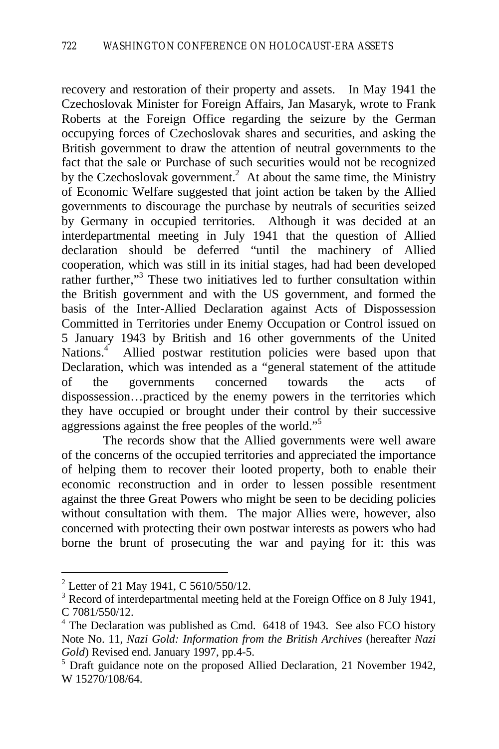recovery and restoration of their property and assets. In May 1941 the Czechoslovak Minister for Foreign Affairs, Jan Masaryk, wrote to Frank Roberts at the Foreign Office regarding the seizure by the German occupying forces of Czechoslovak shares and securities, and asking the British government to draw the attention of neutral governments to the fact that the sale or Purchase of such securities would not be recognized by the Czechoslovak government.[2] At about the same time, the Ministry of Economic Welfare suggested that joint action be taken by the Allied governments to discourage the purchase by neutrals of securities seized by Germany in occupied territories. Although it was decided at an interdepartmental meeting in July 1941 that the question of Allied declaration should be deferred "until the machinery of Allied cooperation, which was still in its initial stages, had had been developed rather further,"[3] These two initiatives led to further consultation within the British government and with the US government, and formed the basis of the Inter-Allied Declaration against Acts of Dispossession Committed in Territories under Enemy Occupation or Control issued on 5 January 1943 by British and 16 other governments of the United Nations.[4] Allied postwar restitution policies were based upon that Declaration, which was intended as a "general statement of the attitude of the governments concerned towards the acts of dispossession…practiced by the enemy powers in the territories which they have occupied or brought under their control by their successive aggressions against the free peoples of the world."[5]

The records show that the Allied governments were well aware of the concerns of the occupied territories and appreciated the importance of helping them to recover their looted property, both to enable their economic reconstruction and in order to lessen possible resentment against the three Great Powers who might be seen to be deciding policies without consultation with them. The major Allies were, however, also concerned with protecting their own postwar interests as powers who had borne the brunt of prosecuting the war and paying for it: this was

---

[2] Letter of 21 May 1941, C 5610/550/12.

[3] Record of interdepartmental meeting held at the Foreign Office on 8 July 1941, C 7081/550/12.

[4] The Declaration was published as Cmd. 6418 of 1943. See also FCO history Note No. 11, *Nazi Gold: Information from the British Archives* (hereafter *Nazi Gold*) Revised end. January 1997, pp.4-5.

[5] Draft guidance note on the proposed Allied Declaration, 21 November 1942, W 15270/108/64.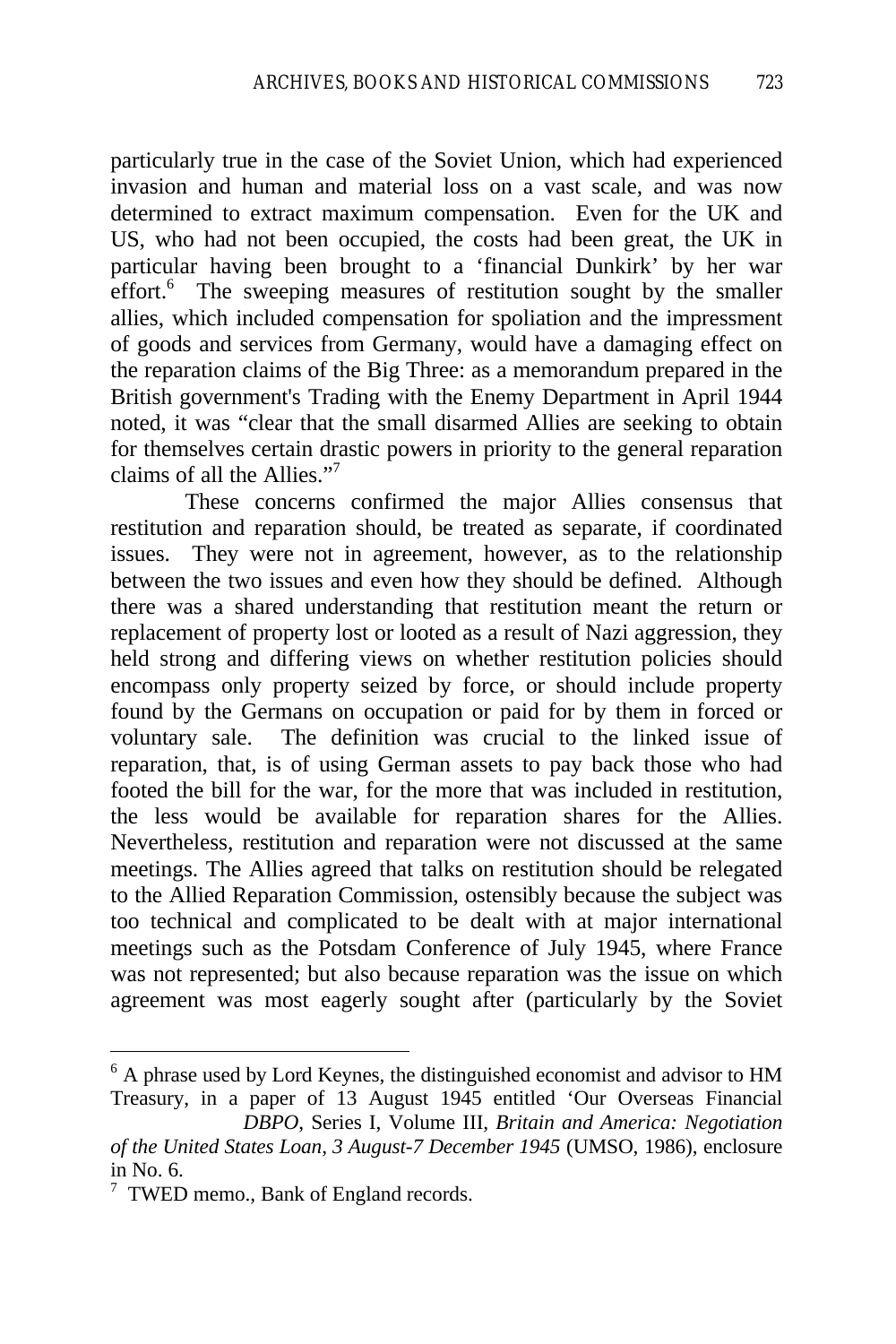particularly true in the case of the Soviet Union, which had experienced invasion and human and material loss on a vast scale, and was now determined to extract maximum compensation. Even for the UK and US, who had not been occupied, the costs had been great, the UK in particular having been brought to a 'financial Dunkirk' by her war effort.[6] The sweeping measures of restitution sought by the smaller allies, which included compensation for spoliation and the impressment of goods and services from Germany, would have a damaging effect on the reparation claims of the Big Three: as a memorandum prepared in the British government's Trading with the Enemy Department in April 1944 noted, it was "clear that the small disarmed Allies are seeking to obtain for themselves certain drastic powers in priority to the general reparation claims of all the Allies."[7]

These concerns confirmed the major Allies consensus that restitution and reparation should, be treated as separate, if coordinated issues. They were not in agreement, however, as to the relationship between the two issues and even how they should be defined. Although there was a shared understanding that restitution meant the return or replacement of property lost or looted as a result of Nazi aggression, they held strong and differing views on whether restitution policies should encompass only property seized by force, or should include property found by the Germans on occupation or paid for by them in forced or voluntary sale. The definition was crucial to the linked issue of reparation, that, is of using German assets to pay back those who had footed the bill for the war, for the more that was included in restitution, the less would be available for reparation shares for the Allies. Nevertheless, restitution and reparation were not discussed at the same meetings. The Allies agreed that talks on restitution should be relegated to the Allied Reparation Commission, ostensibly because the subject was too technical and complicated to be dealt with at major international meetings such as the Potsdam Conference of July 1945, where France was not represented; but also because reparation was the issue on which agreement was most eagerly sought after (particularly by the Soviet

---

[6] A phrase used by Lord Keynes, the distinguished economist and advisor to HM Treasury, in a paper of 13 August 1945 entitled 'Our Overseas Financial *DBPO*, Series I, Volume III, *Britain and America: Negotiation of the United States Loan, 3 August-7 December 1945* (UMSO, 1986), enclosure in No. 6.

[7] TWED memo., Bank of England records.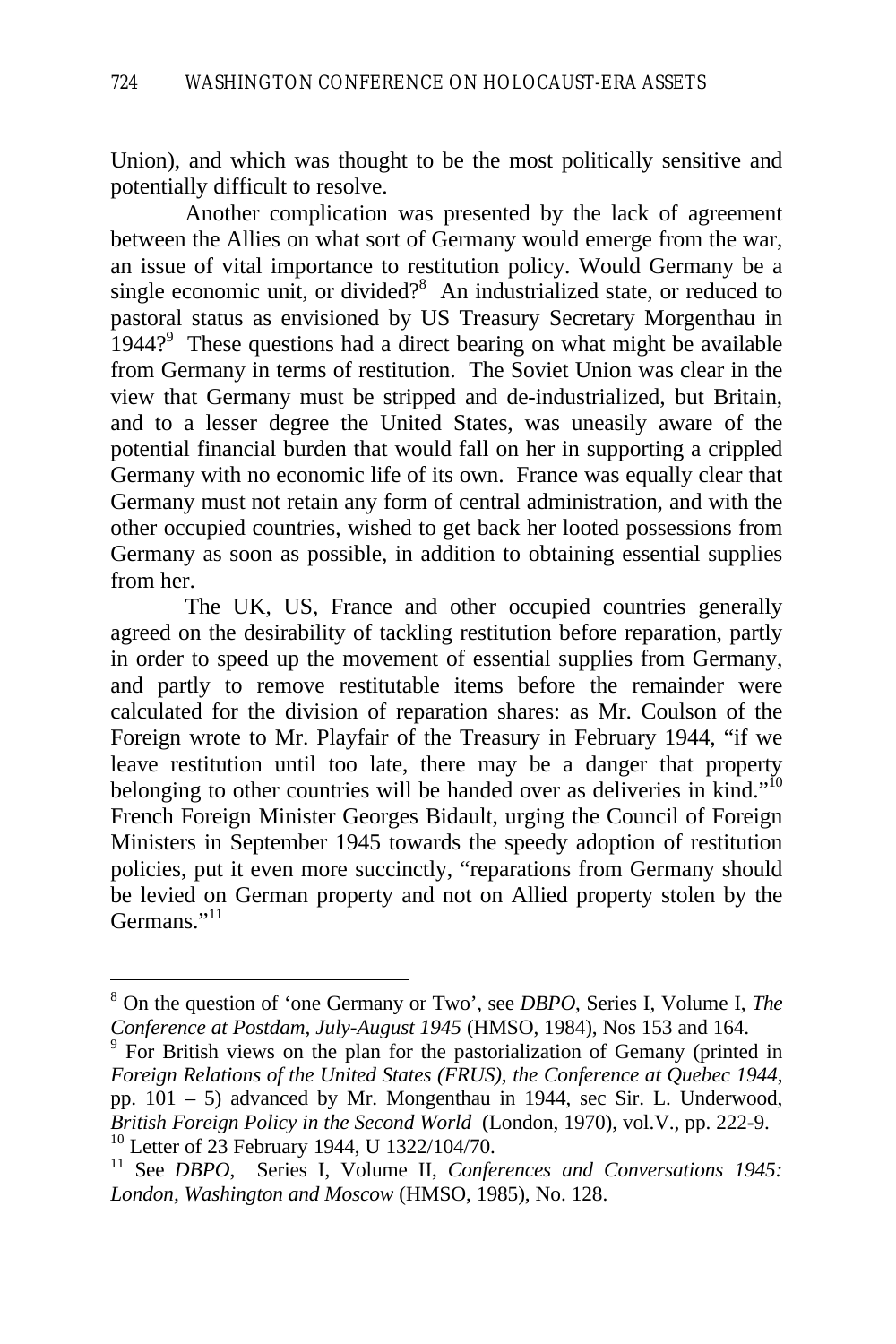Union), and which was thought to be the most politically sensitive and potentially difficult to resolve.

Another complication was presented by the lack of agreement between the Allies on what sort of Germany would emerge from the war, an issue of vital importance to restitution policy. Would Germany be a single economic unit, or divided?[8] An industrialized state, or reduced to pastoral status as envisioned by US Treasury Secretary Morgenthau in 1944?[9] These questions had a direct bearing on what might be available from Germany in terms of restitution. The Soviet Union was clear in the view that Germany must be stripped and de-industrialized, but Britain, and to a lesser degree the United States, was uneasily aware of the potential financial burden that would fall on her in supporting a crippled Germany with no economic life of its own. France was equally clear that Germany must not retain any form of central administration, and with the other occupied countries, wished to get back her looted possessions from Germany as soon as possible, in addition to obtaining essential supplies from her.

The UK, US, France and other occupied countries generally agreed on the desirability of tackling restitution before reparation, partly in order to speed up the movement of essential supplies from Germany, and partly to remove restitutable items before the remainder were calculated for the division of reparation shares: as Mr. Coulson of the Foreign wrote to Mr. Playfair of the Treasury in February 1944, "if we leave restitution until too late, there may be a danger that property belonging to other countries will be handed over as deliveries in kind."[10] French Foreign Minister Georges Bidault, urging the Council of Foreign Ministers in September 1945 towards the speedy adoption of restitution policies, put it even more succinctly, "reparations from Germany should be levied on German property and not on Allied property stolen by the Germans."[11]

---

[8] On the question of 'one Germany or Two', see *DBPO*, Series I, Volume I, *The Conference at Postdam, July-August 1945* (HMSO, 1984), Nos 153 and 164.

[9] For British views on the plan for the pastorialization of Gemany (printed in *Foreign Relations of the United States (FRUS), the Conference at Quebec 1944*, pp. 101 – 5) advanced by Mr. Mongenthau in 1944, sec Sir. L. Underwood, *British Foreign Policy in the Second World* (London, 1970), vol.V., pp. 222-9.

[10] Letter of 23 February 1944, U 1322/104/70.

[11] See *DBPO*, Series I, Volume II, *Conferences and Conversations 1945: London, Washington and Moscow* (HMSO, 1985), No. 128.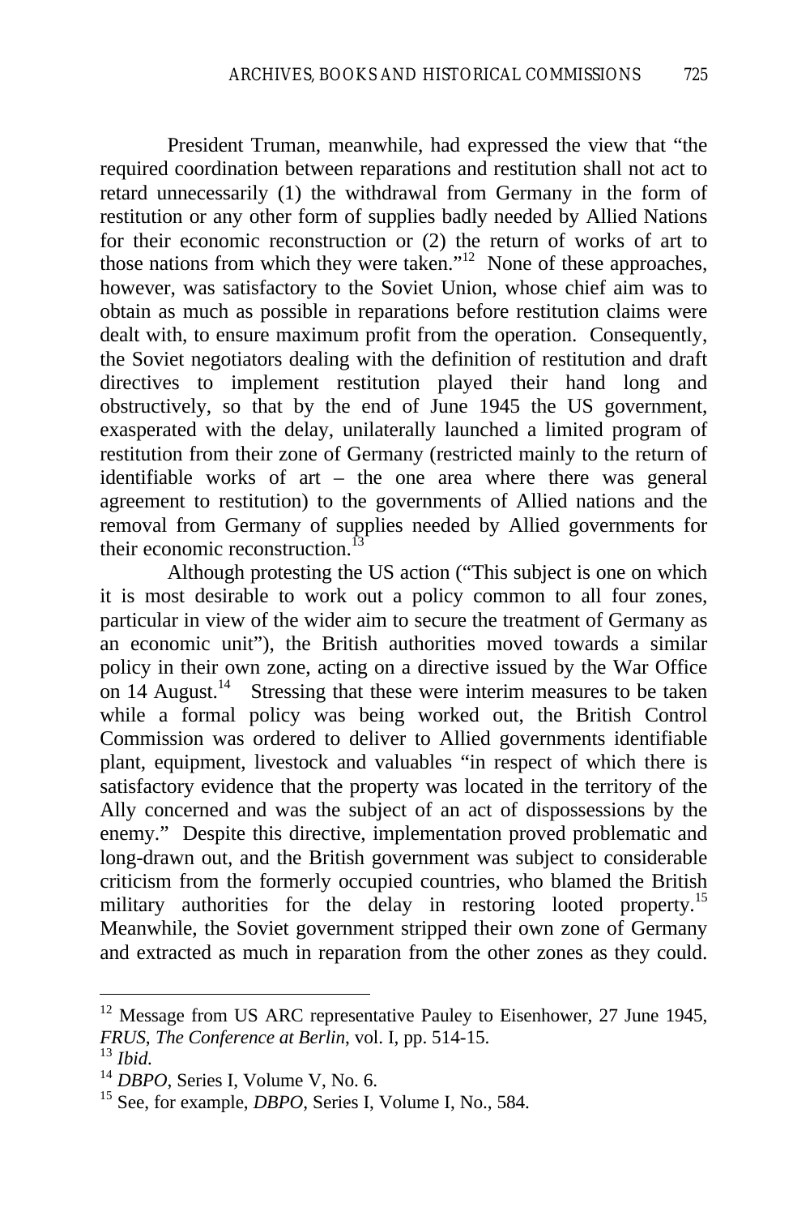President Truman, meanwhile, had expressed the view that "the required coordination between reparations and restitution shall not act to retard unnecessarily (1) the withdrawal from Germany in the form of restitution or any other form of supplies badly needed by Allied Nations for their economic reconstruction or (2) the return of works of art to those nations from which they were taken."[12] None of these approaches, however, was satisfactory to the Soviet Union, whose chief aim was to obtain as much as possible in reparations before restitution claims were dealt with, to ensure maximum profit from the operation. Consequently, the Soviet negotiators dealing with the definition of restitution and draft directives to implement restitution played their hand long and obstructively, so that by the end of June 1945 the US government, exasperated with the delay, unilaterally launched a limited program of restitution from their zone of Germany (restricted mainly to the return of identifiable works of art – the one area where there was general agreement to restitution) to the governments of Allied nations and the removal from Germany of supplies needed by Allied governments for their economic reconstruction.[13]

Although protesting the US action ("This subject is one on which it is most desirable to work out a policy common to all four zones, particular in view of the wider aim to secure the treatment of Germany as an economic unit"), the British authorities moved towards a similar policy in their own zone, acting on a directive issued by the War Office on 14 August.[14] Stressing that these were interim measures to be taken while a formal policy was being worked out, the British Control Commission was ordered to deliver to Allied governments identifiable plant, equipment, livestock and valuables "in respect of which there is satisfactory evidence that the property was located in the territory of the Ally concerned and was the subject of an act of dispossessions by the enemy." Despite this directive, implementation proved problematic and long-drawn out, and the British government was subject to considerable criticism from the formerly occupied countries, who blamed the British military authorities for the delay in restoring looted property.[15] Meanwhile, the Soviet government stripped their own zone of Germany and extracted as much in reparation from the other zones as they could.

---

[12] Message from US ARC representative Pauley to Eisenhower, 27 June 1945, *FRUS, The Conference at Berlin*, vol. I, pp. 514-15.

[13] *Ibid.*

[14] *DBPO*, Series I, Volume V, No. 6.

[15] See, for example, *DBPO*, Series I, Volume I, No., 584.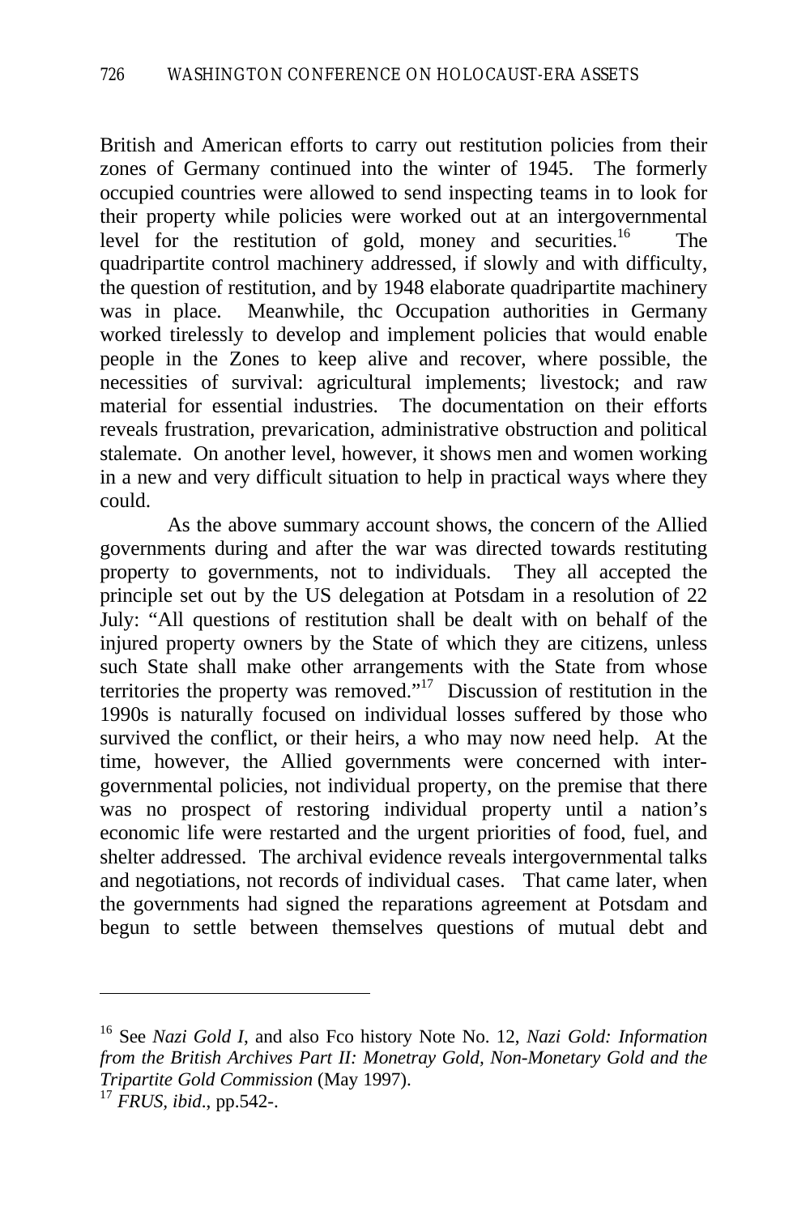British and American efforts to carry out restitution policies from their zones of Germany continued into the winter of 1945. The formerly occupied countries were allowed to send inspecting teams in to look for their property while policies were worked out at an intergovernmental level for the restitution of gold, money and securities.[16] The quadripartite control machinery addressed, if slowly and with difficulty, the question of restitution, and by 1948 elaborate quadripartite machinery was in place. Meanwhile, thc Occupation authorities in Germany worked tirelessly to develop and implement policies that would enable people in the Zones to keep alive and recover, where possible, the necessities of survival: agricultural implements; livestock; and raw material for essential industries. The documentation on their efforts reveals frustration, prevarication, administrative obstruction and political stalemate. On another level, however, it shows men and women working in a new and very difficult situation to help in practical ways where they could.

As the above summary account shows, the concern of the Allied governments during and after the war was directed towards restituting property to governments, not to individuals. They all accepted the principle set out by the US delegation at Potsdam in a resolution of 22 July: "All questions of restitution shall be dealt with on behalf of the injured property owners by the State of which they are citizens, unless such State shall make other arrangements with the State from whose territories the property was removed."[17] Discussion of restitution in the 1990s is naturally focused on individual losses suffered by those who survived the conflict, or their heirs, a who may now need help. At the time, however, the Allied governments were concerned with inter-governmental policies, not individual property, on the premise that there was no prospect of restoring individual property until a nation's economic life were restarted and the urgent priorities of food, fuel, and shelter addressed. The archival evidence reveals intergovernmental talks and negotiations, not records of individual cases. That came later, when the governments had signed the reparations agreement at Potsdam and begun to settle between themselves questions of mutual debt and

---

[16] See *Nazi Gold I*, and also Fco history Note No. 12, *Nazi Gold: Information from the British Archives Part II: Monetray Gold, Non-Monetary Gold and the Tripartite Gold Commission* (May 1997).

[17] *FRUS, ibid*., pp.542-.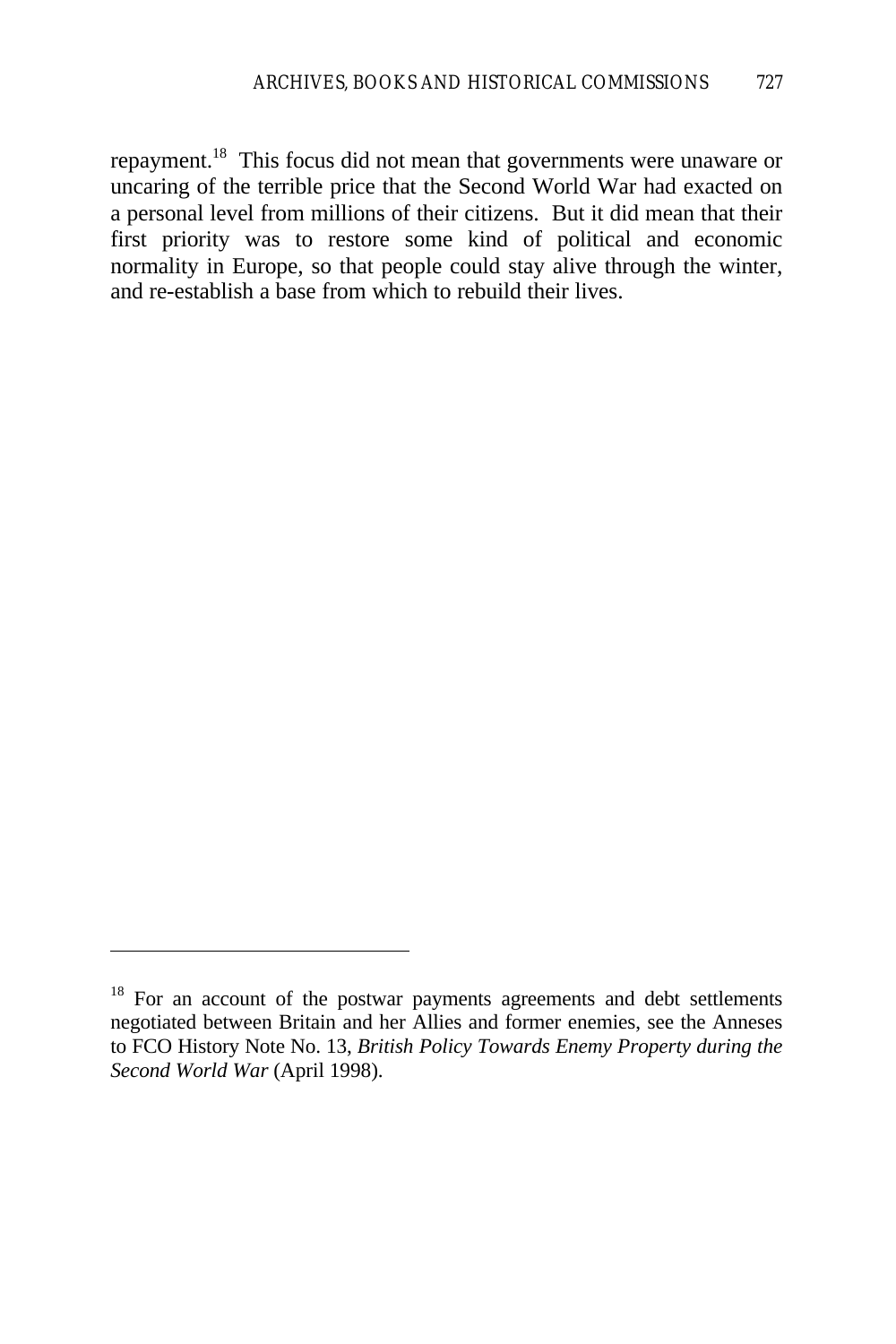repayment.[18] This focus did not mean that governments were unaware or uncaring of the terrible price that the Second World War had exacted on a personal level from millions of their citizens. But it did mean that their first priority was to restore some kind of political and economic normality in Europe, so that people could stay alive through the winter, and re-establish a base from which to rebuild their lives.

---

[18] For an account of the postwar payments agreements and debt settlements negotiated between Britain and her Allies and former enemies, see the Anneses to FCO History Note No. 13, *British Policy Towards Enemy Property during the Second World War* (April 1998).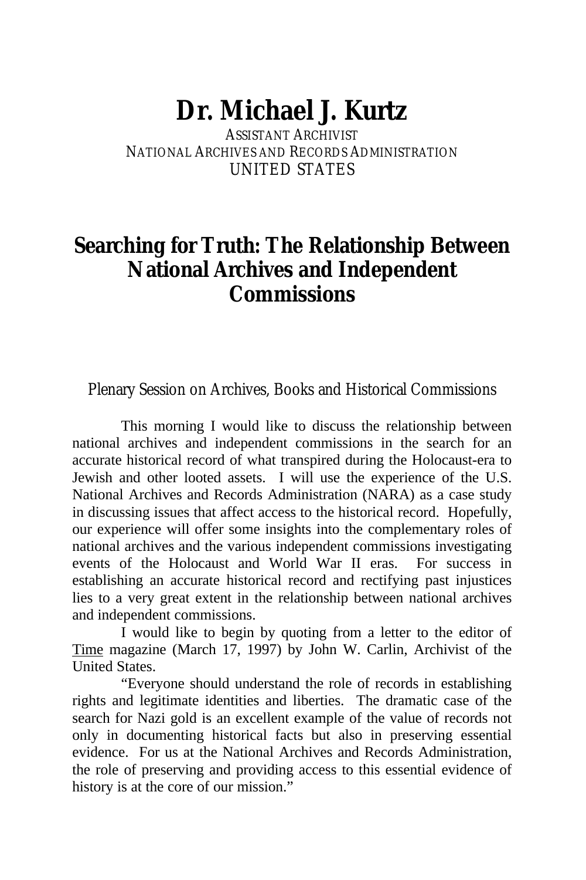# Dr. Michael J. Kurtz

ASSISTANT ARCHIVIST
NATIONAL ARCHIVES AND RECORDS ADMINISTRATION
UNITED STATES

## Searching for Truth: The Relationship Between National Archives and Independent Commissions

Plenary Session on Archives, Books and Historical Commissions

This morning I would like to discuss the relationship between national archives and independent commissions in the search for an accurate historical record of what transpired during the Holocaust-era to Jewish and other looted assets. I will use the experience of the U.S. National Archives and Records Administration (NARA) as a case study in discussing issues that affect access to the historical record. Hopefully, our experience will offer some insights into the complementary roles of national archives and the various independent commissions investigating events of the Holocaust and World War II eras. For success in establishing an accurate historical record and rectifying past injustices lies to a very great extent in the relationship between national archives and independent commissions.

I would like to begin by quoting from a letter to the editor of Time magazine (March 17, 1997) by John W. Carlin, Archivist of the United States.

"Everyone should understand the role of records in establishing rights and legitimate identities and liberties. The dramatic case of the search for Nazi gold is an excellent example of the value of records not only in documenting historical facts but also in preserving essential evidence. For us at the National Archives and Records Administration, the role of preserving and providing access to this essential evidence of history is at the core of our mission."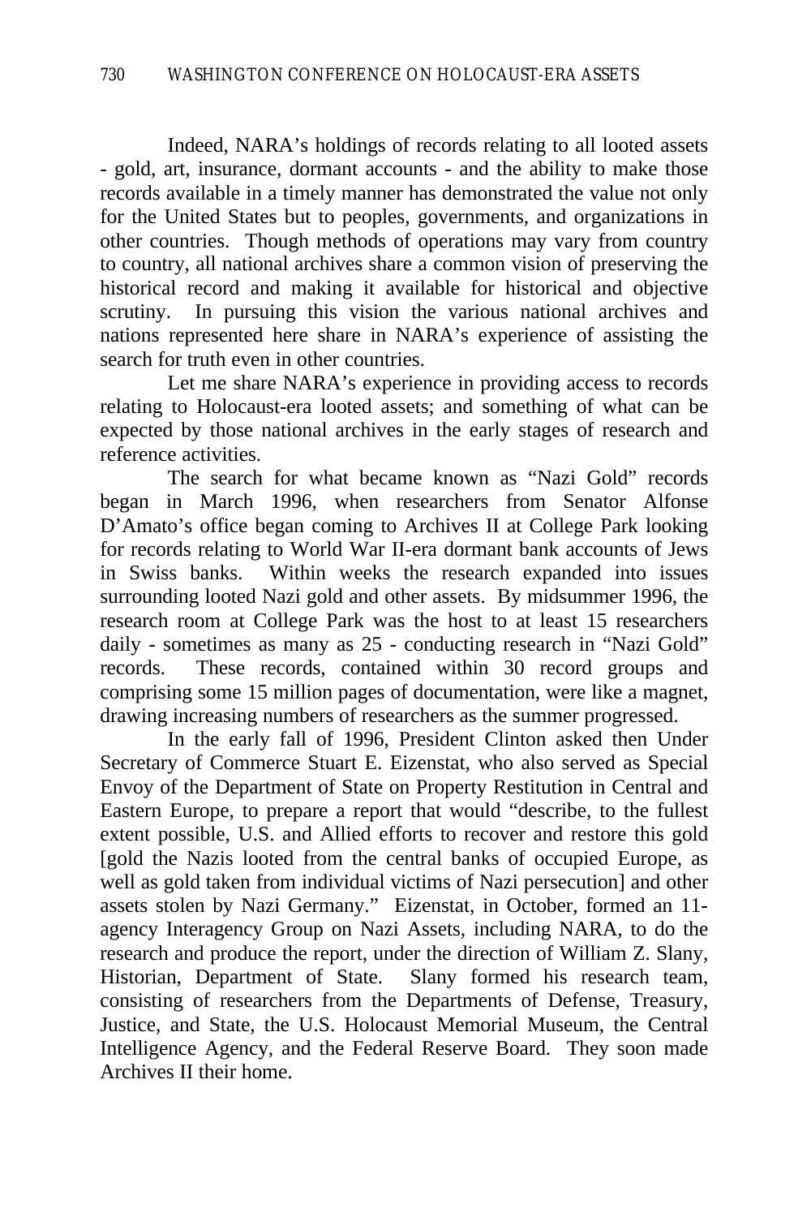Indeed, NARA's holdings of records relating to all looted assets - gold, art, insurance, dormant accounts - and the ability to make those records available in a timely manner has demonstrated the value not only for the United States but to peoples, governments, and organizations in other countries. Though methods of operations may vary from country to country, all national archives share a common vision of preserving the historical record and making it available for historical and objective scrutiny. In pursuing this vision the various national archives and nations represented here share in NARA's experience of assisting the search for truth even in other countries.

Let me share NARA's experience in providing access to records relating to Holocaust-era looted assets; and something of what can be expected by those national archives in the early stages of research and reference activities.

The search for what became known as "Nazi Gold" records began in March 1996, when researchers from Senator Alfonse D'Amato's office began coming to Archives II at College Park looking for records relating to World War II-era dormant bank accounts of Jews in Swiss banks. Within weeks the research expanded into issues surrounding looted Nazi gold and other assets. By midsummer 1996, the research room at College Park was the host to at least 15 researchers daily - sometimes as many as 25 - conducting research in "Nazi Gold" records. These records, contained within 30 record groups and comprising some 15 million pages of documentation, were like a magnet, drawing increasing numbers of researchers as the summer progressed.

In the early fall of 1996, President Clinton asked then Under Secretary of Commerce Stuart E. Eizenstat, who also served as Special Envoy of the Department of State on Property Restitution in Central and Eastern Europe, to prepare a report that would "describe, to the fullest extent possible, U.S. and Allied efforts to recover and restore this gold [gold the Nazis looted from the central banks of occupied Europe, as well as gold taken from individual victims of Nazi persecution] and other assets stolen by Nazi Germany." Eizenstat, in October, formed an 11-agency Interagency Group on Nazi Assets, including NARA, to do the research and produce the report, under the direction of William Z. Slany, Historian, Department of State. Slany formed his research team, consisting of researchers from the Departments of Defense, Treasury, Justice, and State, the U.S. Holocaust Memorial Museum, the Central Intelligence Agency, and the Federal Reserve Board. They soon made Archives II their home.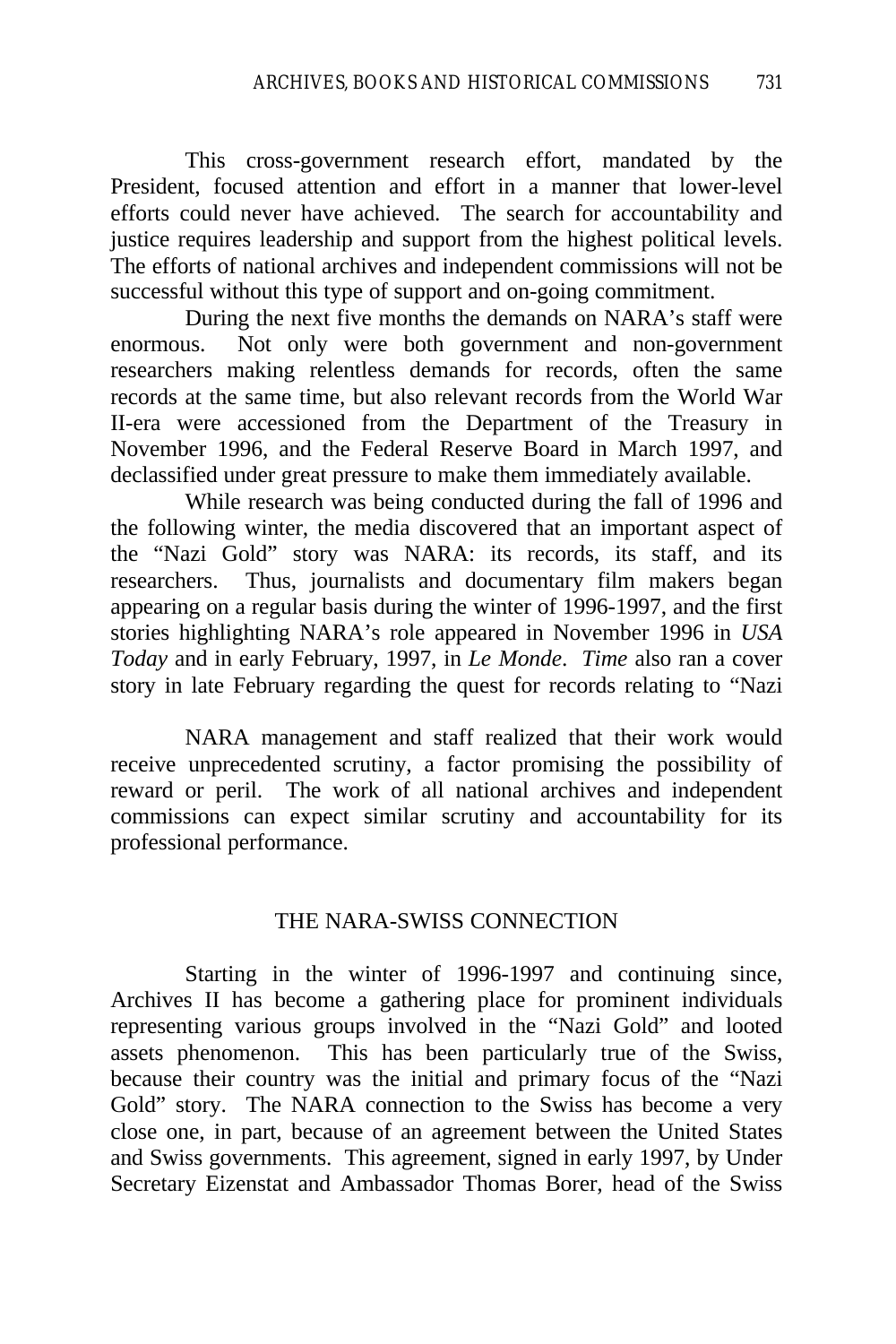This cross-government research effort, mandated by the President, focused attention and effort in a manner that lower-level efforts could never have achieved. The search for accountability and justice requires leadership and support from the highest political levels. The efforts of national archives and independent commissions will not be successful without this type of support and on-going commitment.

During the next five months the demands on NARA's staff were enormous. Not only were both government and non-government researchers making relentless demands for records, often the same records at the same time, but also relevant records from the World War II-era were accessioned from the Department of the Treasury in November 1996, and the Federal Reserve Board in March 1997, and declassified under great pressure to make them immediately available.

While research was being conducted during the fall of 1996 and the following winter, the media discovered that an important aspect of the "Nazi Gold" story was NARA: its records, its staff, and its researchers. Thus, journalists and documentary film makers began appearing on a regular basis during the winter of 1996-1997, and the first stories highlighting NARA's role appeared in November 1996 in *USA Today* and in early February, 1997, in *Le Monde*. *Time* also ran a cover story in late February regarding the quest for records relating to "Nazi

NARA management and staff realized that their work would receive unprecedented scrutiny, a factor promising the possibility of reward or peril. The work of all national archives and independent commissions can expect similar scrutiny and accountability for its professional performance.

## THE NARA-SWISS CONNECTION

Starting in the winter of 1996-1997 and continuing since, Archives II has become a gathering place for prominent individuals representing various groups involved in the "Nazi Gold" and looted assets phenomenon. This has been particularly true of the Swiss, because their country was the initial and primary focus of the "Nazi Gold" story. The NARA connection to the Swiss has become a very close one, in part, because of an agreement between the United States and Swiss governments. This agreement, signed in early 1997, by Under Secretary Eizenstat and Ambassador Thomas Borer, head of the Swiss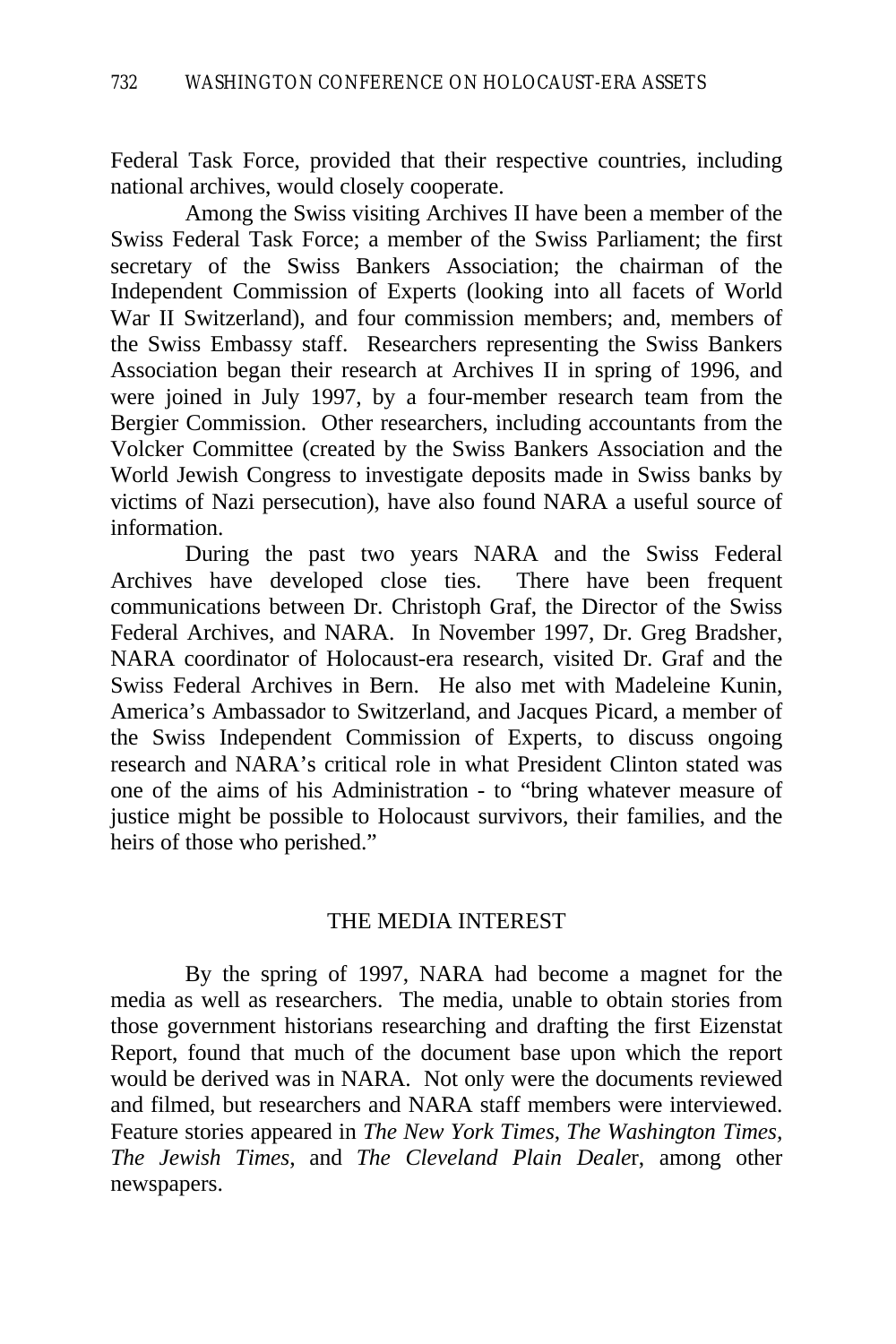Federal Task Force, provided that their respective countries, including national archives, would closely cooperate.

Among the Swiss visiting Archives II have been a member of the Swiss Federal Task Force; a member of the Swiss Parliament; the first secretary of the Swiss Bankers Association; the chairman of the Independent Commission of Experts (looking into all facets of World War II Switzerland), and four commission members; and, members of the Swiss Embassy staff. Researchers representing the Swiss Bankers Association began their research at Archives II in spring of 1996, and were joined in July 1997, by a four-member research team from the Bergier Commission. Other researchers, including accountants from the Volcker Committee (created by the Swiss Bankers Association and the World Jewish Congress to investigate deposits made in Swiss banks by victims of Nazi persecution), have also found NARA a useful source of information.

During the past two years NARA and the Swiss Federal Archives have developed close ties. There have been frequent communications between Dr. Christoph Graf, the Director of the Swiss Federal Archives, and NARA. In November 1997, Dr. Greg Bradsher, NARA coordinator of Holocaust-era research, visited Dr. Graf and the Swiss Federal Archives in Bern. He also met with Madeleine Kunin, America's Ambassador to Switzerland, and Jacques Picard, a member of the Swiss Independent Commission of Experts, to discuss ongoing research and NARA's critical role in what President Clinton stated was one of the aims of his Administration - to "bring whatever measure of justice might be possible to Holocaust survivors, their families, and the heirs of those who perished."

## THE MEDIA INTEREST

By the spring of 1997, NARA had become a magnet for the media as well as researchers. The media, unable to obtain stories from those government historians researching and drafting the first Eizenstat Report, found that much of the document base upon which the report would be derived was in NARA. Not only were the documents reviewed and filmed, but researchers and NARA staff members were interviewed. Feature stories appeared in *The New York Times*, *The Washington Times*, *The Jewish Times*, and *The Cleveland Plain Dealer*, among other newspapers.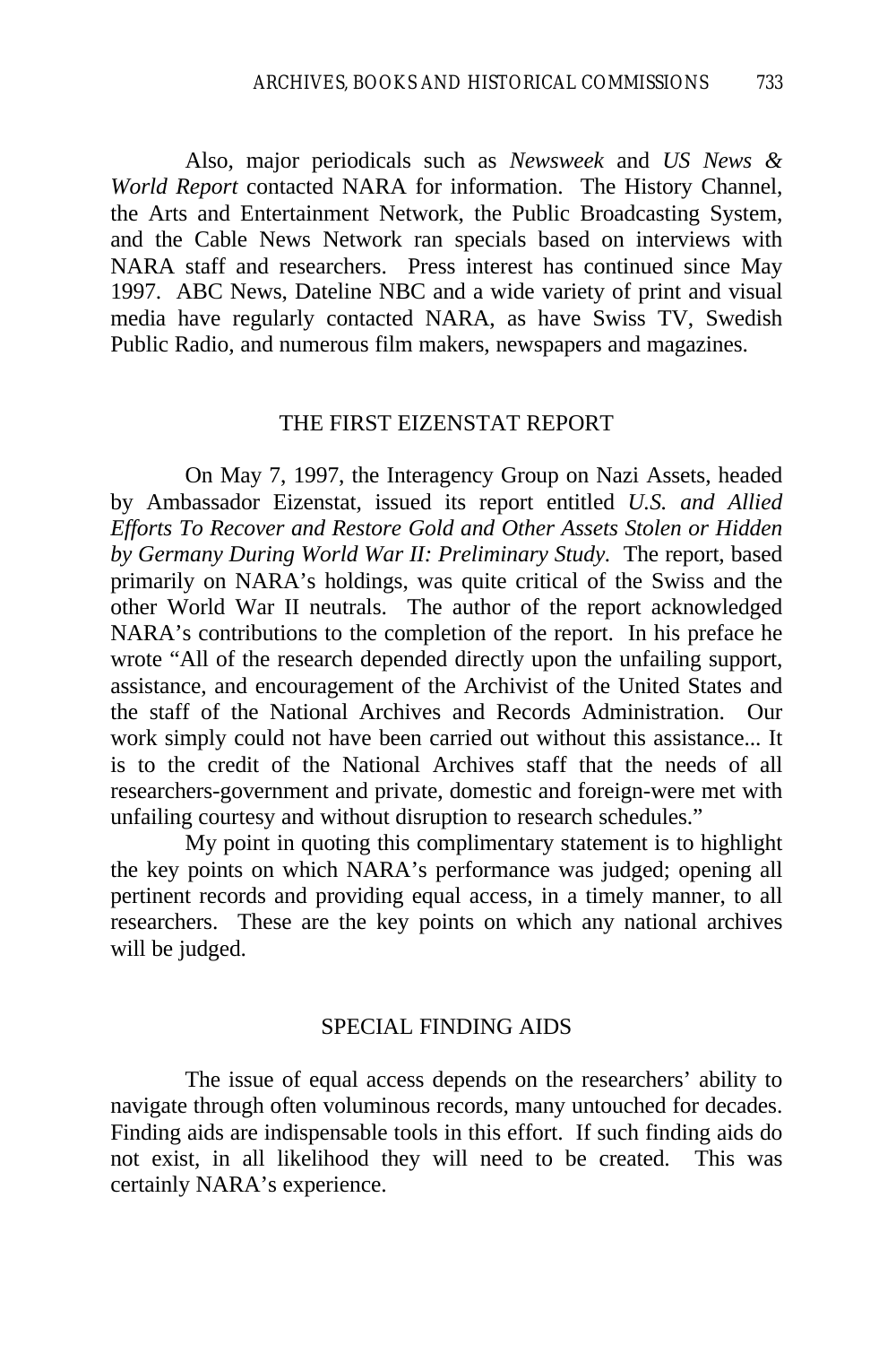Also, major periodicals such as *Newsweek* and *US News & World Report* contacted NARA for information. The History Channel, the Arts and Entertainment Network, the Public Broadcasting System, and the Cable News Network ran specials based on interviews with NARA staff and researchers. Press interest has continued since May 1997. ABC News, Dateline NBC and a wide variety of print and visual media have regularly contacted NARA, as have Swiss TV, Swedish Public Radio, and numerous film makers, newspapers and magazines.

## THE FIRST EIZENSTAT REPORT

On May 7, 1997, the Interagency Group on Nazi Assets, headed by Ambassador Eizenstat, issued its report entitled *U.S. and Allied Efforts To Recover and Restore Gold and Other Assets Stolen or Hidden by Germany During World War II: Preliminary Study.* The report, based primarily on NARA's holdings, was quite critical of the Swiss and the other World War II neutrals. The author of the report acknowledged NARA's contributions to the completion of the report. In his preface he wrote "All of the research depended directly upon the unfailing support, assistance, and encouragement of the Archivist of the United States and the staff of the National Archives and Records Administration. Our work simply could not have been carried out without this assistance... It is to the credit of the National Archives staff that the needs of all researchers-government and private, domestic and foreign-were met with unfailing courtesy and without disruption to research schedules."

My point in quoting this complimentary statement is to highlight the key points on which NARA's performance was judged; opening all pertinent records and providing equal access, in a timely manner, to all researchers. These are the key points on which any national archives will be judged.

## SPECIAL FINDING AIDS

The issue of equal access depends on the researchers' ability to navigate through often voluminous records, many untouched for decades. Finding aids are indispensable tools in this effort. If such finding aids do not exist, in all likelihood they will need to be created. This was certainly NARA's experience.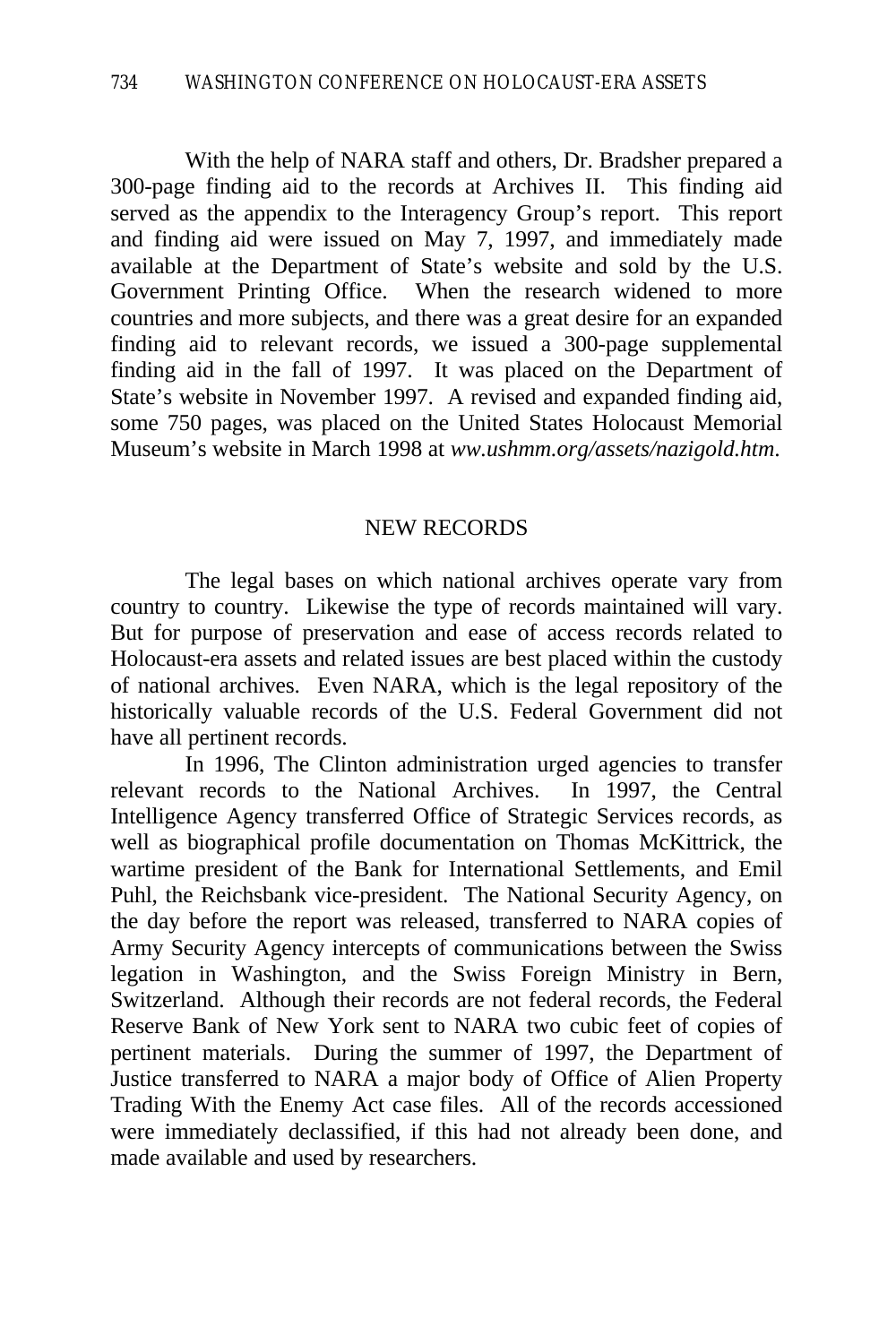With the help of NARA staff and others, Dr. Bradsher prepared a 300-page finding aid to the records at Archives II. This finding aid served as the appendix to the Interagency Group's report. This report and finding aid were issued on May 7, 1997, and immediately made available at the Department of State's website and sold by the U.S. Government Printing Office. When the research widened to more countries and more subjects, and there was a great desire for an expanded finding aid to relevant records, we issued a 300-page supplemental finding aid in the fall of 1997. It was placed on the Department of State's website in November 1997. A revised and expanded finding aid, some 750 pages, was placed on the United States Holocaust Memorial Museum's website in March 1998 at *ww.ushmm.org/assets/nazigold.htm*.

## NEW RECORDS

The legal bases on which national archives operate vary from country to country. Likewise the type of records maintained will vary. But for purpose of preservation and ease of access records related to Holocaust-era assets and related issues are best placed within the custody of national archives. Even NARA, which is the legal repository of the historically valuable records of the U.S. Federal Government did not have all pertinent records.

In 1996, The Clinton administration urged agencies to transfer relevant records to the National Archives. In 1997, the Central Intelligence Agency transferred Office of Strategic Services records, as well as biographical profile documentation on Thomas McKittrick, the wartime president of the Bank for International Settlements, and Emil Puhl, the Reichsbank vice-president. The National Security Agency, on the day before the report was released, transferred to NARA copies of Army Security Agency intercepts of communications between the Swiss legation in Washington, and the Swiss Foreign Ministry in Bern, Switzerland. Although their records are not federal records, the Federal Reserve Bank of New York sent to NARA two cubic feet of copies of pertinent materials. During the summer of 1997, the Department of Justice transferred to NARA a major body of Office of Alien Property Trading With the Enemy Act case files. All of the records accessioned were immediately declassified, if this had not already been done, and made available and used by researchers.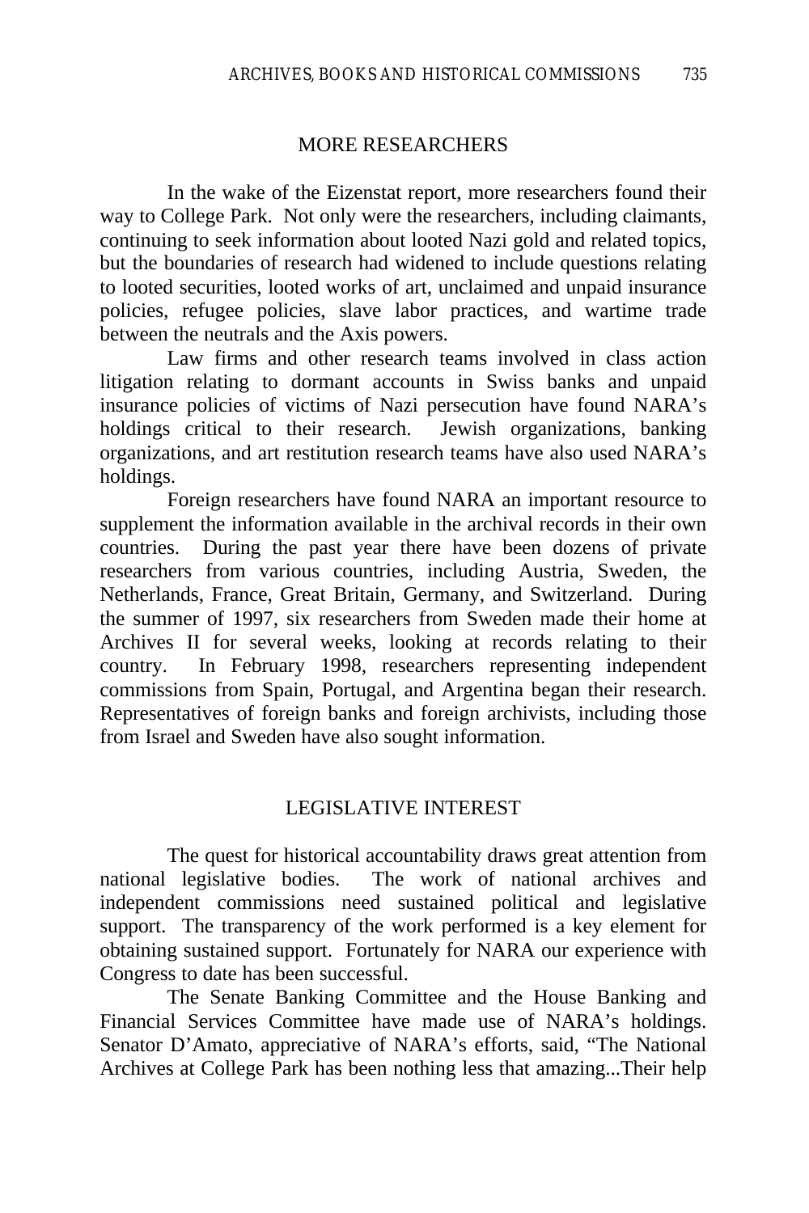## MORE RESEARCHERS

In the wake of the Eizenstat report, more researchers found their way to College Park. Not only were the researchers, including claimants, continuing to seek information about looted Nazi gold and related topics, but the boundaries of research had widened to include questions relating to looted securities, looted works of art, unclaimed and unpaid insurance policies, refugee policies, slave labor practices, and wartime trade between the neutrals and the Axis powers.

Law firms and other research teams involved in class action litigation relating to dormant accounts in Swiss banks and unpaid insurance policies of victims of Nazi persecution have found NARA's holdings critical to their research. Jewish organizations, banking organizations, and art restitution research teams have also used NARA's holdings.

Foreign researchers have found NARA an important resource to supplement the information available in the archival records in their own countries. During the past year there have been dozens of private researchers from various countries, including Austria, Sweden, the Netherlands, France, Great Britain, Germany, and Switzerland. During the summer of 1997, six researchers from Sweden made their home at Archives II for several weeks, looking at records relating to their country. In February 1998, researchers representing independent commissions from Spain, Portugal, and Argentina began their research. Representatives of foreign banks and foreign archivists, including those from Israel and Sweden have also sought information.

## LEGISLATIVE INTEREST

The quest for historical accountability draws great attention from national legislative bodies. The work of national archives and independent commissions need sustained political and legislative support. The transparency of the work performed is a key element for obtaining sustained support. Fortunately for NARA our experience with Congress to date has been successful.

The Senate Banking Committee and the House Banking and Financial Services Committee have made use of NARA's holdings. Senator D'Amato, appreciative of NARA's efforts, said, "The National Archives at College Park has been nothing less that amazing...Their help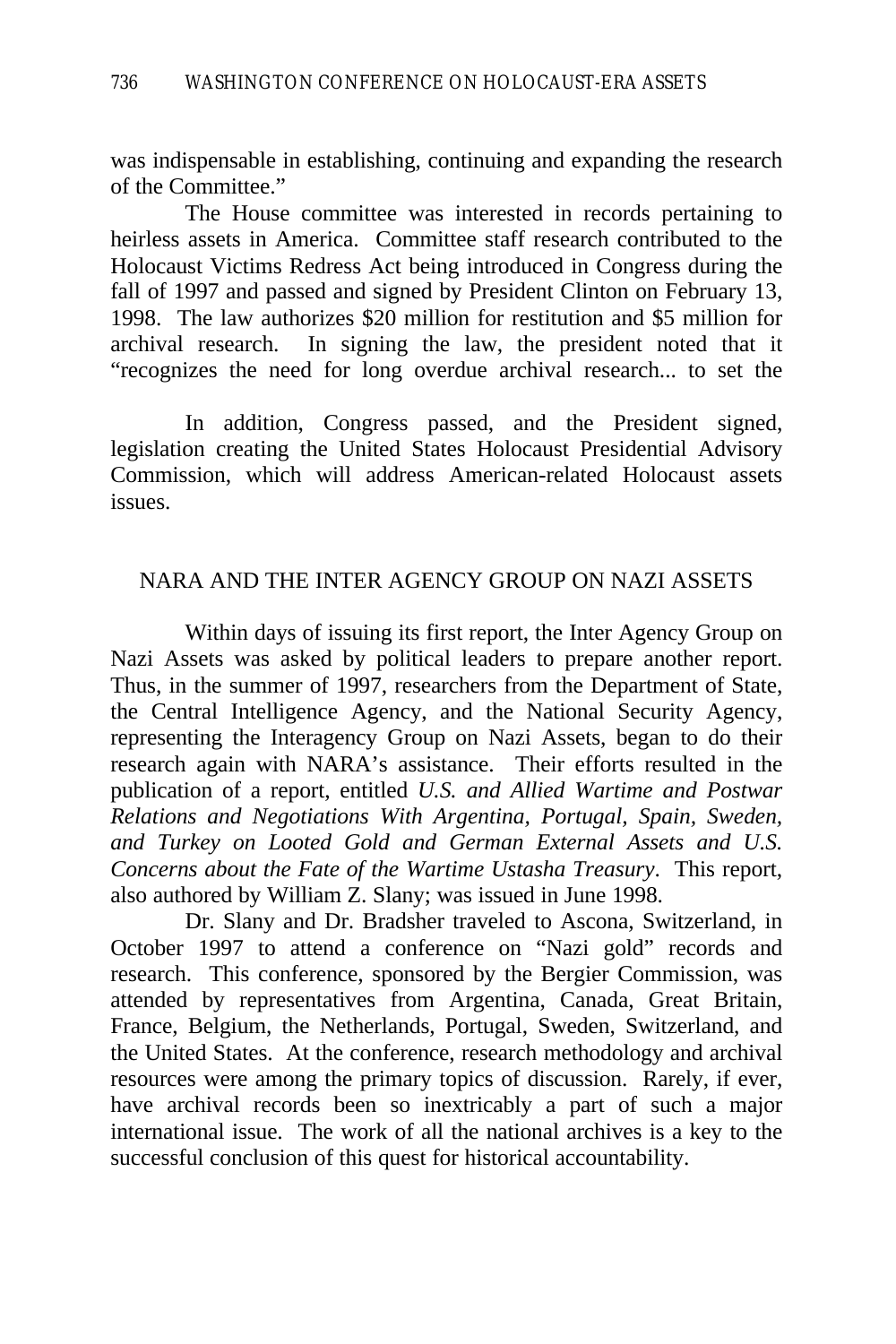was indispensable in establishing, continuing and expanding the research of the Committee."

The House committee was interested in records pertaining to heirless assets in America. Committee staff research contributed to the Holocaust Victims Redress Act being introduced in Congress during the fall of 1997 and passed and signed by President Clinton on February 13, 1998. The law authorizes $20 million for restitution and $5 million for archival research. In signing the law, the president noted that it "recognizes the need for long overdue archival research... to set the

In addition, Congress passed, and the President signed, legislation creating the United States Holocaust Presidential Advisory Commission, which will address American-related Holocaust assets issues.

## NARA AND THE INTER AGENCY GROUP ON NAZI ASSETS

Within days of issuing its first report, the Inter Agency Group on Nazi Assets was asked by political leaders to prepare another report. Thus, in the summer of 1997, researchers from the Department of State, the Central Intelligence Agency, and the National Security Agency, representing the Interagency Group on Nazi Assets, began to do their research again with NARA's assistance. Their efforts resulted in the publication of a report, entitled *U.S. and Allied Wartime and Postwar Relations and Negotiations With Argentina, Portugal, Spain, Sweden, and Turkey on Looted Gold and German External Assets and U.S. Concerns about the Fate of the Wartime Ustasha Treasury*. This report, also authored by William Z. Slany; was issued in June 1998.

Dr. Slany and Dr. Bradsher traveled to Ascona, Switzerland, in October 1997 to attend a conference on "Nazi gold" records and research. This conference, sponsored by the Bergier Commission, was attended by representatives from Argentina, Canada, Great Britain, France, Belgium, the Netherlands, Portugal, Sweden, Switzerland, and the United States. At the conference, research methodology and archival resources were among the primary topics of discussion. Rarely, if ever, have archival records been so inextricably a part of such a major international issue. The work of all the national archives is a key to the successful conclusion of this quest for historical accountability.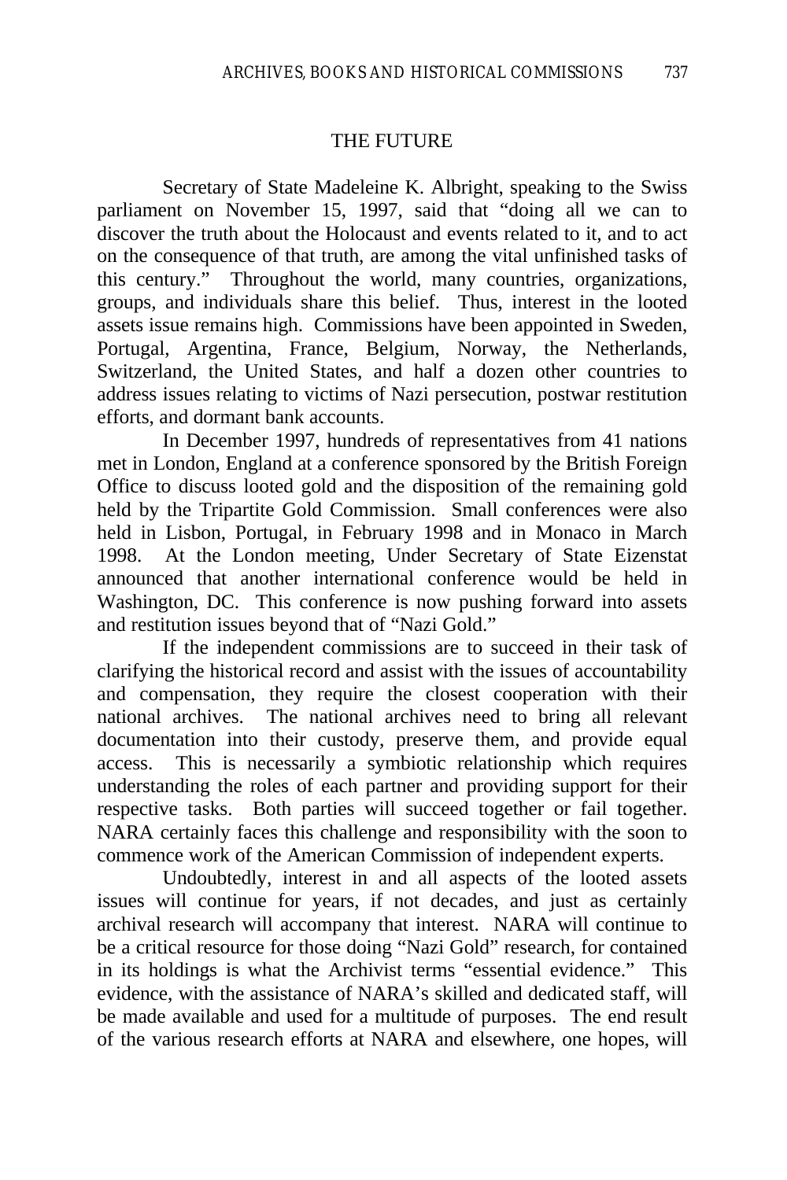## THE FUTURE

Secretary of State Madeleine K. Albright, speaking to the Swiss parliament on November 15, 1997, said that "doing all we can to discover the truth about the Holocaust and events related to it, and to act on the consequence of that truth, are among the vital unfinished tasks of this century." Throughout the world, many countries, organizations, groups, and individuals share this belief. Thus, interest in the looted assets issue remains high. Commissions have been appointed in Sweden, Portugal, Argentina, France, Belgium, Norway, the Netherlands, Switzerland, the United States, and half a dozen other countries to address issues relating to victims of Nazi persecution, postwar restitution efforts, and dormant bank accounts.

In December 1997, hundreds of representatives from 41 nations met in London, England at a conference sponsored by the British Foreign Office to discuss looted gold and the disposition of the remaining gold held by the Tripartite Gold Commission. Small conferences were also held in Lisbon, Portugal, in February 1998 and in Monaco in March 1998. At the London meeting, Under Secretary of State Eizenstat announced that another international conference would be held in Washington, DC. This conference is now pushing forward into assets and restitution issues beyond that of "Nazi Gold."

If the independent commissions are to succeed in their task of clarifying the historical record and assist with the issues of accountability and compensation, they require the closest cooperation with their national archives. The national archives need to bring all relevant documentation into their custody, preserve them, and provide equal access. This is necessarily a symbiotic relationship which requires understanding the roles of each partner and providing support for their respective tasks. Both parties will succeed together or fail together. NARA certainly faces this challenge and responsibility with the soon to commence work of the American Commission of independent experts.

Undoubtedly, interest in and all aspects of the looted assets issues will continue for years, if not decades, and just as certainly archival research will accompany that interest. NARA will continue to be a critical resource for those doing "Nazi Gold" research, for contained in its holdings is what the Archivist terms "essential evidence." This evidence, with the assistance of NARA's skilled and dedicated staff, will be made available and used for a multitude of purposes. The end result of the various research efforts at NARA and elsewhere, one hopes, will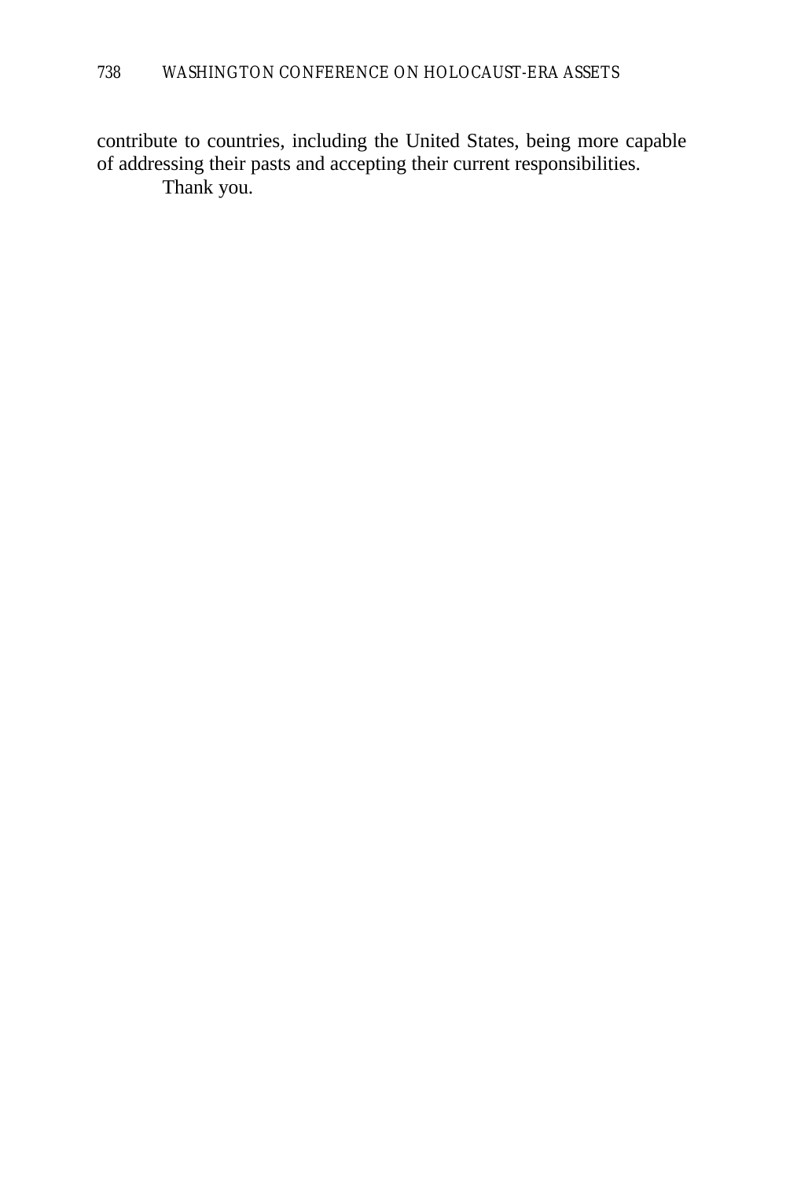contribute to countries, including the United States, being more capable of addressing their pasts and accepting their current responsibilities.

Thank you.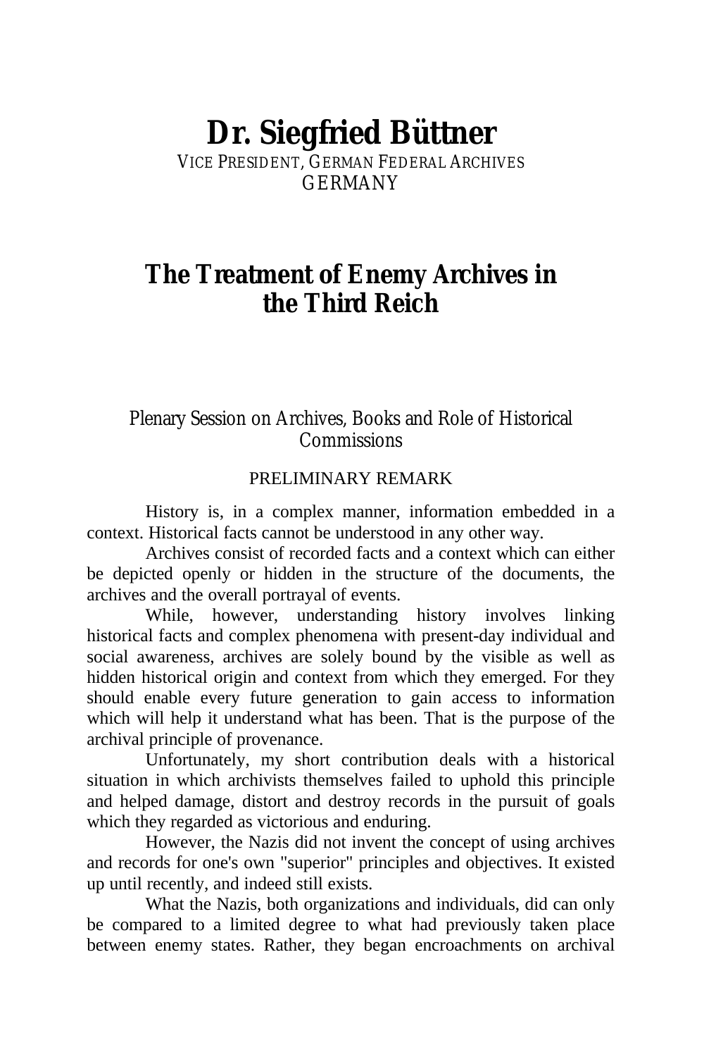# Dr. Siegfried Büttner

VICE PRESIDENT, GERMAN FEDERAL ARCHIVES
GERMANY

## The Treatment of Enemy Archives in the Third Reich

Plenary Session on Archives, Books and Role of Historical Commissions

### PRELIMINARY REMARK

History is, in a complex manner, information embedded in a context. Historical facts cannot be understood in any other way.

Archives consist of recorded facts and a context which can either be depicted openly or hidden in the structure of the documents, the archives and the overall portrayal of events.

While, however, understanding history involves linking historical facts and complex phenomena with present-day individual and social awareness, archives are solely bound by the visible as well as hidden historical origin and context from which they emerged. For they should enable every future generation to gain access to information which will help it understand what has been. That is the purpose of the archival principle of provenance.

Unfortunately, my short contribution deals with a historical situation in which archivists themselves failed to uphold this principle and helped damage, distort and destroy records in the pursuit of goals which they regarded as victorious and enduring.

However, the Nazis did not invent the concept of using archives and records for one's own "superior" principles and objectives. It existed up until recently, and indeed still exists.

What the Nazis, both organizations and individuals, did can only be compared to a limited degree to what had previously taken place between enemy states. Rather, they began encroachments on archival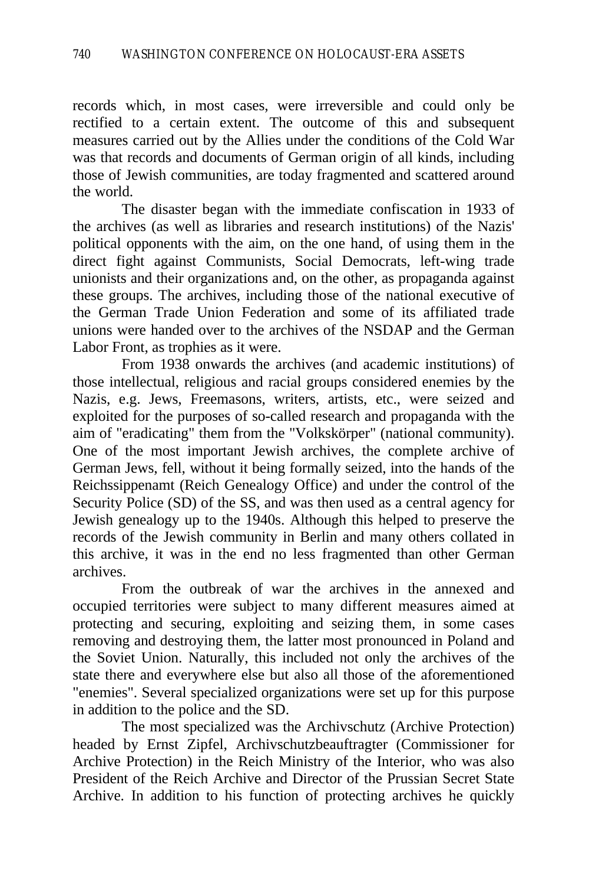records which, in most cases, were irreversible and could only be rectified to a certain extent. The outcome of this and subsequent measures carried out by the Allies under the conditions of the Cold War was that records and documents of German origin of all kinds, including those of Jewish communities, are today fragmented and scattered around the world.

The disaster began with the immediate confiscation in 1933 of the archives (as well as libraries and research institutions) of the Nazis' political opponents with the aim, on the one hand, of using them in the direct fight against Communists, Social Democrats, left-wing trade unionists and their organizations and, on the other, as propaganda against these groups. The archives, including those of the national executive of the German Trade Union Federation and some of its affiliated trade unions were handed over to the archives of the NSDAP and the German Labor Front, as trophies as it were.

From 1938 onwards the archives (and academic institutions) of those intellectual, religious and racial groups considered enemies by the Nazis, e.g. Jews, Freemasons, writers, artists, etc., were seized and exploited for the purposes of so-called research and propaganda with the aim of "eradicating" them from the "Volkskörper" (national community). One of the most important Jewish archives, the complete archive of German Jews, fell, without it being formally seized, into the hands of the Reichssippenamt (Reich Genealogy Office) and under the control of the Security Police (SD) of the SS, and was then used as a central agency for Jewish genealogy up to the 1940s. Although this helped to preserve the records of the Jewish community in Berlin and many others collated in this archive, it was in the end no less fragmented than other German archives.

From the outbreak of war the archives in the annexed and occupied territories were subject to many different measures aimed at protecting and securing, exploiting and seizing them, in some cases removing and destroying them, the latter most pronounced in Poland and the Soviet Union. Naturally, this included not only the archives of the state there and everywhere else but also all those of the aforementioned "enemies". Several specialized organizations were set up for this purpose in addition to the police and the SD.

The most specialized was the Archivschutz (Archive Protection) headed by Ernst Zipfel, Archivschutzbeauftragter (Commissioner for Archive Protection) in the Reich Ministry of the Interior, who was also President of the Reich Archive and Director of the Prussian Secret State Archive. In addition to his function of protecting archives he quickly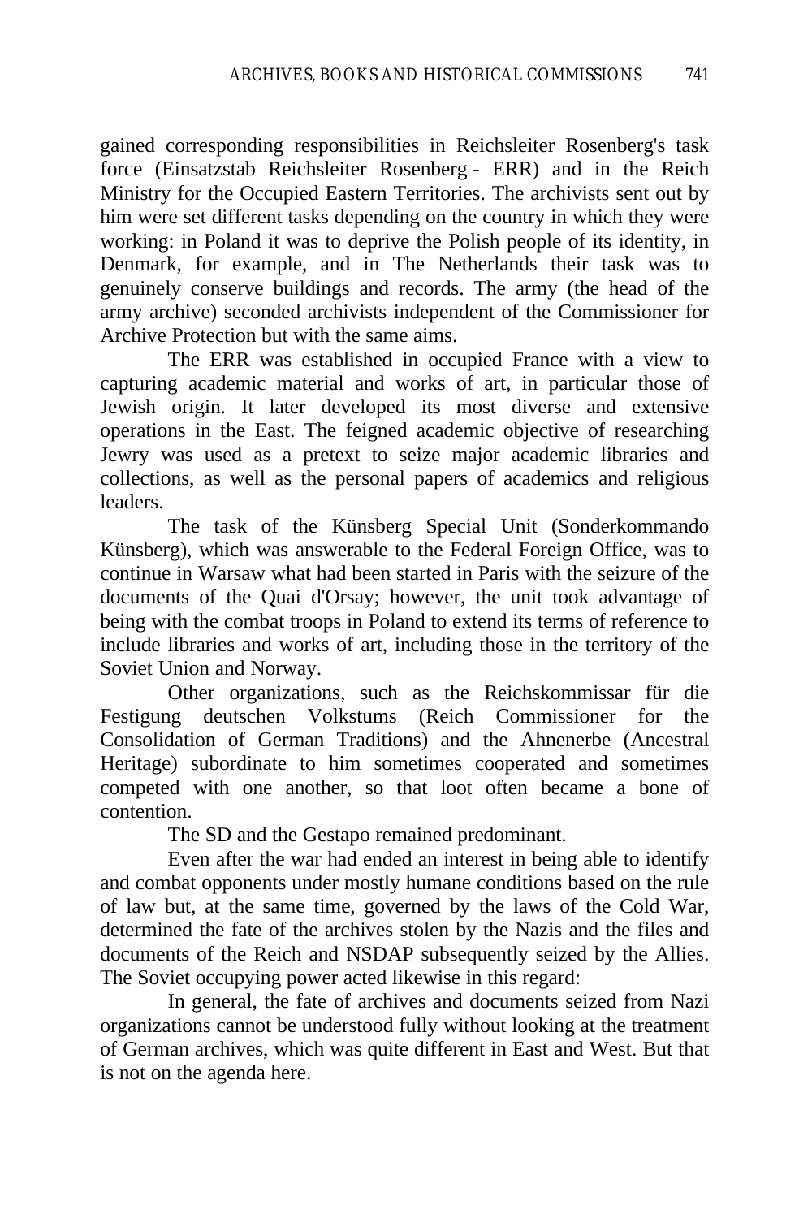gained corresponding responsibilities in Reichsleiter Rosenberg's task force (Einsatzstab Reichsleiter Rosenberg - ERR) and in the Reich Ministry for the Occupied Eastern Territories. The archivists sent out by him were set different tasks depending on the country in which they were working: in Poland it was to deprive the Polish people of its identity, in Denmark, for example, and in The Netherlands their task was to genuinely conserve buildings and records. The army (the head of the army archive) seconded archivists independent of the Commissioner for Archive Protection but with the same aims.

The ERR was established in occupied France with a view to capturing academic material and works of art, in particular those of Jewish origin. It later developed its most diverse and extensive operations in the East. The feigned academic objective of researching Jewry was used as a pretext to seize major academic libraries and collections, as well as the personal papers of academics and religious leaders.

The task of the Künsberg Special Unit (Sonderkommando Künsberg), which was answerable to the Federal Foreign Office, was to continue in Warsaw what had been started in Paris with the seizure of the documents of the Quai d'Orsay; however, the unit took advantage of being with the combat troops in Poland to extend its terms of reference to include libraries and works of art, including those in the territory of the Soviet Union and Norway.

Other organizations, such as the Reichskommissar für die Festigung deutschen Volkstums (Reich Commissioner for the Consolidation of German Traditions) and the Ahnenerbe (Ancestral Heritage) subordinate to him sometimes cooperated and sometimes competed with one another, so that loot often became a bone of contention.

The SD and the Gestapo remained predominant.

Even after the war had ended an interest in being able to identify and combat opponents under mostly humane conditions based on the rule of law but, at the same time, governed by the laws of the Cold War, determined the fate of the archives stolen by the Nazis and the files and documents of the Reich and NSDAP subsequently seized by the Allies. The Soviet occupying power acted likewise in this regard:

In general, the fate of archives and documents seized from Nazi organizations cannot be understood fully without looking at the treatment of German archives, which was quite different in East and West. But that is not on the agenda here.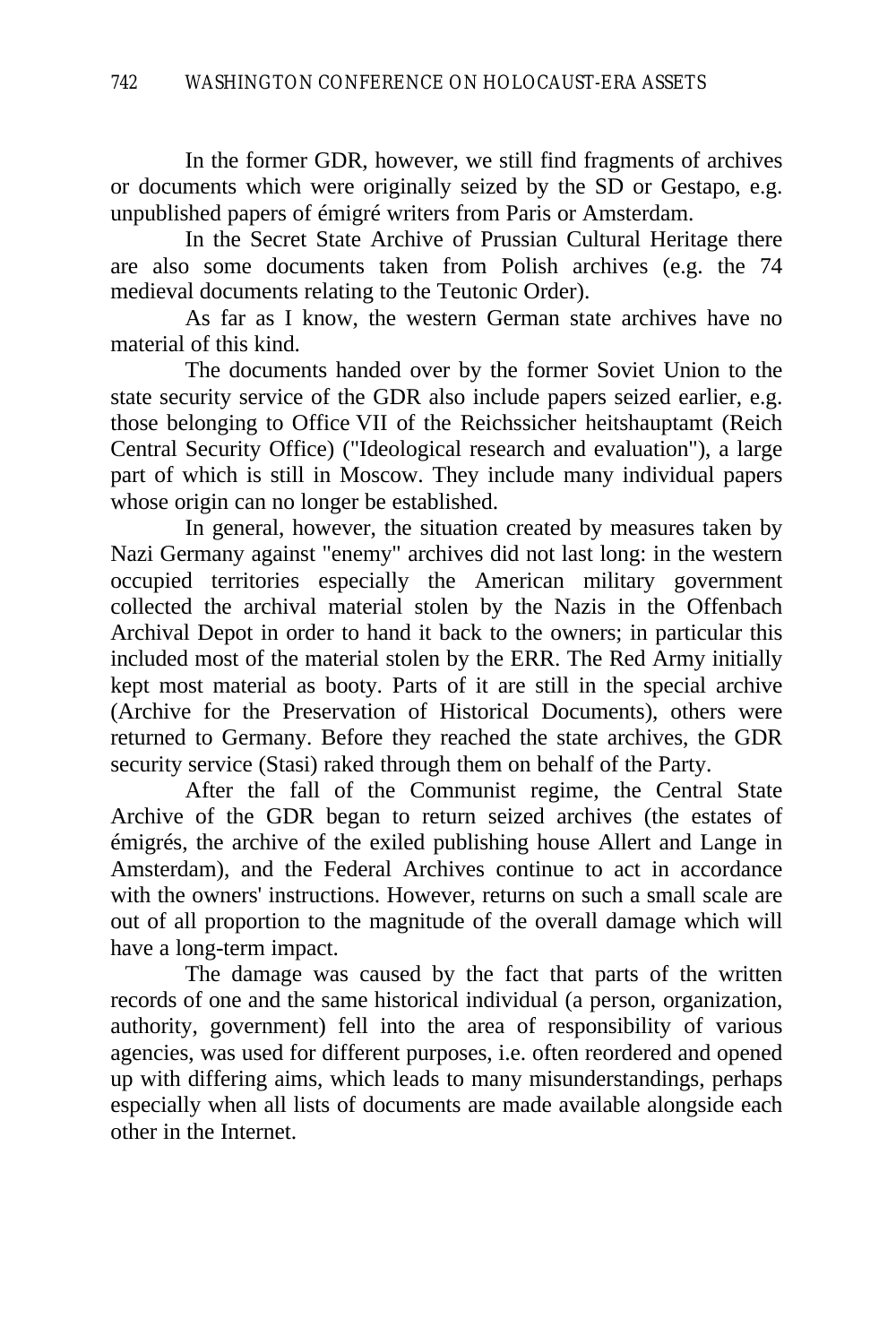In the former GDR, however, we still find fragments of archives or documents which were originally seized by the SD or Gestapo, e.g. unpublished papers of émigré writers from Paris or Amsterdam.

In the Secret State Archive of Prussian Cultural Heritage there are also some documents taken from Polish archives (e.g. the 74 medieval documents relating to the Teutonic Order).

As far as I know, the western German state archives have no material of this kind.

The documents handed over by the former Soviet Union to the state security service of the GDR also include papers seized earlier, e.g. those belonging to Office VII of the Reichssicher heitshauptamt (Reich Central Security Office) ("Ideological research and evaluation"), a large part of which is still in Moscow. They include many individual papers whose origin can no longer be established.

In general, however, the situation created by measures taken by Nazi Germany against "enemy" archives did not last long: in the western occupied territories especially the American military government collected the archival material stolen by the Nazis in the Offenbach Archival Depot in order to hand it back to the owners; in particular this included most of the material stolen by the ERR. The Red Army initially kept most material as booty. Parts of it are still in the special archive (Archive for the Preservation of Historical Documents), others were returned to Germany. Before they reached the state archives, the GDR security service (Stasi) raked through them on behalf of the Party.

After the fall of the Communist regime, the Central State Archive of the GDR began to return seized archives (the estates of émigrés, the archive of the exiled publishing house Allert and Lange in Amsterdam), and the Federal Archives continue to act in accordance with the owners' instructions. However, returns on such a small scale are out of all proportion to the magnitude of the overall damage which will have a long-term impact.

The damage was caused by the fact that parts of the written records of one and the same historical individual (a person, organization, authority, government) fell into the area of responsibility of various agencies, was used for different purposes, i.e. often reordered and opened up with differing aims, which leads to many misunderstandings, perhaps especially when all lists of documents are made available alongside each other in the Internet.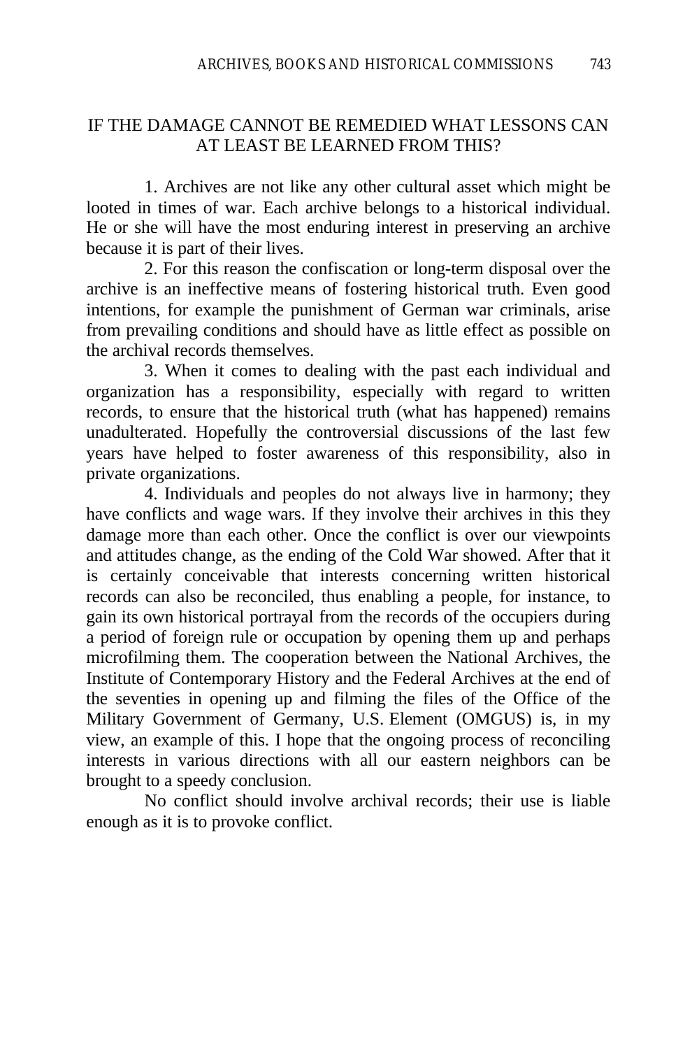## IF THE DAMAGE CANNOT BE REMEDIED WHAT LESSONS CAN AT LEAST BE LEARNED FROM THIS?

1. Archives are not like any other cultural asset which might be looted in times of war. Each archive belongs to a historical individual. He or she will have the most enduring interest in preserving an archive because it is part of their lives.

2. For this reason the confiscation or long-term disposal over the archive is an ineffective means of fostering historical truth. Even good intentions, for example the punishment of German war criminals, arise from prevailing conditions and should have as little effect as possible on the archival records themselves.

3. When it comes to dealing with the past each individual and organization has a responsibility, especially with regard to written records, to ensure that the historical truth (what has happened) remains unadulterated. Hopefully the controversial discussions of the last few years have helped to foster awareness of this responsibility, also in private organizations.

4. Individuals and peoples do not always live in harmony; they have conflicts and wage wars. If they involve their archives in this they damage more than each other. Once the conflict is over our viewpoints and attitudes change, as the ending of the Cold War showed. After that it is certainly conceivable that interests concerning written historical records can also be reconciled, thus enabling a people, for instance, to gain its own historical portrayal from the records of the occupiers during a period of foreign rule or occupation by opening them up and perhaps microfilming them. The cooperation between the National Archives, the Institute of Contemporary History and the Federal Archives at the end of the seventies in opening up and filming the files of the Office of the Military Government of Germany, U.S. Element (OMGUS) is, in my view, an example of this. I hope that the ongoing process of reconciling interests in various directions with all our eastern neighbors can be brought to a speedy conclusion.

No conflict should involve archival records; their use is liable enough as it is to provoke conflict.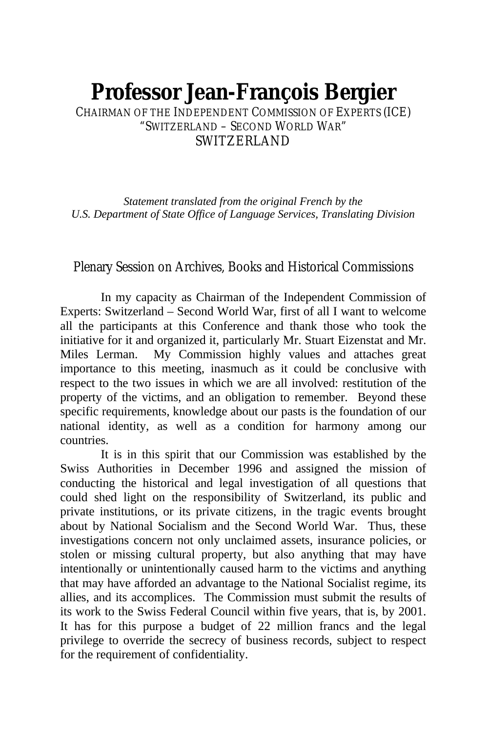# Professor Jean-François Bergier

CHAIRMAN OF THE INDEPENDENT COMMISSION OF EXPERTS (ICE)
"SWITZERLAND – SECOND WORLD WAR"
SWITZERLAND

*Statement translated from the original French by the U.S. Department of State Office of Language Services, Translating Division*

## Plenary Session on Archives, Books and Historical Commissions

In my capacity as Chairman of the Independent Commission of Experts: Switzerland – Second World War, first of all I want to welcome all the participants at this Conference and thank those who took the initiative for it and organized it, particularly Mr. Stuart Eizenstat and Mr. Miles Lerman. My Commission highly values and attaches great importance to this meeting, inasmuch as it could be conclusive with respect to the two issues in which we are all involved: restitution of the property of the victims, and an obligation to remember. Beyond these specific requirements, knowledge about our pasts is the foundation of our national identity, as well as a condition for harmony among our countries.

It is in this spirit that our Commission was established by the Swiss Authorities in December 1996 and assigned the mission of conducting the historical and legal investigation of all questions that could shed light on the responsibility of Switzerland, its public and private institutions, or its private citizens, in the tragic events brought about by National Socialism and the Second World War. Thus, these investigations concern not only unclaimed assets, insurance policies, or stolen or missing cultural property, but also anything that may have intentionally or unintentionally caused harm to the victims and anything that may have afforded an advantage to the National Socialist regime, its allies, and its accomplices. The Commission must submit the results of its work to the Swiss Federal Council within five years, that is, by 2001. It has for this purpose a budget of 22 million francs and the legal privilege to override the secrecy of business records, subject to respect for the requirement of confidentiality.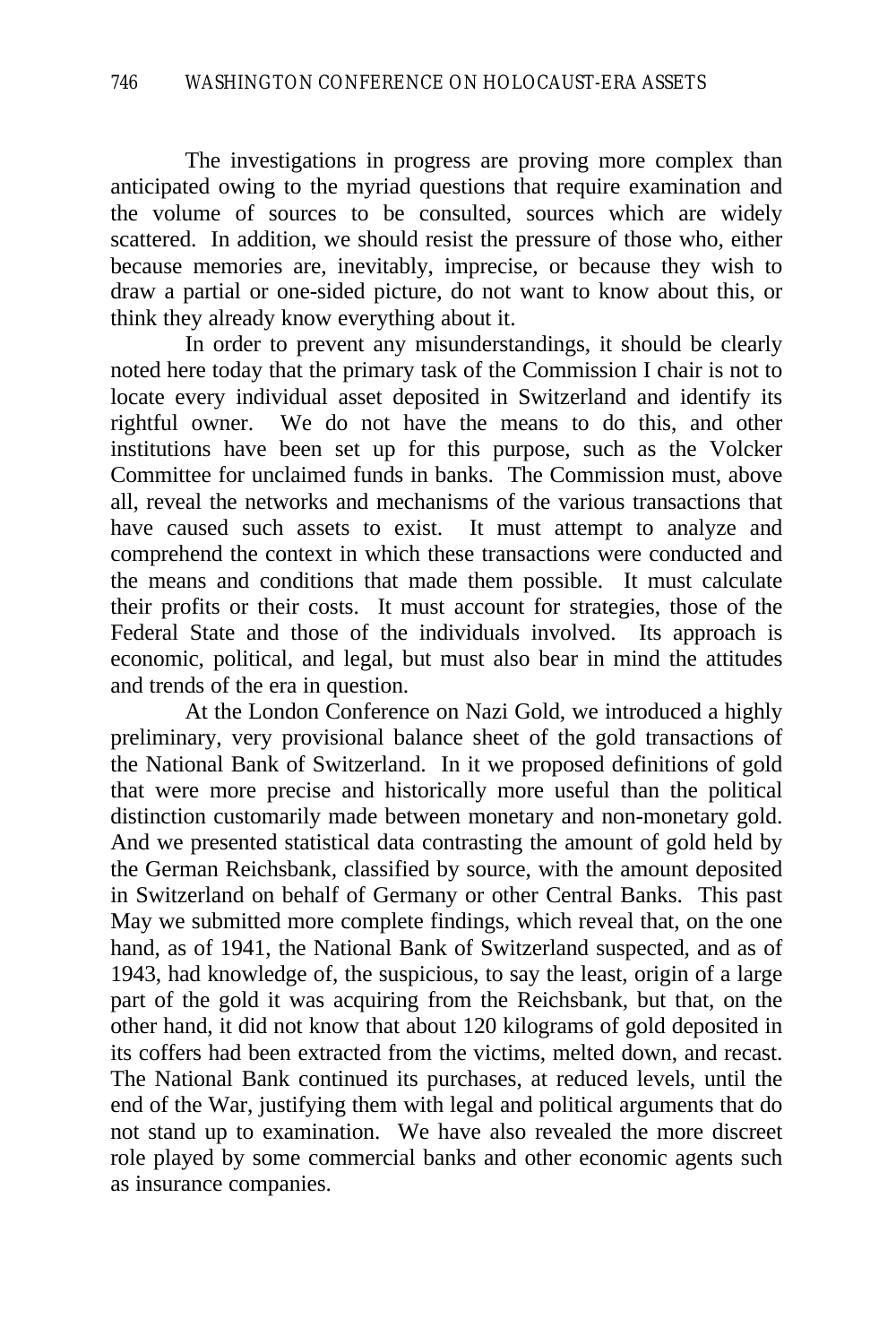The investigations in progress are proving more complex than anticipated owing to the myriad questions that require examination and the volume of sources to be consulted, sources which are widely scattered. In addition, we should resist the pressure of those who, either because memories are, inevitably, imprecise, or because they wish to draw a partial or one-sided picture, do not want to know about this, or think they already know everything about it.

In order to prevent any misunderstandings, it should be clearly noted here today that the primary task of the Commission I chair is not to locate every individual asset deposited in Switzerland and identify its rightful owner. We do not have the means to do this, and other institutions have been set up for this purpose, such as the Volcker Committee for unclaimed funds in banks. The Commission must, above all, reveal the networks and mechanisms of the various transactions that have caused such assets to exist. It must attempt to analyze and comprehend the context in which these transactions were conducted and the means and conditions that made them possible. It must calculate their profits or their costs. It must account for strategies, those of the Federal State and those of the individuals involved. Its approach is economic, political, and legal, but must also bear in mind the attitudes and trends of the era in question.

At the London Conference on Nazi Gold, we introduced a highly preliminary, very provisional balance sheet of the gold transactions of the National Bank of Switzerland. In it we proposed definitions of gold that were more precise and historically more useful than the political distinction customarily made between monetary and non-monetary gold. And we presented statistical data contrasting the amount of gold held by the German Reichsbank, classified by source, with the amount deposited in Switzerland on behalf of Germany or other Central Banks. This past May we submitted more complete findings, which reveal that, on the one hand, as of 1941, the National Bank of Switzerland suspected, and as of 1943, had knowledge of, the suspicious, to say the least, origin of a large part of the gold it was acquiring from the Reichsbank, but that, on the other hand, it did not know that about 120 kilograms of gold deposited in its coffers had been extracted from the victims, melted down, and recast. The National Bank continued its purchases, at reduced levels, until the end of the War, justifying them with legal and political arguments that do not stand up to examination. We have also revealed the more discreet role played by some commercial banks and other economic agents such as insurance companies.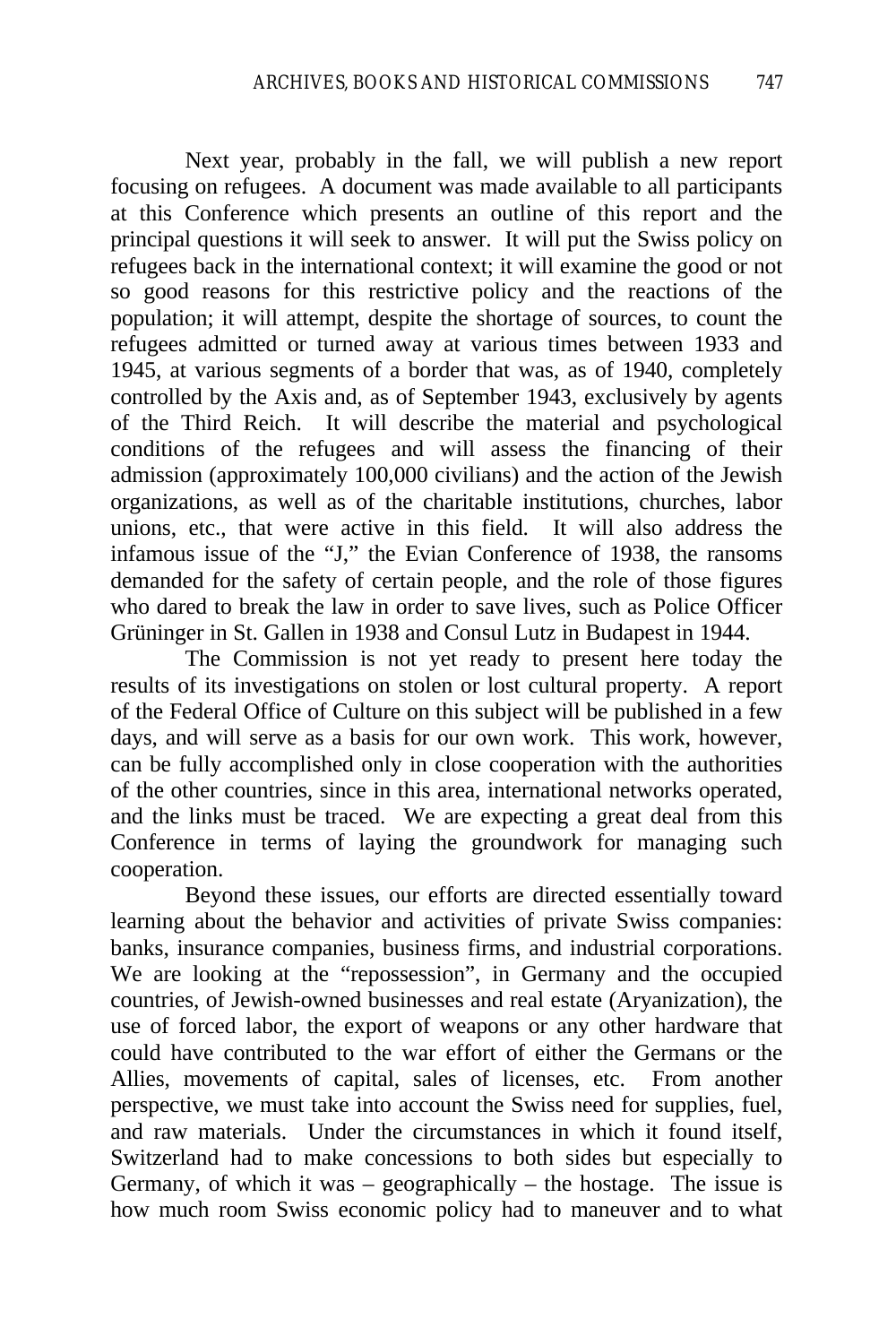Next year, probably in the fall, we will publish a new report focusing on refugees. A document was made available to all participants at this Conference which presents an outline of this report and the principal questions it will seek to answer. It will put the Swiss policy on refugees back in the international context; it will examine the good or not so good reasons for this restrictive policy and the reactions of the population; it will attempt, despite the shortage of sources, to count the refugees admitted or turned away at various times between 1933 and 1945, at various segments of a border that was, as of 1940, completely controlled by the Axis and, as of September 1943, exclusively by agents of the Third Reich. It will describe the material and psychological conditions of the refugees and will assess the financing of their admission (approximately 100,000 civilians) and the action of the Jewish organizations, as well as of the charitable institutions, churches, labor unions, etc., that were active in this field. It will also address the infamous issue of the "J," the Evian Conference of 1938, the ransoms demanded for the safety of certain people, and the role of those figures who dared to break the law in order to save lives, such as Police Officer Grüninger in St. Gallen in 1938 and Consul Lutz in Budapest in 1944.

The Commission is not yet ready to present here today the results of its investigations on stolen or lost cultural property. A report of the Federal Office of Culture on this subject will be published in a few days, and will serve as a basis for our own work. This work, however, can be fully accomplished only in close cooperation with the authorities of the other countries, since in this area, international networks operated, and the links must be traced. We are expecting a great deal from this Conference in terms of laying the groundwork for managing such cooperation.

Beyond these issues, our efforts are directed essentially toward learning about the behavior and activities of private Swiss companies: banks, insurance companies, business firms, and industrial corporations. We are looking at the "repossession", in Germany and the occupied countries, of Jewish-owned businesses and real estate (Aryanization), the use of forced labor, the export of weapons or any other hardware that could have contributed to the war effort of either the Germans or the Allies, movements of capital, sales of licenses, etc. From another perspective, we must take into account the Swiss need for supplies, fuel, and raw materials. Under the circumstances in which it found itself, Switzerland had to make concessions to both sides but especially to Germany, of which it was – geographically – the hostage. The issue is how much room Swiss economic policy had to maneuver and to what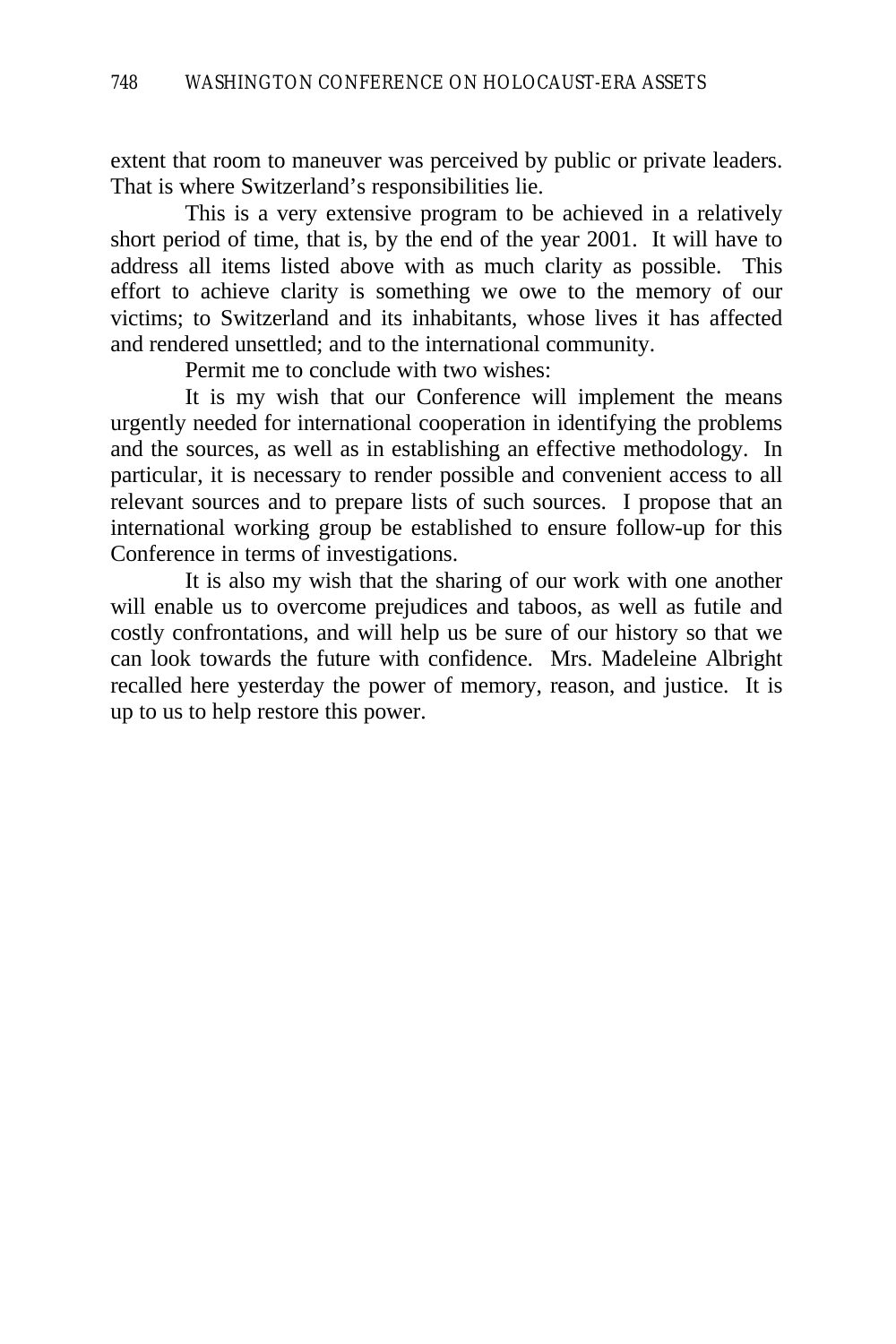extent that room to maneuver was perceived by public or private leaders. That is where Switzerland's responsibilities lie.

This is a very extensive program to be achieved in a relatively short period of time, that is, by the end of the year 2001. It will have to address all items listed above with as much clarity as possible. This effort to achieve clarity is something we owe to the memory of our victims; to Switzerland and its inhabitants, whose lives it has affected and rendered unsettled; and to the international community.

Permit me to conclude with two wishes:

It is my wish that our Conference will implement the means urgently needed for international cooperation in identifying the problems and the sources, as well as in establishing an effective methodology. In particular, it is necessary to render possible and convenient access to all relevant sources and to prepare lists of such sources. I propose that an international working group be established to ensure follow-up for this Conference in terms of investigations.

It is also my wish that the sharing of our work with one another will enable us to overcome prejudices and taboos, as well as futile and costly confrontations, and will help us be sure of our history so that we can look towards the future with confidence. Mrs. Madeleine Albright recalled here yesterday the power of memory, reason, and justice. It is up to us to help restore this power.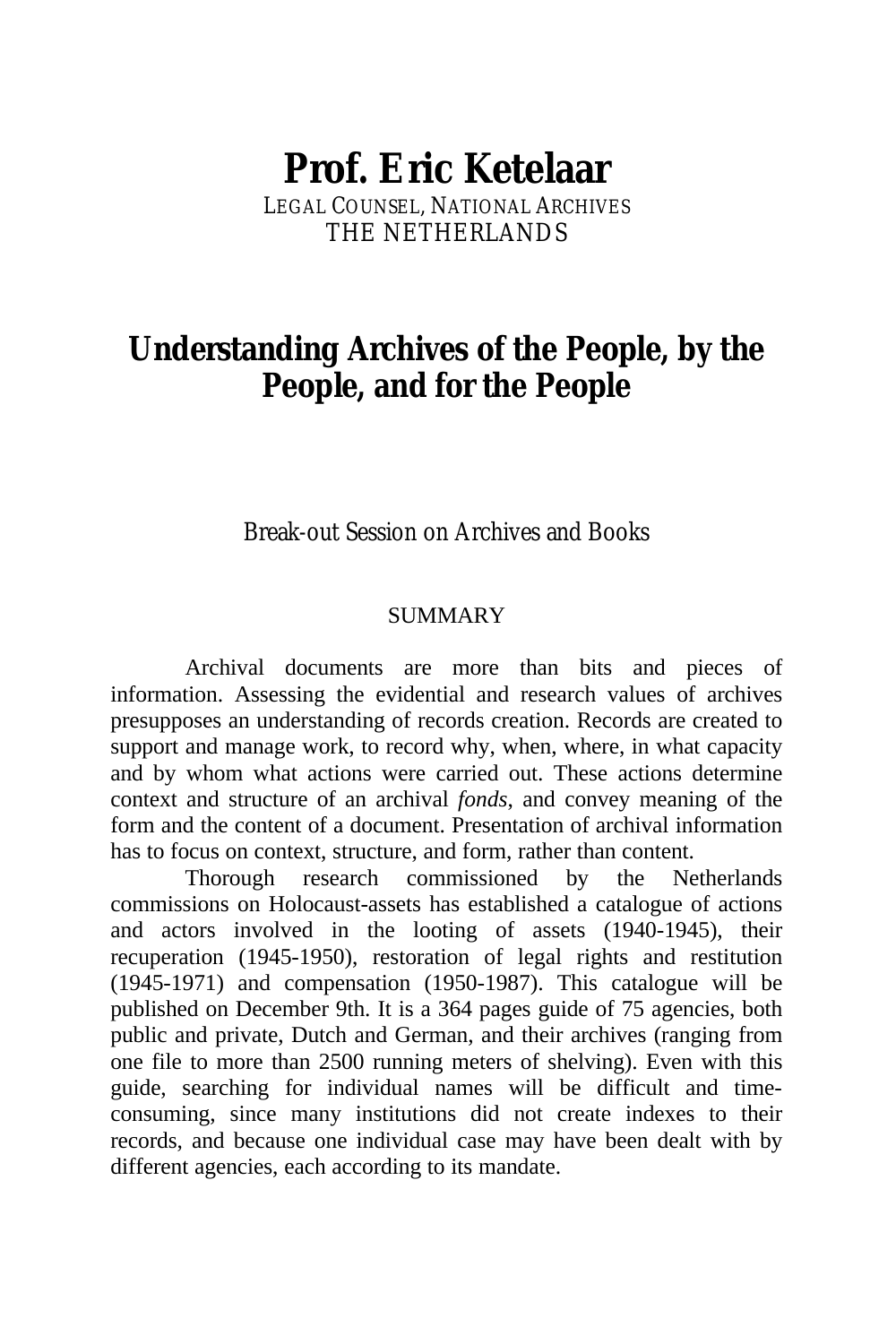# Prof. Eric Ketelaar

LEGAL COUNSEL, NATIONAL ARCHIVES
THE NETHERLANDS

## Understanding Archives of the People, by the People, and for the People

*Break-out Session on Archives and Books*

SUMMARY

Archival documents are more than bits and pieces of information. Assessing the evidential and research values of archives presupposes an understanding of records creation. Records are created to support and manage work, to record why, when, where, in what capacity and by whom what actions were carried out. These actions determine context and structure of an archival *fonds*, and convey meaning of the form and the content of a document. Presentation of archival information has to focus on context, structure, and form, rather than content.

Thorough research commissioned by the Netherlands commissions on Holocaust-assets has established a catalogue of actions and actors involved in the looting of assets (1940-1945), their recuperation (1945-1950), restoration of legal rights and restitution (1945-1971) and compensation (1950-1987). This catalogue will be published on December 9th. It is a 364 pages guide of 75 agencies, both public and private, Dutch and German, and their archives (ranging from one file to more than 2500 running meters of shelving). Even with this guide, searching for individual names will be difficult and time-consuming, since many institutions did not create indexes to their records, and because one individual case may have been dealt with by different agencies, each according to its mandate.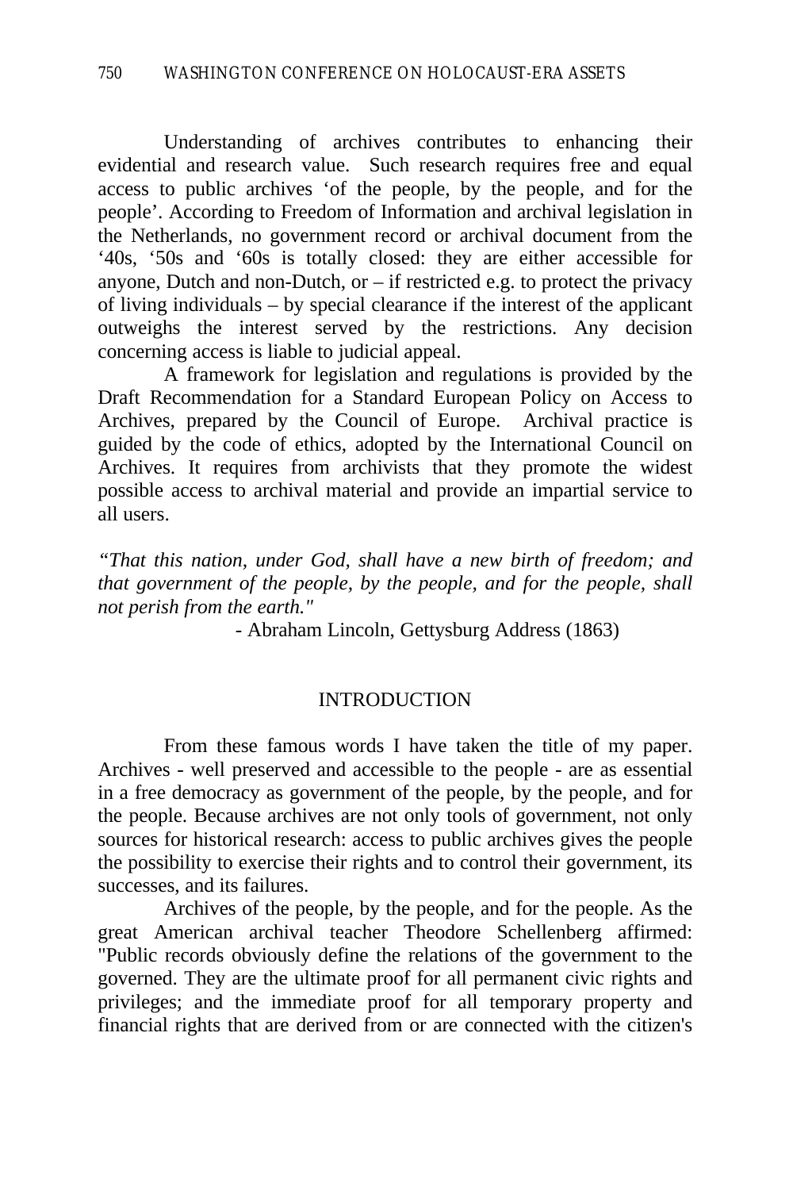Understanding of archives contributes to enhancing their evidential and research value. Such research requires free and equal access to public archives ‘of the people, by the people, and for the people’. According to Freedom of Information and archival legislation in the Netherlands, no government record or archival document from the ‘40s, ‘50s and ‘60s is totally closed: they are either accessible for anyone, Dutch and non-Dutch, or – if restricted e.g. to protect the privacy of living individuals – by special clearance if the interest of the applicant outweighs the interest served by the restrictions. Any decision concerning access is liable to judicial appeal.

A framework for legislation and regulations is provided by the Draft Recommendation for a Standard European Policy on Access to Archives, prepared by the Council of Europe. Archival practice is guided by the code of ethics, adopted by the International Council on Archives. It requires from archivists that they promote the widest possible access to archival material and provide an impartial service to all users.

*“That this nation, under God, shall have a new birth of freedom; and that government of the people, by the people, and for the people, shall not perish from the earth."*

- Abraham Lincoln, Gettysburg Address (1863)

## INTRODUCTION

From these famous words I have taken the title of my paper. Archives - well preserved and accessible to the people - are as essential in a free democracy as government of the people, by the people, and for the people. Because archives are not only tools of government, not only sources for historical research: access to public archives gives the people the possibility to exercise their rights and to control their government, its successes, and its failures.

Archives of the people, by the people, and for the people. As the great American archival teacher Theodore Schellenberg affirmed: "Public records obviously define the relations of the government to the governed. They are the ultimate proof for all permanent civic rights and privileges; and the immediate proof for all temporary property and financial rights that are derived from or are connected with the citizen's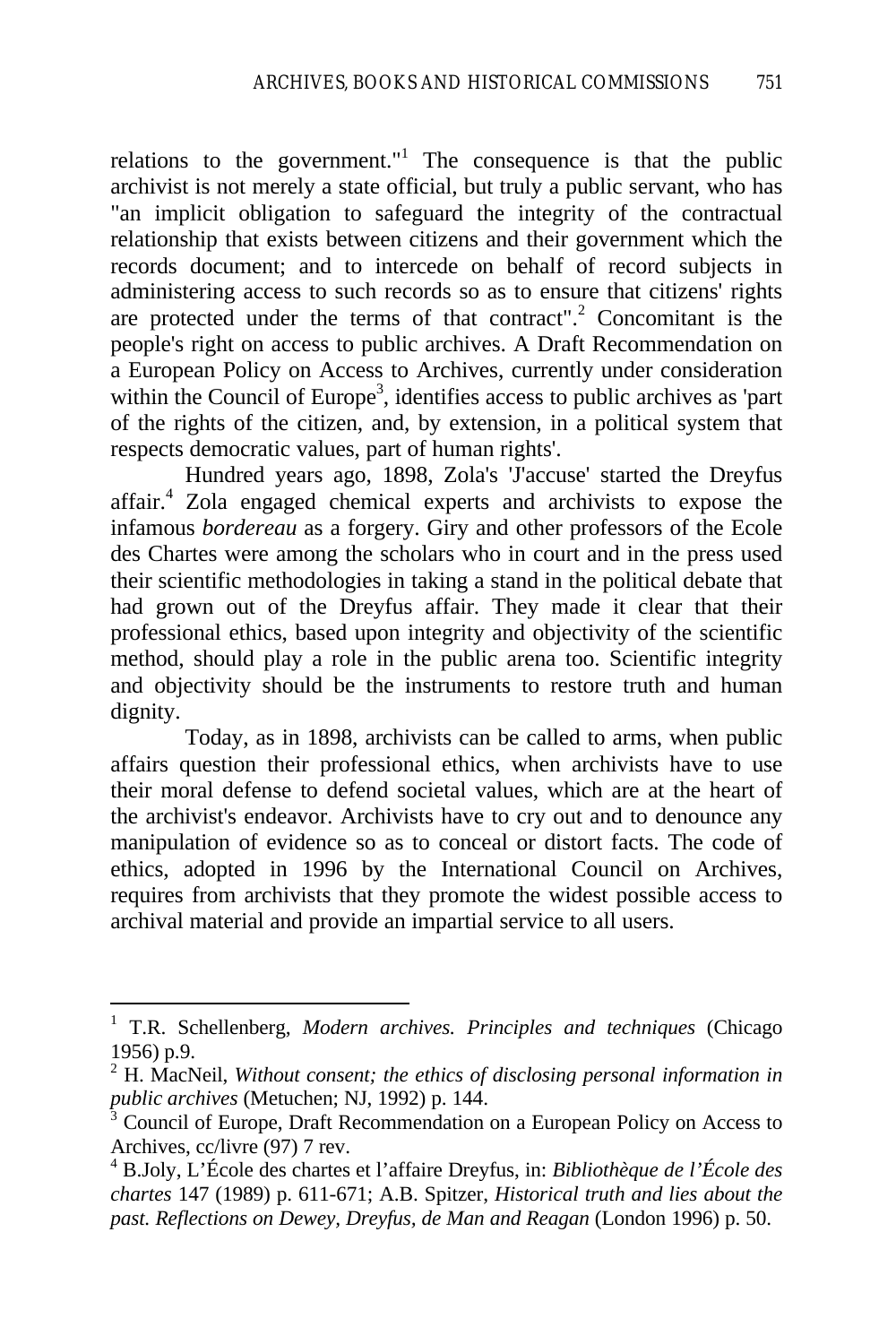relations to the government."[1] The consequence is that the public archivist is not merely a state official, but truly a public servant, who has "an implicit obligation to safeguard the integrity of the contractual relationship that exists between citizens and their government which the records document; and to intercede on behalf of record subjects in administering access to such records so as to ensure that citizens' rights are protected under the terms of that contract".[2] Concomitant is the people's right on access to public archives. A Draft Recommendation on a European Policy on Access to Archives, currently under consideration within the Council of Europe[3], identifies access to public archives as 'part of the rights of the citizen, and, by extension, in a political system that respects democratic values, part of human rights'.

Hundred years ago, 1898, Zola's 'J'accuse' started the Dreyfus affair.[4] Zola engaged chemical experts and archivists to expose the infamous *bordereau* as a forgery. Giry and other professors of the Ecole des Chartes were among the scholars who in court and in the press used their scientific methodologies in taking a stand in the political debate that had grown out of the Dreyfus affair. They made it clear that their professional ethics, based upon integrity and objectivity of the scientific method, should play a role in the public arena too. Scientific integrity and objectivity should be the instruments to restore truth and human dignity.

Today, as in 1898, archivists can be called to arms, when public affairs question their professional ethics, when archivists have to use their moral defense to defend societal values, which are at the heart of the archivist's endeavor. Archivists have to cry out and to denounce any manipulation of evidence so as to conceal or distort facts. The code of ethics, adopted in 1996 by the International Council on Archives, requires from archivists that they promote the widest possible access to archival material and provide an impartial service to all users.

---

[1] T.R. Schellenberg, *Modern archives. Principles and techniques* (Chicago 1956) p.9.

[2] H. MacNeil, *Without consent; the ethics of disclosing personal information in public archives* (Metuchen; NJ, 1992) p. 144.

[3] Council of Europe, Draft Recommendation on a European Policy on Access to Archives, cc/livre (97) 7 rev.

[4] B.Joly, L'École des chartes et l'affaire Dreyfus, in: *Bibliothèque de l'École des chartes* 147 (1989) p. 611-671; A.B. Spitzer, *Historical truth and lies about the past. Reflections on Dewey, Dreyfus, de Man and Reagan* (London 1996) p. 50.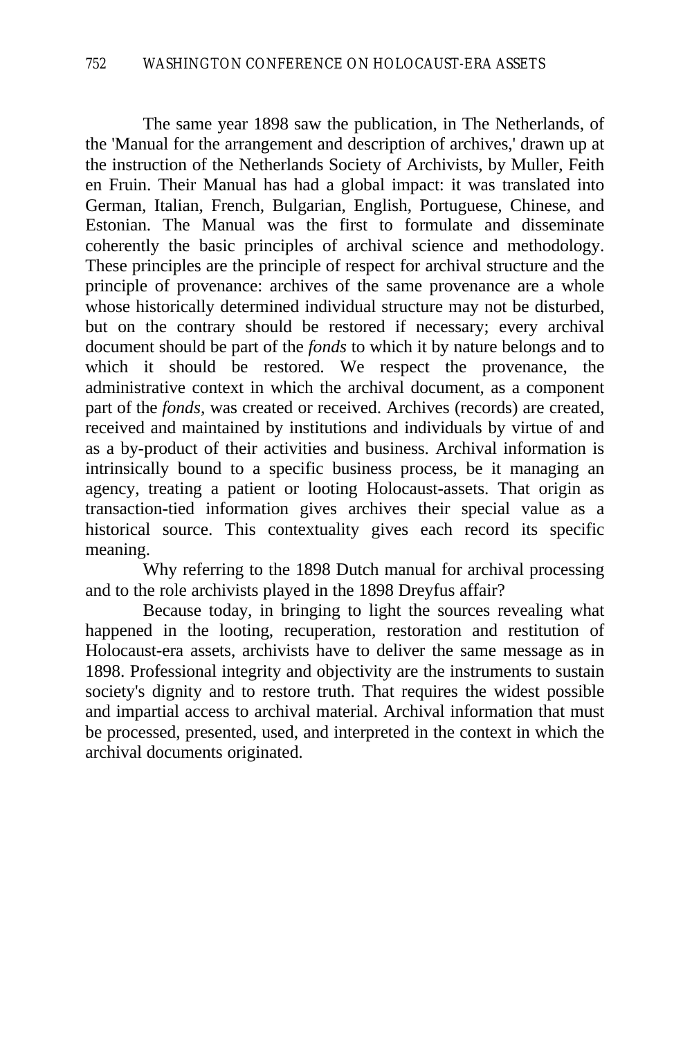The same year 1898 saw the publication, in The Netherlands, of the 'Manual for the arrangement and description of archives,' drawn up at the instruction of the Netherlands Society of Archivists, by Muller, Feith en Fruin. Their Manual has had a global impact: it was translated into German, Italian, French, Bulgarian, English, Portuguese, Chinese, and Estonian. The Manual was the first to formulate and disseminate coherently the basic principles of archival science and methodology. These principles are the principle of respect for archival structure and the principle of provenance: archives of the same provenance are a whole whose historically determined individual structure may not be disturbed, but on the contrary should be restored if necessary; every archival document should be part of the *fonds* to which it by nature belongs and to which it should be restored. We respect the provenance, the administrative context in which the archival document, as a component part of the *fonds*, was created or received. Archives (records) are created, received and maintained by institutions and individuals by virtue of and as a by-product of their activities and business. Archival information is intrinsically bound to a specific business process, be it managing an agency, treating a patient or looting Holocaust-assets. That origin as transaction-tied information gives archives their special value as a historical source. This contextuality gives each record its specific meaning.

Why referring to the 1898 Dutch manual for archival processing and to the role archivists played in the 1898 Dreyfus affair?

Because today, in bringing to light the sources revealing what happened in the looting, recuperation, restoration and restitution of Holocaust-era assets, archivists have to deliver the same message as in 1898. Professional integrity and objectivity are the instruments to sustain society's dignity and to restore truth. That requires the widest possible and impartial access to archival material. Archival information that must be processed, presented, used, and interpreted in the context in which the archival documents originated.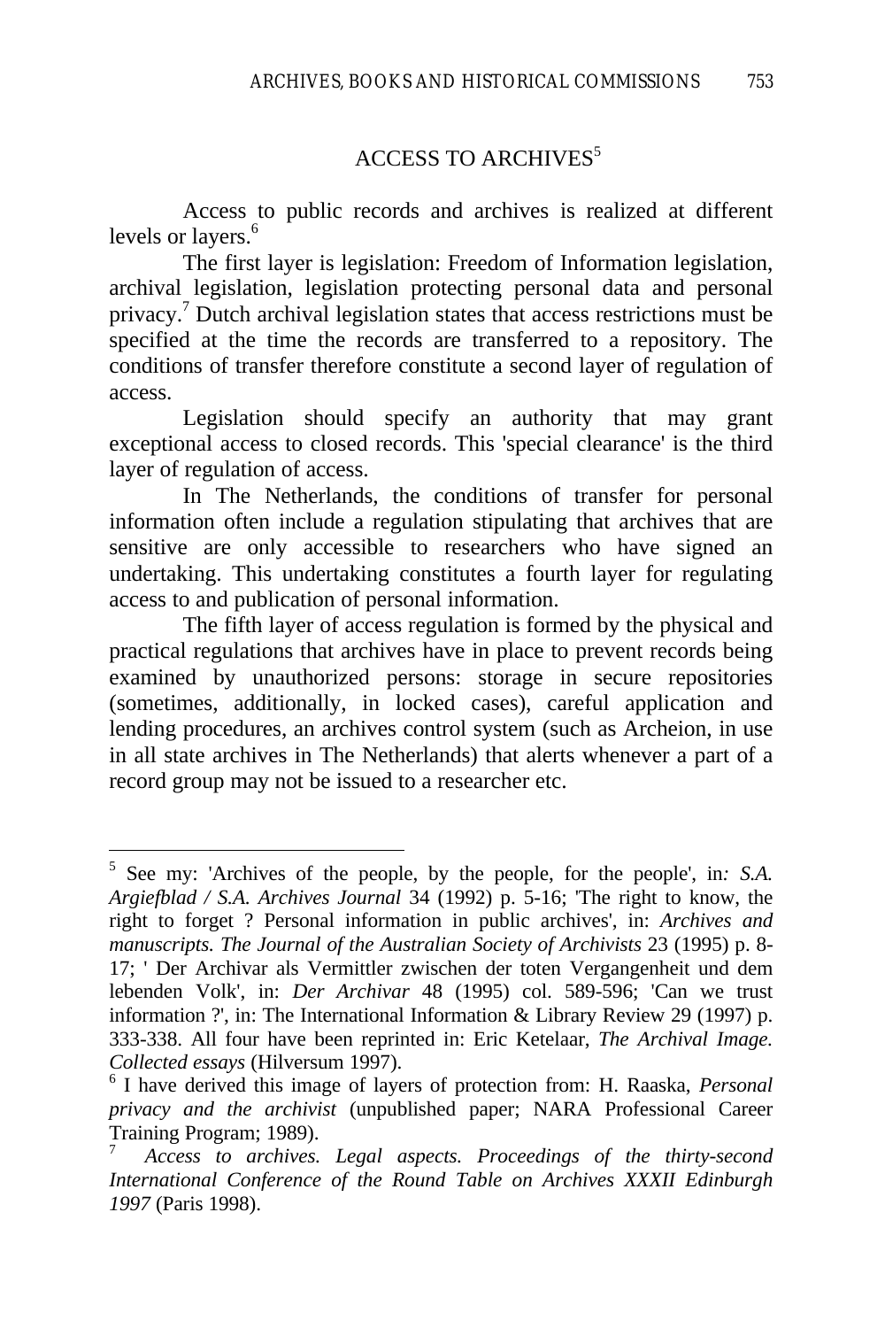## ACCESS TO ARCHIVES[5]

Access to public records and archives is realized at different levels or layers.[6]

The first layer is legislation: Freedom of Information legislation, archival legislation, legislation protecting personal data and personal privacy.[7] Dutch archival legislation states that access restrictions must be specified at the time the records are transferred to a repository. The conditions of transfer therefore constitute a second layer of regulation of access.

Legislation should specify an authority that may grant exceptional access to closed records. This 'special clearance' is the third layer of regulation of access.

In The Netherlands, the conditions of transfer for personal information often include a regulation stipulating that archives that are sensitive are only accessible to researchers who have signed an undertaking. This undertaking constitutes a fourth layer for regulating access to and publication of personal information.

The fifth layer of access regulation is formed by the physical and practical regulations that archives have in place to prevent records being examined by unauthorized persons: storage in secure repositories (sometimes, additionally, in locked cases), careful application and lending procedures, an archives control system (such as Archeion, in use in all state archives in The Netherlands) that alerts whenever a part of a record group may not be issued to a researcher etc.

---

[5] See my: 'Archives of the people, by the people, for the people', in*: S.A. Argiefblad / S.A. Archives Journal* 34 (1992) p. 5-16; 'The right to know, the right to forget ? Personal information in public archives', in: *Archives and manuscripts. The Journal of the Australian Society of Archivists* 23 (1995) p. 8-17; ' Der Archivar als Vermittler zwischen der toten Vergangenheit und dem lebenden Volk', in: *Der Archivar* 48 (1995) col. 589-596; 'Can we trust information ?', in: The International Information & Library Review 29 (1997) p. 333-338. All four have been reprinted in: Eric Ketelaar, *The Archival Image. Collected essays* (Hilversum 1997).

[6] I have derived this image of layers of protection from: H. Raaska, *Personal privacy and the archivist* (unpublished paper; NARA Professional Career Training Program; 1989).

[7] *Access to archives. Legal aspects. Proceedings of the thirty-second International Conference of the Round Table on Archives XXXII Edinburgh 1997* (Paris 1998).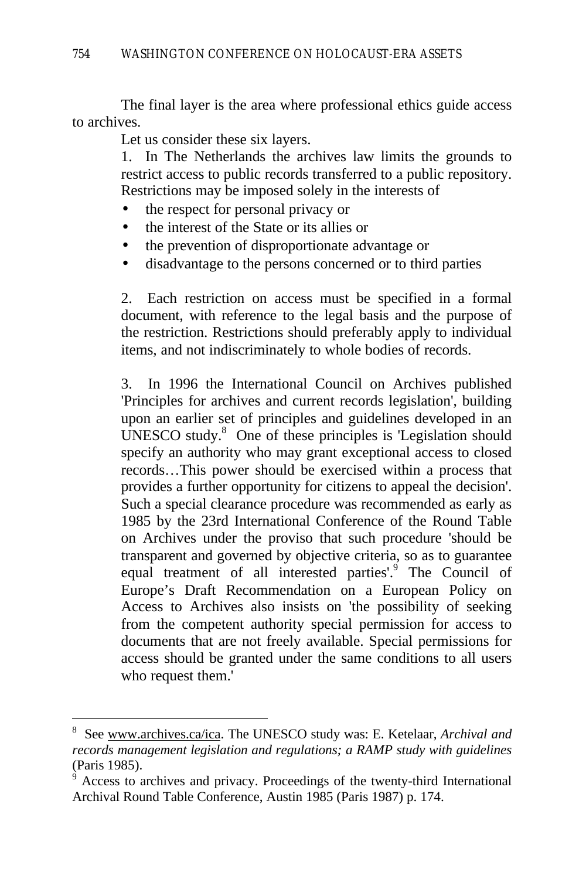The final layer is the area where professional ethics guide access to archives.

Let us consider these six layers.

1. In The Netherlands the archives law limits the grounds to restrict access to public records transferred to a public repository. Restrictions may be imposed solely in the interests of

- the respect for personal privacy or
- the interest of the State or its allies or
- the prevention of disproportionate advantage or
- disadvantage to the persons concerned or to third parties

2. Each restriction on access must be specified in a formal document, with reference to the legal basis and the purpose of the restriction. Restrictions should preferably apply to individual items, and not indiscriminately to whole bodies of records.

3. In 1996 the International Council on Archives published 'Principles for archives and current records legislation', building upon an earlier set of principles and guidelines developed in an UNESCO study.[8] One of these principles is 'Legislation should specify an authority who may grant exceptional access to closed records…This power should be exercised within a process that provides a further opportunity for citizens to appeal the decision'. Such a special clearance procedure was recommended as early as 1985 by the 23rd International Conference of the Round Table on Archives under the proviso that such procedure 'should be transparent and governed by objective criteria, so as to guarantee equal treatment of all interested parties'.[9] The Council of Europe's Draft Recommendation on a European Policy on Access to Archives also insists on 'the possibility of seeking from the competent authority special permission for access to documents that are not freely available. Special permissions for access should be granted under the same conditions to all users who request them.'

---

[8] See www.archives.ca/ica. The UNESCO study was: E. Ketelaar, *Archival and records management legislation and regulations; a RAMP study with guidelines* (Paris 1985).

[9] Access to archives and privacy. Proceedings of the twenty-third International Archival Round Table Conference, Austin 1985 (Paris 1987) p. 174.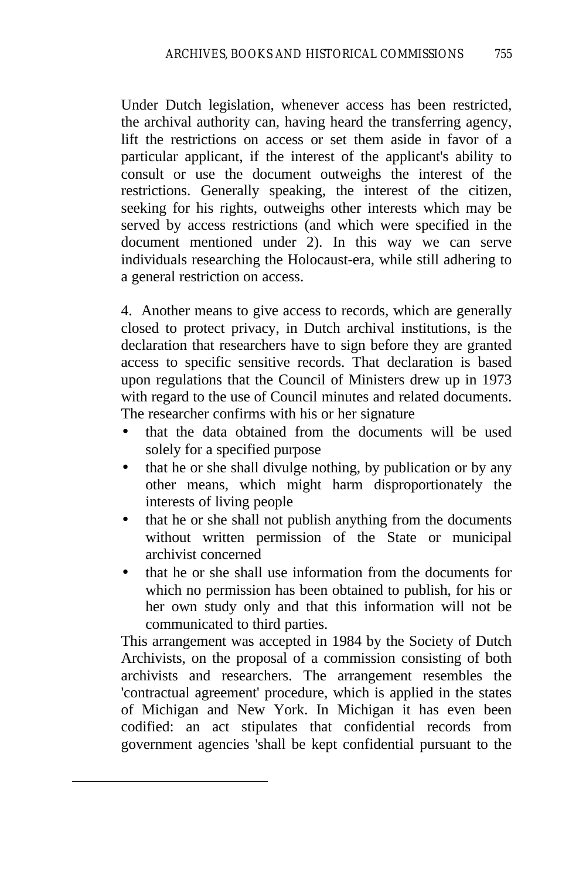Under Dutch legislation, whenever access has been restricted, the archival authority can, having heard the transferring agency, lift the restrictions on access or set them aside in favor of a particular applicant, if the interest of the applicant's ability to consult or use the document outweighs the interest of the restrictions. Generally speaking, the interest of the citizen, seeking for his rights, outweighs other interests which may be served by access restrictions (and which were specified in the document mentioned under 2). In this way we can serve individuals researching the Holocaust-era, while still adhering to a general restriction on access.

4. Another means to give access to records, which are generally closed to protect privacy, in Dutch archival institutions, is the declaration that researchers have to sign before they are granted access to specific sensitive records. That declaration is based upon regulations that the Council of Ministers drew up in 1973 with regard to the use of Council minutes and related documents. The researcher confirms with his or her signature

- that the data obtained from the documents will be used solely for a specified purpose
- that he or she shall divulge nothing, by publication or by any other means, which might harm disproportionately the interests of living people
- that he or she shall not publish anything from the documents without written permission of the State or municipal archivist concerned
- that he or she shall use information from the documents for which no permission has been obtained to publish, for his or her own study only and that this information will not be communicated to third parties.

This arrangement was accepted in 1984 by the Society of Dutch Archivists, on the proposal of a commission consisting of both archivists and researchers. The arrangement resembles the 'contractual agreement' procedure, which is applied in the states of Michigan and New York. In Michigan it has even been codified: an act stipulates that confidential records from government agencies 'shall be kept confidential pursuant to the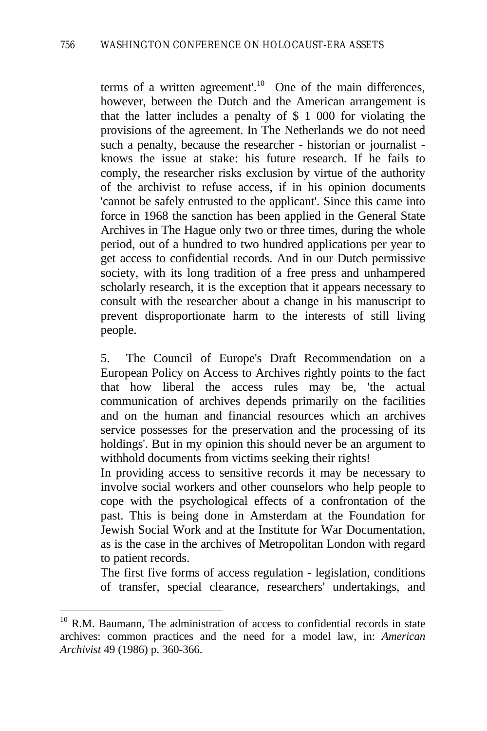terms of a written agreement'.[10] One of the main differences, however, between the Dutch and the American arrangement is that the latter includes a penalty of $ 1 000 for violating the provisions of the agreement. In The Netherlands we do not need such a penalty, because the researcher - historian or journalist - knows the issue at stake: his future research. If he fails to comply, the researcher risks exclusion by virtue of the authority of the archivist to refuse access, if in his opinion documents 'cannot be safely entrusted to the applicant'. Since this came into force in 1968 the sanction has been applied in the General State Archives in The Hague only two or three times, during the whole period, out of a hundred to two hundred applications per year to get access to confidential records. And in our Dutch permissive society, with its long tradition of a free press and unhampered scholarly research, it is the exception that it appears necessary to consult with the researcher about a change in his manuscript to prevent disproportionate harm to the interests of still living people.

5. The Council of Europe's Draft Recommendation on a European Policy on Access to Archives rightly points to the fact that how liberal the access rules may be, 'the actual communication of archives depends primarily on the facilities and on the human and financial resources which an archives service possesses for the preservation and the processing of its holdings'. But in my opinion this should never be an argument to withhold documents from victims seeking their rights!

In providing access to sensitive records it may be necessary to involve social workers and other counselors who help people to cope with the psychological effects of a confrontation of the past. This is being done in Amsterdam at the Foundation for Jewish Social Work and at the Institute for War Documentation, as is the case in the archives of Metropolitan London with regard to patient records.

The first five forms of access regulation - legislation, conditions of transfer, special clearance, researchers' undertakings, and

[10] R.M. Baumann, The administration of access to confidential records in state archives: common practices and the need for a model law, in: *American Archivist* 49 (1986) p. 360-366.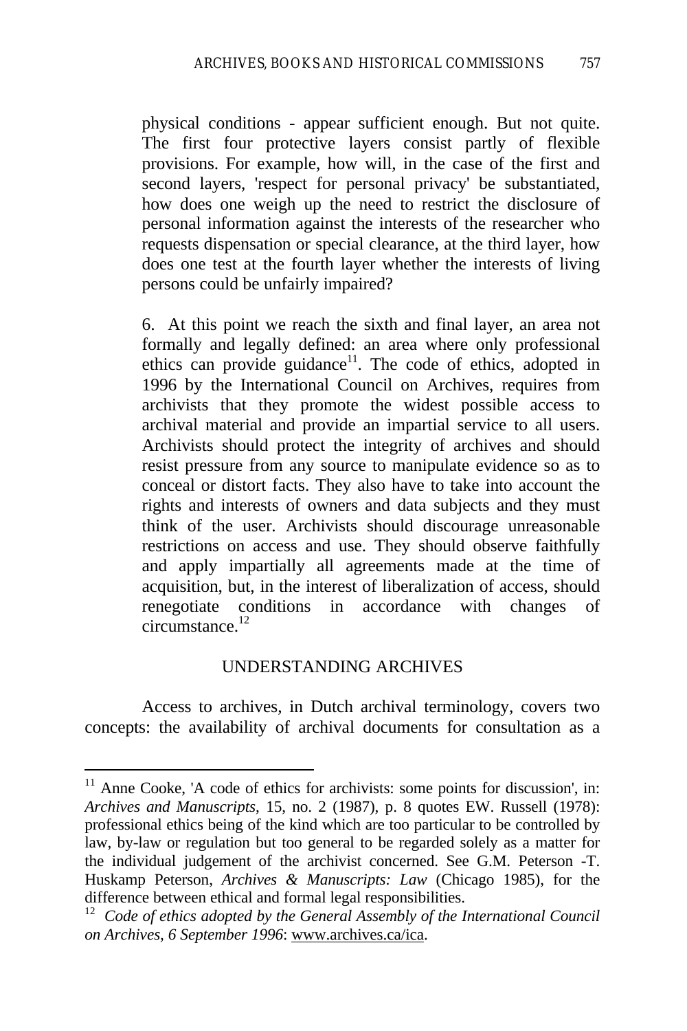physical conditions - appear sufficient enough. But not quite. The first four protective layers consist partly of flexible provisions. For example, how will, in the case of the first and second layers, 'respect for personal privacy' be substantiated, how does one weigh up the need to restrict the disclosure of personal information against the interests of the researcher who requests dispensation or special clearance, at the third layer, how does one test at the fourth layer whether the interests of living persons could be unfairly impaired?

6. At this point we reach the sixth and final layer, an area not formally and legally defined: an area where only professional ethics can provide guidance[11]. The code of ethics, adopted in 1996 by the International Council on Archives, requires from archivists that they promote the widest possible access to archival material and provide an impartial service to all users. Archivists should protect the integrity of archives and should resist pressure from any source to manipulate evidence so as to conceal or distort facts. They also have to take into account the rights and interests of owners and data subjects and they must think of the user. Archivists should discourage unreasonable restrictions on access and use. They should observe faithfully and apply impartially all agreements made at the time of acquisition, but, in the interest of liberalization of access, should renegotiate conditions in accordance with changes of circumstance.[12]

## UNDERSTANDING ARCHIVES

Access to archives, in Dutch archival terminology, covers two concepts: the availability of archival documents for consultation as a

---

[11] Anne Cooke, 'A code of ethics for archivists: some points for discussion', in: *Archives and Manuscripts*, 15, no. 2 (1987), p. 8 quotes EW. Russell (1978): professional ethics being of the kind which are too particular to be controlled by law, by-law or regulation but too general to be regarded solely as a matter for the individual judgement of the archivist concerned. See G.M. Peterson -T. Huskamp Peterson, *Archives & Manuscripts: Law* (Chicago 1985), for the difference between ethical and formal legal responsibilities.

[12] *Code of ethics adopted by the General Assembly of the International Council on Archives, 6 September 1996*: www.archives.ca/ica.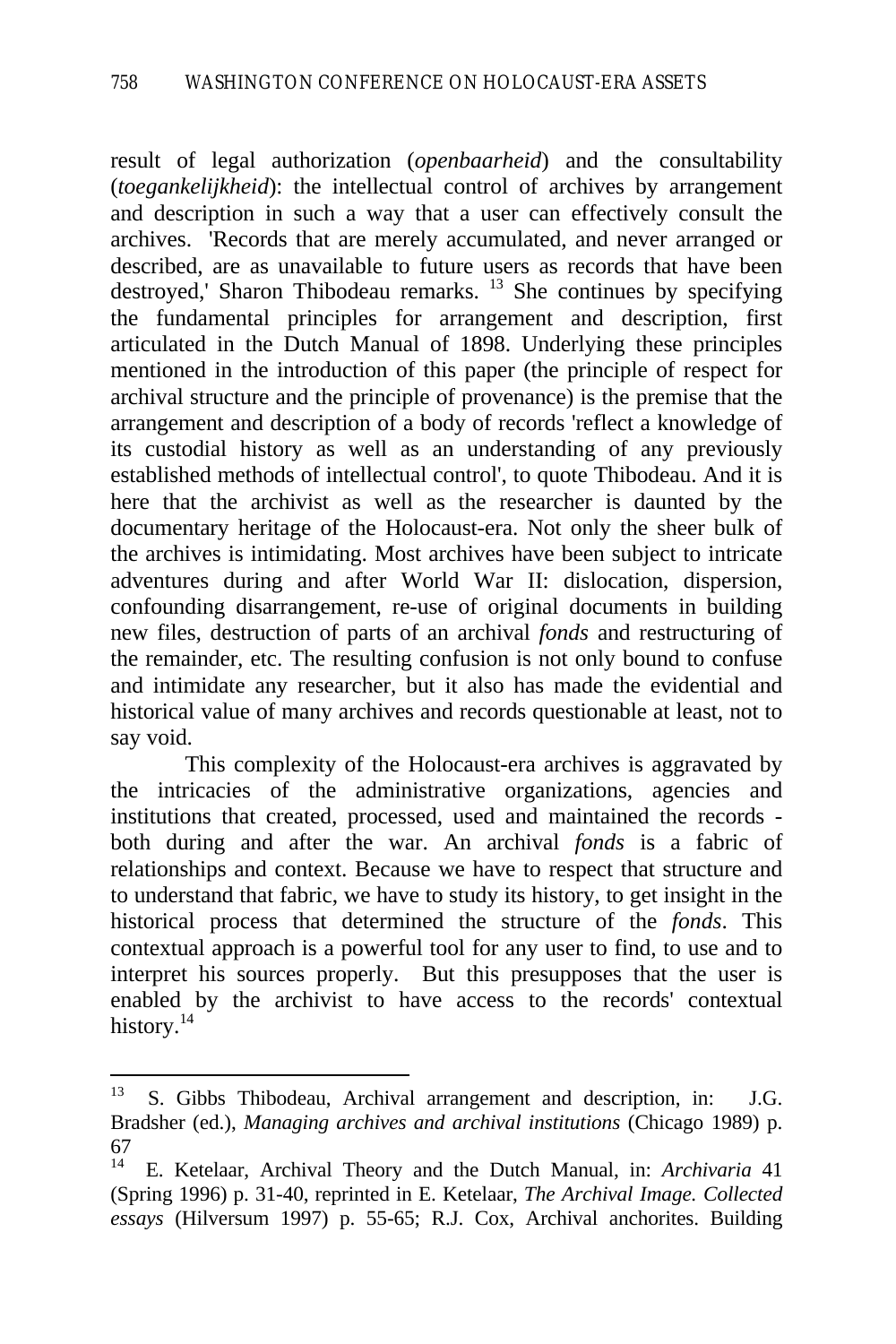result of legal authorization (*openbaarheid*) and the consultability (*toegankelijkheid*): the intellectual control of archives by arrangement and description in such a way that a user can effectively consult the archives. 'Records that are merely accumulated, and never arranged or described, are as unavailable to future users as records that have been destroyed,' Sharon Thibodeau remarks. [13] She continues by specifying the fundamental principles for arrangement and description, first articulated in the Dutch Manual of 1898. Underlying these principles mentioned in the introduction of this paper (the principle of respect for archival structure and the principle of provenance) is the premise that the arrangement and description of a body of records 'reflect a knowledge of its custodial history as well as an understanding of any previously established methods of intellectual control', to quote Thibodeau. And it is here that the archivist as well as the researcher is daunted by the documentary heritage of the Holocaust-era. Not only the sheer bulk of the archives is intimidating. Most archives have been subject to intricate adventures during and after World War II: dislocation, dispersion, confounding disarrangement, re-use of original documents in building new files, destruction of parts of an archival *fonds* and restructuring of the remainder, etc. The resulting confusion is not only bound to confuse and intimidate any researcher, but it also has made the evidential and historical value of many archives and records questionable at least, not to say void.

This complexity of the Holocaust-era archives is aggravated by the intricacies of the administrative organizations, agencies and institutions that created, processed, used and maintained the records - both during and after the war. An archival *fonds* is a fabric of relationships and context. Because we have to respect that structure and to understand that fabric, we have to study its history, to get insight in the historical process that determined the structure of the *fonds*. This contextual approach is a powerful tool for any user to find, to use and to interpret his sources properly. But this presupposes that the user is enabled by the archivist to have access to the records' contextual history.[14]

---

[13] S. Gibbs Thibodeau, Archival arrangement and description, in: J.G. Bradsher (ed.), *Managing archives and archival institutions* (Chicago 1989) p. 67

[14] E. Ketelaar, Archival Theory and the Dutch Manual, in: *Archivaria* 41 (Spring 1996) p. 31-40, reprinted in E. Ketelaar, *The Archival Image. Collected essays* (Hilversum 1997) p. 55-65; R.J. Cox, Archival anchorites. Building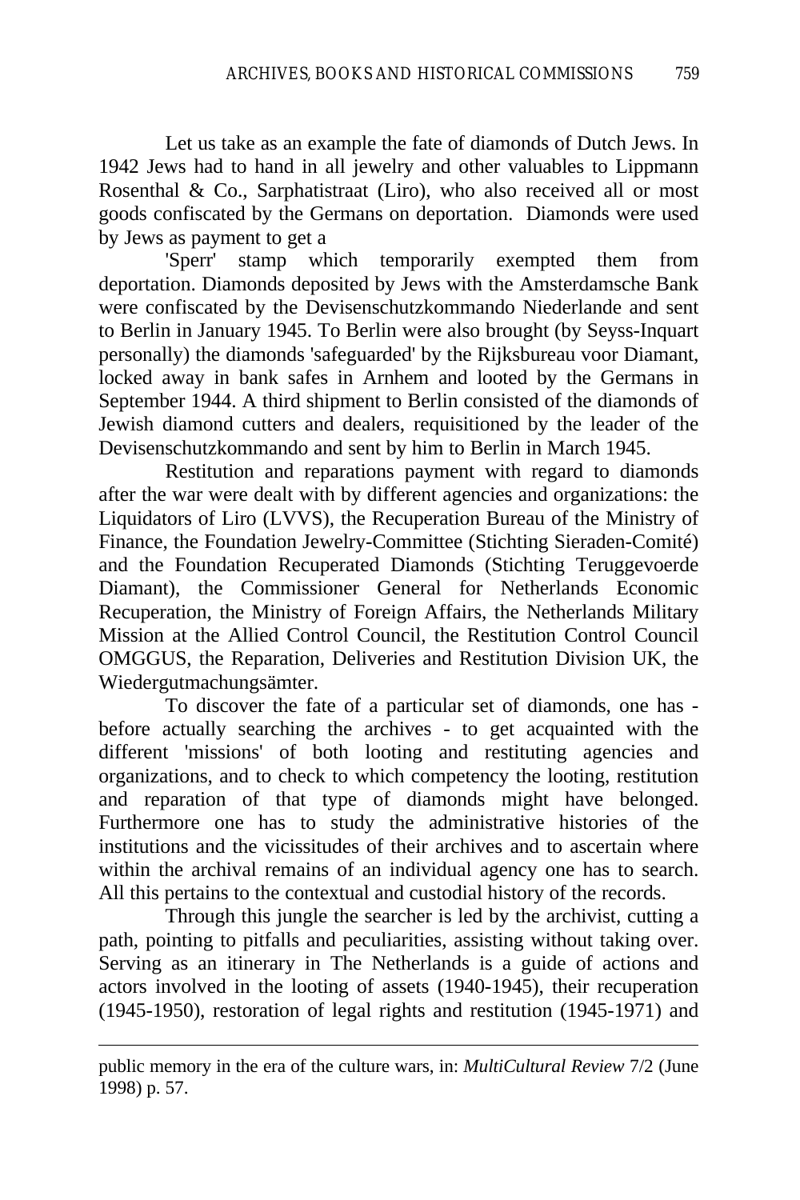Let us take as an example the fate of diamonds of Dutch Jews. In 1942 Jews had to hand in all jewelry and other valuables to Lippmann Rosenthal & Co., Sarphatistraat (Liro), who also received all or most goods confiscated by the Germans on deportation. Diamonds were used by Jews as payment to get a 'Sperr' stamp which temporarily exempted them from deportation. Diamonds deposited by Jews with the Amsterdamsche Bank were confiscated by the Devisenschutzkommando Niederlande and sent to Berlin in January 1945. To Berlin were also brought (by Seyss-Inquart personally) the diamonds 'safeguarded' by the Rijksbureau voor Diamant, locked away in bank safes in Arnhem and looted by the Germans in September 1944. A third shipment to Berlin consisted of the diamonds of Jewish diamond cutters and dealers, requisitioned by the leader of the Devisenschutzkommando and sent by him to Berlin in March 1945.

Restitution and reparations payment with regard to diamonds after the war were dealt with by different agencies and organizations: the Liquidators of Liro (LVVS), the Recuperation Bureau of the Ministry of Finance, the Foundation Jewelry-Committee (Stichting Sieraden-Comité) and the Foundation Recuperated Diamonds (Stichting Teruggevoerde Diamant), the Commissioner General for Netherlands Economic Recuperation, the Ministry of Foreign Affairs, the Netherlands Military Mission at the Allied Control Council, the Restitution Control Council OMGGUS, the Reparation, Deliveries and Restitution Division UK, the Wiedergutmachungsämter.

To discover the fate of a particular set of diamonds, one has - before actually searching the archives - to get acquainted with the different 'missions' of both looting and restituting agencies and organizations, and to check to which competency the looting, restitution and reparation of that type of diamonds might have belonged. Furthermore one has to study the administrative histories of the institutions and the vicissitudes of their archives and to ascertain where within the archival remains of an individual agency one has to search. All this pertains to the contextual and custodial history of the records.

Through this jungle the searcher is led by the archivist, cutting a path, pointing to pitfalls and peculiarities, assisting without taking over. Serving as an itinerary in The Netherlands is a guide of actions and actors involved in the looting of assets (1940-1945), their recuperation (1945-1950), restoration of legal rights and restitution (1945-1971) and

---

public memory in the era of the culture wars, in: *MultiCultural Review* 7/2 (June 1998) p. 57.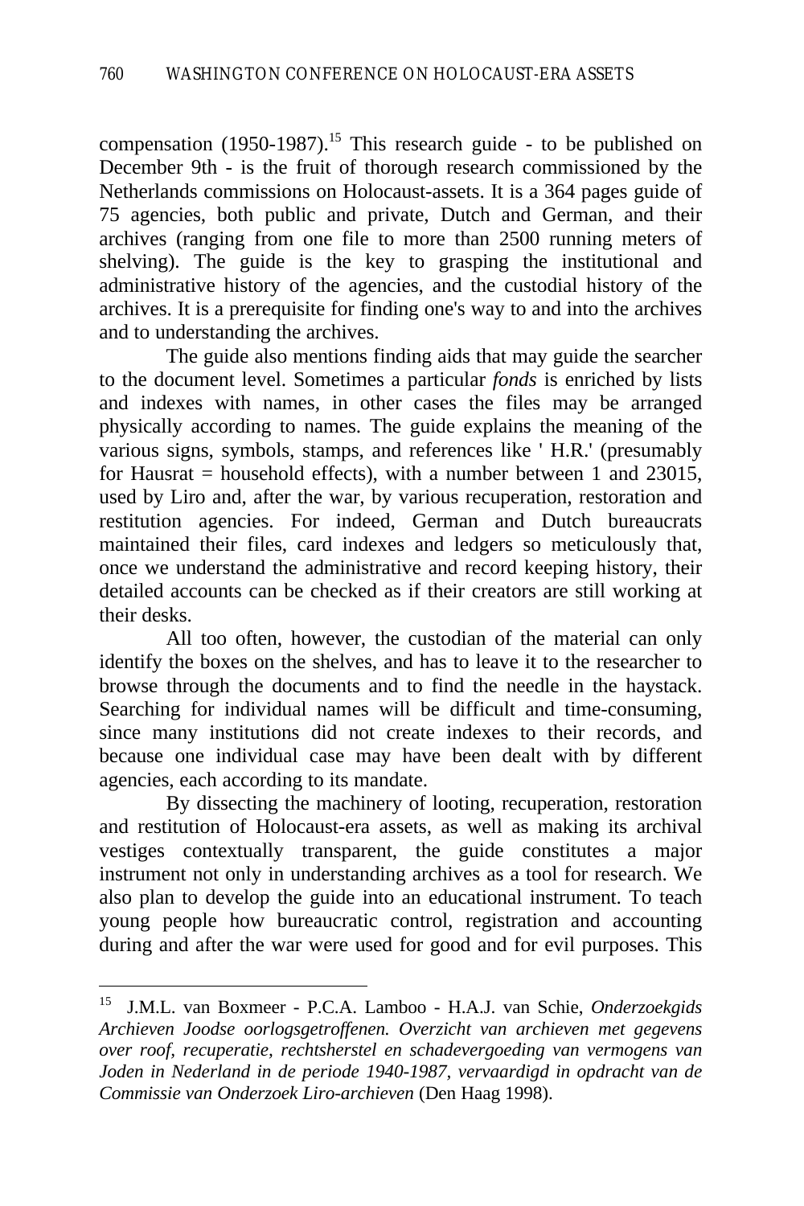compensation (1950-1987).[15] This research guide - to be published on December 9th - is the fruit of thorough research commissioned by the Netherlands commissions on Holocaust-assets. It is a 364 pages guide of 75 agencies, both public and private, Dutch and German, and their archives (ranging from one file to more than 2500 running meters of shelving). The guide is the key to grasping the institutional and administrative history of the agencies, and the custodial history of the archives. It is a prerequisite for finding one's way to and into the archives and to understanding the archives.

The guide also mentions finding aids that may guide the searcher to the document level. Sometimes a particular *fonds* is enriched by lists and indexes with names, in other cases the files may be arranged physically according to names. The guide explains the meaning of the various signs, symbols, stamps, and references like ' H.R.' (presumably for Hausrat = household effects), with a number between 1 and 23015, used by Liro and, after the war, by various recuperation, restoration and restitution agencies. For indeed, German and Dutch bureaucrats maintained their files, card indexes and ledgers so meticulously that, once we understand the administrative and record keeping history, their detailed accounts can be checked as if their creators are still working at their desks.

All too often, however, the custodian of the material can only identify the boxes on the shelves, and has to leave it to the researcher to browse through the documents and to find the needle in the haystack. Searching for individual names will be difficult and time-consuming, since many institutions did not create indexes to their records, and because one individual case may have been dealt with by different agencies, each according to its mandate.

By dissecting the machinery of looting, recuperation, restoration and restitution of Holocaust-era assets, as well as making its archival vestiges contextually transparent, the guide constitutes a major instrument not only in understanding archives as a tool for research. We also plan to develop the guide into an educational instrument. To teach young people how bureaucratic control, registration and accounting during and after the war were used for good and for evil purposes. This

---

[15] J.M.L. van Boxmeer - P.C.A. Lamboo - H.A.J. van Schie, *Onderzoekgids Archieven Joodse oorlogsgetroffenen. Overzicht van archieven met gegevens over roof, recuperatie, rechtsherstel en schadevergoeding van vermogens van Joden in Nederland in de periode 1940-1987, vervaardigd in opdracht van de Commissie van Onderzoek Liro-archieven* (Den Haag 1998).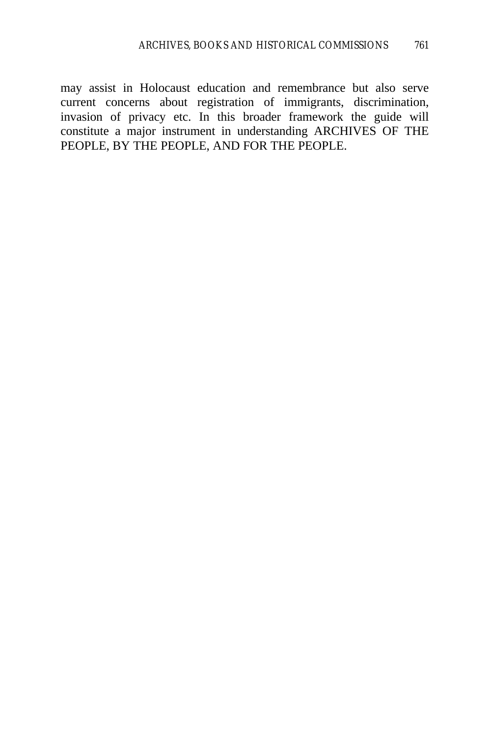may assist in Holocaust education and remembrance but also serve current concerns about registration of immigrants, discrimination, invasion of privacy etc. In this broader framework the guide will constitute a major instrument in understanding ARCHIVES OF THE PEOPLE, BY THE PEOPLE, AND FOR THE PEOPLE.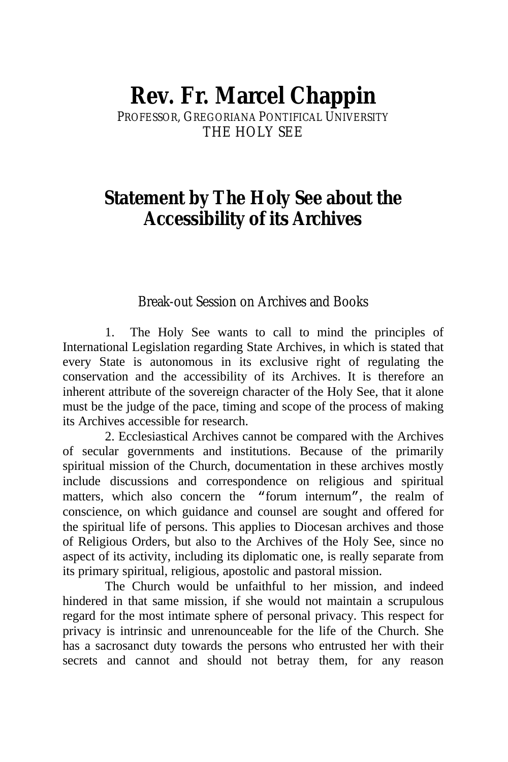# Rev. Fr. Marcel Chappin

PROFESSOR, GREGORIANA PONTIFICAL UNIVERSITY
THE HOLY SEE

## Statement by The Holy See about the Accessibility of its Archives

Break-out Session on Archives and Books

1. The Holy See wants to call to mind the principles of International Legislation regarding State Archives, in which is stated that every State is autonomous in its exclusive right of regulating the conservation and the accessibility of its Archives. It is therefore an inherent attribute of the sovereign character of the Holy See, that it alone must be the judge of the pace, timing and scope of the process of making its Archives accessible for research.

2. Ecclesiastical Archives cannot be compared with the Archives of secular governments and institutions. Because of the primarily spiritual mission of the Church, documentation in these archives mostly include discussions and correspondence on religious and spiritual matters, which also concern the "forum internum", the realm of conscience, on which guidance and counsel are sought and offered for the spiritual life of persons. This applies to Diocesan archives and those of Religious Orders, but also to the Archives of the Holy See, since no aspect of its activity, including its diplomatic one, is really separate from its primary spiritual, religious, apostolic and pastoral mission.

The Church would be unfaithful to her mission, and indeed hindered in that same mission, if she would not maintain a scrupulous regard for the most intimate sphere of personal privacy. This respect for privacy is intrinsic and unrenounceable for the life of the Church. She has a sacrosanct duty towards the persons who entrusted her with their secrets and cannot and should not betray them, for any reason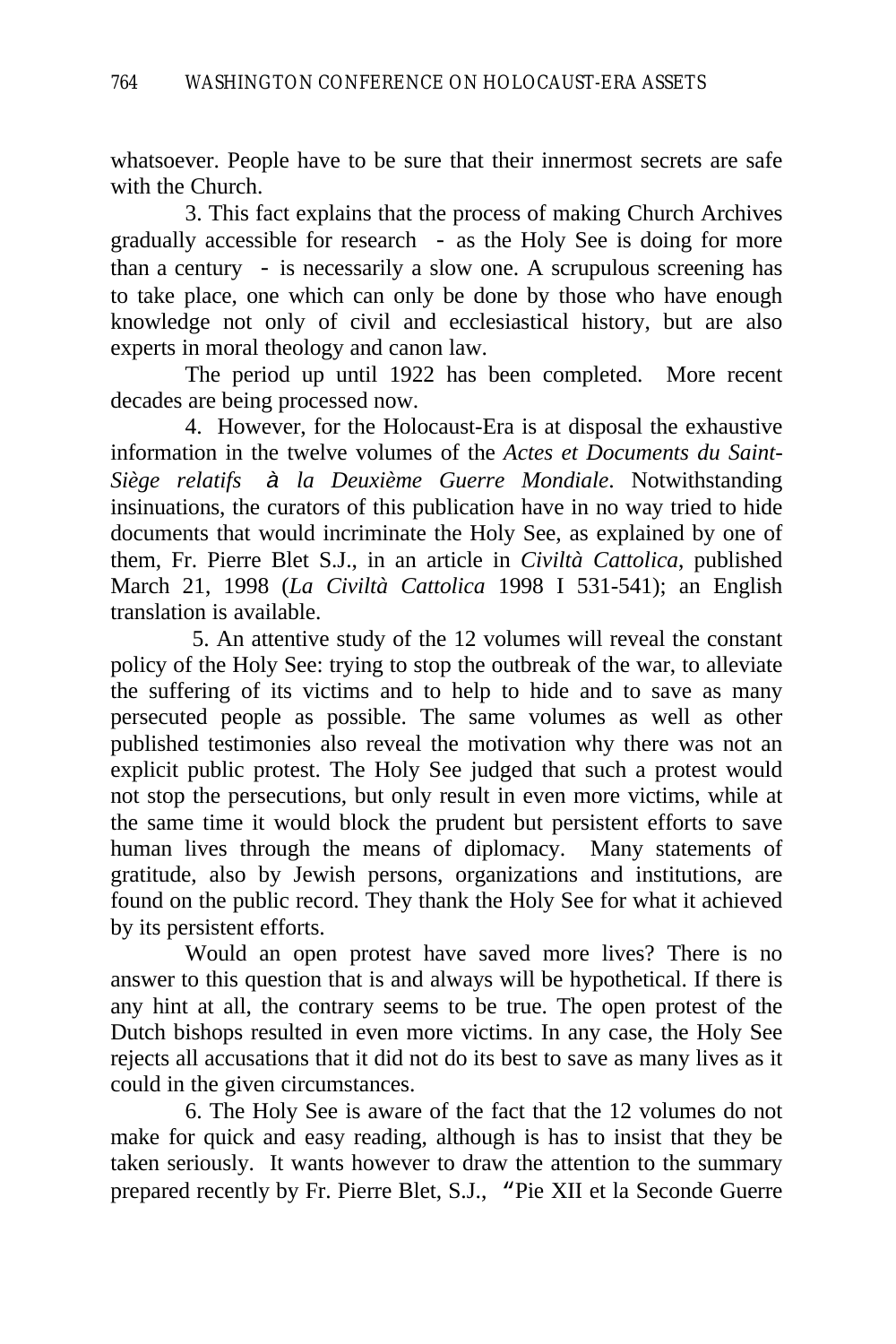whatsoever. People have to be sure that their innermost secrets are safe with the Church.

3. This fact explains that the process of making Church Archives gradually accessible for research - as the Holy See is doing for more than a century - is necessarily a slow one. A scrupulous screening has to take place, one which can only be done by those who have enough knowledge not only of civil and ecclesiastical history, but are also experts in moral theology and canon law.

The period up until 1922 has been completed. More recent decades are being processed now.

4. However, for the Holocaust-Era is at disposal the exhaustive information in the twelve volumes of the *Actes et Documents du Saint-Siège relatifs à la Deuxième Guerre Mondiale*. Notwithstanding insinuations, the curators of this publication have in no way tried to hide documents that would incriminate the Holy See, as explained by one of them, Fr. Pierre Blet S.J., in an article in *Civiltà Cattolica*, published March 21, 1998 (*La Civiltà Cattolica* 1998 I 531-541); an English translation is available.

5. An attentive study of the 12 volumes will reveal the constant policy of the Holy See: trying to stop the outbreak of the war, to alleviate the suffering of its victims and to help to hide and to save as many persecuted people as possible. The same volumes as well as other published testimonies also reveal the motivation why there was not an explicit public protest. The Holy See judged that such a protest would not stop the persecutions, but only result in even more victims, while at the same time it would block the prudent but persistent efforts to save human lives through the means of diplomacy. Many statements of gratitude, also by Jewish persons, organizations and institutions, are found on the public record. They thank the Holy See for what it achieved by its persistent efforts.

Would an open protest have saved more lives? There is no answer to this question that is and always will be hypothetical. If there is any hint at all, the contrary seems to be true. The open protest of the Dutch bishops resulted in even more victims. In any case, the Holy See rejects all accusations that it did not do its best to save as many lives as it could in the given circumstances.

6. The Holy See is aware of the fact that the 12 volumes do not make for quick and easy reading, although is has to insist that they be taken seriously. It wants however to draw the attention to the summary prepared recently by Fr. Pierre Blet, S.J., "Pie XII et la Seconde Guerre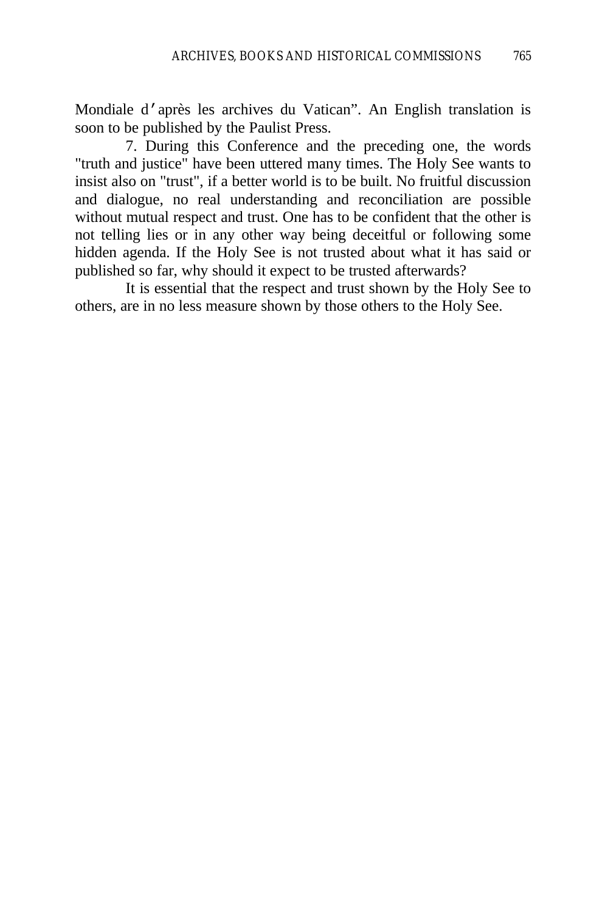Mondiale d'après les archives du Vatican". An English translation is soon to be published by the Paulist Press.

7. During this Conference and the preceding one, the words "truth and justice" have been uttered many times. The Holy See wants to insist also on "trust", if a better world is to be built. No fruitful discussion and dialogue, no real understanding and reconciliation are possible without mutual respect and trust. One has to be confident that the other is not telling lies or in any other way being deceitful or following some hidden agenda. If the Holy See is not trusted about what it has said or published so far, why should it expect to be trusted afterwards?

It is essential that the respect and trust shown by the Holy See to others, are in no less measure shown by those others to the Holy See.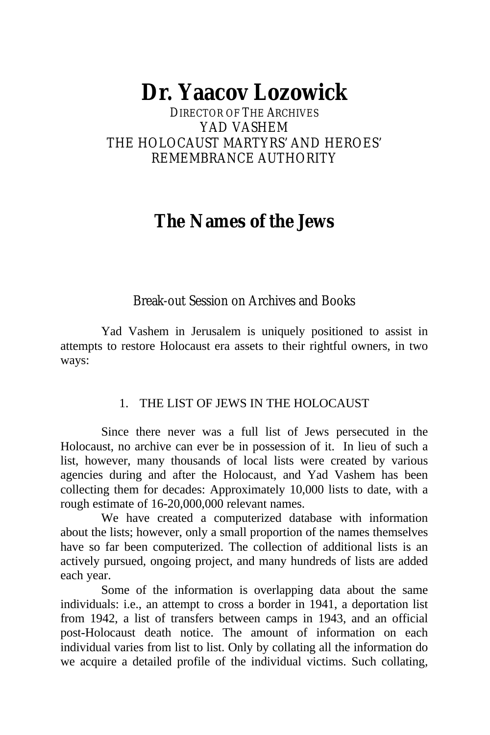# Dr. Yaacov Lozowick

DIRECTOR OF THE ARCHIVES
YAD VASHEM
THE HOLOCAUST MARTYRS' AND HEROES' REMEMBRANCE AUTHORITY

## The Names of the Jews

*Break-out Session on Archives and Books*

Yad Vashem in Jerusalem is uniquely positioned to assist in attempts to restore Holocaust era assets to their rightful owners, in two ways:

### 1. THE LIST OF JEWS IN THE HOLOCAUST

Since there never was a full list of Jews persecuted in the Holocaust, no archive can ever be in possession of it. In lieu of such a list, however, many thousands of local lists were created by various agencies during and after the Holocaust, and Yad Vashem has been collecting them for decades: Approximately 10,000 lists to date, with a rough estimate of 16-20,000,000 relevant names.

We have created a computerized database with information about the lists; however, only a small proportion of the names themselves have so far been computerized. The collection of additional lists is an actively pursued, ongoing project, and many hundreds of lists are added each year.

Some of the information is overlapping data about the same individuals: i.e., an attempt to cross a border in 1941, a deportation list from 1942, a list of transfers between camps in 1943, and an official post-Holocaust death notice. The amount of information on each individual varies from list to list. Only by collating all the information do we acquire a detailed profile of the individual victims. Such collating,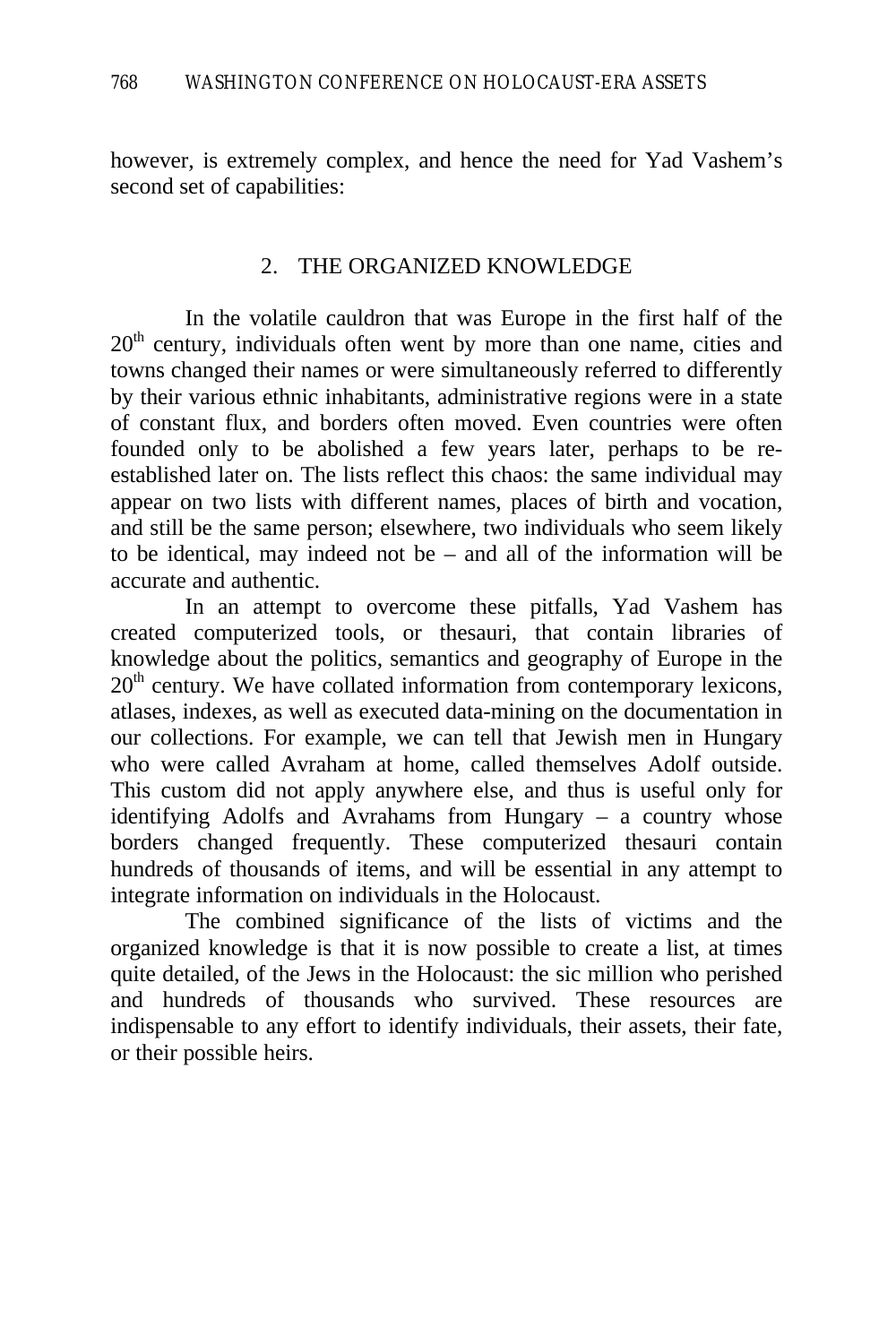however, is extremely complex, and hence the need for Yad Vashem's second set of capabilities:

## 2. THE ORGANIZED KNOWLEDGE

In the volatile cauldron that was Europe in the first half of the 20th century, individuals often went by more than one name, cities and towns changed their names or were simultaneously referred to differently by their various ethnic inhabitants, administrative regions were in a state of constant flux, and borders often moved. Even countries were often founded only to be abolished a few years later, perhaps to be re-established later on. The lists reflect this chaos: the same individual may appear on two lists with different names, places of birth and vocation, and still be the same person; elsewhere, two individuals who seem likely to be identical, may indeed not be – and all of the information will be accurate and authentic.

In an attempt to overcome these pitfalls, Yad Vashem has created computerized tools, or thesauri, that contain libraries of knowledge about the politics, semantics and geography of Europe in the 20th century. We have collated information from contemporary lexicons, atlases, indexes, as well as executed data-mining on the documentation in our collections. For example, we can tell that Jewish men in Hungary who were called Avraham at home, called themselves Adolf outside. This custom did not apply anywhere else, and thus is useful only for identifying Adolfs and Avrahams from Hungary – a country whose borders changed frequently. These computerized thesauri contain hundreds of thousands of items, and will be essential in any attempt to integrate information on individuals in the Holocaust.

The combined significance of the lists of victims and the organized knowledge is that it is now possible to create a list, at times quite detailed, of the Jews in the Holocaust: the sic million who perished and hundreds of thousands who survived. These resources are indispensable to any effort to identify individuals, their assets, their fate, or their possible heirs.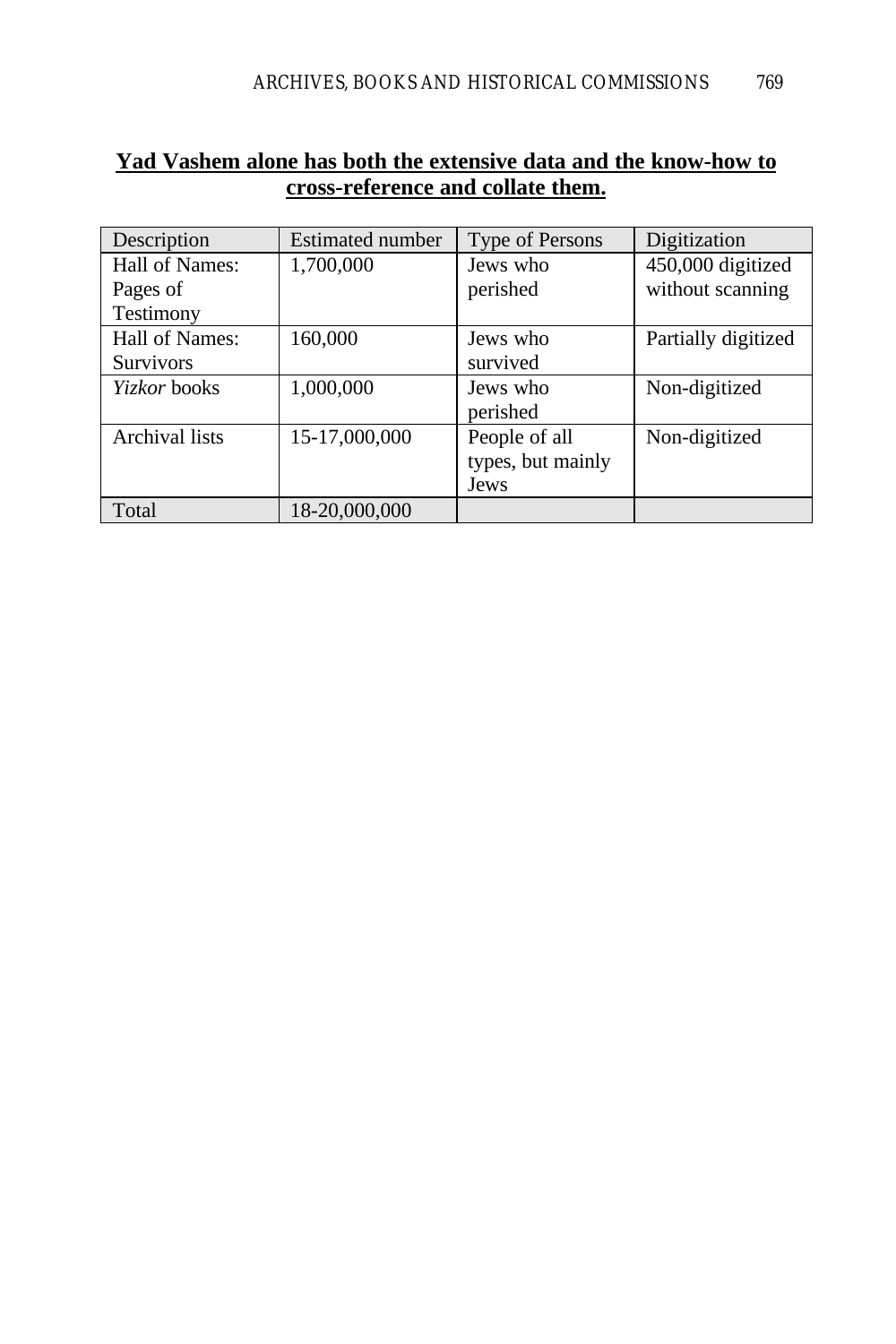**<u>Yad Vashem alone has both the extensive data and the know-how to cross-reference and collate them.</u>**

| Description | Estimated number | Type of Persons | Digitization |
|---|---|---|---|
| Hall of Names: Pages of Testimony | 1,700,000 | Jews who perished | 450,000 digitized without scanning |
| Hall of Names: Survivors | 160,000 | Jews who survived | Partially digitized |
| *Yizkor* books | 1,000,000 | Jews who perished | Non-digitized |
| Archival lists | 15-17,000,000 | People of all types, but mainly Jews | Non-digitized |
| Total | 18-20,000,000 | | |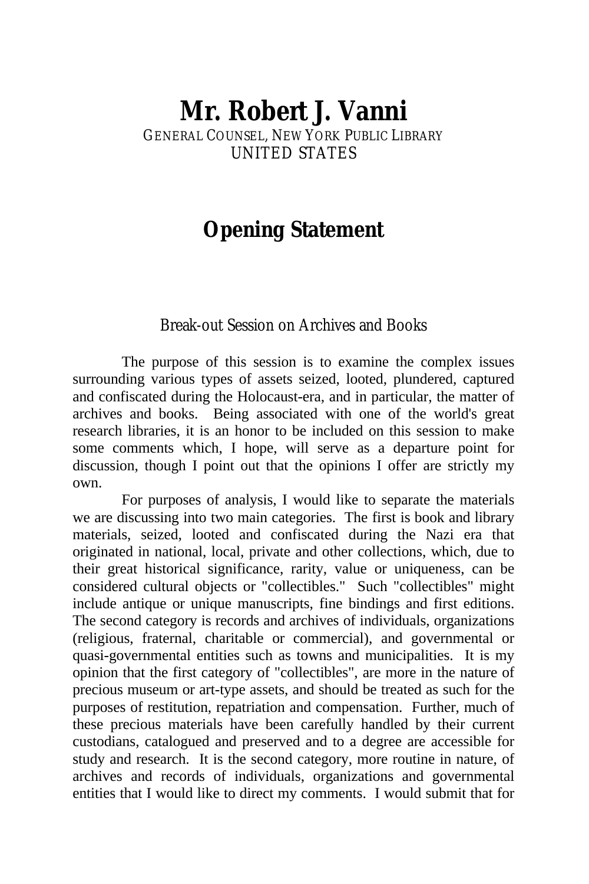# Mr. Robert J. Vanni

GENERAL COUNSEL, NEW YORK PUBLIC LIBRARY
UNITED STATES

## Opening Statement

### Break-out Session on Archives and Books

The purpose of this session is to examine the complex issues surrounding various types of assets seized, looted, plundered, captured and confiscated during the Holocaust-era, and in particular, the matter of archives and books. Being associated with one of the world's great research libraries, it is an honor to be included on this session to make some comments which, I hope, will serve as a departure point for discussion, though I point out that the opinions I offer are strictly my own.

For purposes of analysis, I would like to separate the materials we are discussing into two main categories. The first is book and library materials, seized, looted and confiscated during the Nazi era that originated in national, local, private and other collections, which, due to their great historical significance, rarity, value or uniqueness, can be considered cultural objects or "collectibles." Such "collectibles" might include antique or unique manuscripts, fine bindings and first editions. The second category is records and archives of individuals, organizations (religious, fraternal, charitable or commercial), and governmental or quasi-governmental entities such as towns and municipalities. It is my opinion that the first category of "collectibles", are more in the nature of precious museum or art-type assets, and should be treated as such for the purposes of restitution, repatriation and compensation. Further, much of these precious materials have been carefully handled by their current custodians, catalogued and preserved and to a degree are accessible for study and research. It is the second category, more routine in nature, of archives and records of individuals, organizations and governmental entities that I would like to direct my comments. I would submit that for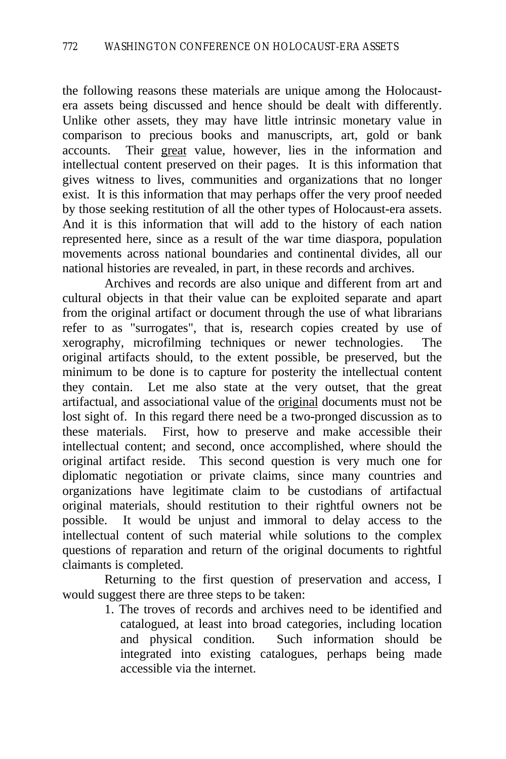the following reasons these materials are unique among the Holocaust-era assets being discussed and hence should be dealt with differently. Unlike other assets, they may have little intrinsic monetary value in comparison to precious books and manuscripts, art, gold or bank accounts. Their <u>great</u> value, however, lies in the information and intellectual content preserved on their pages. It is this information that gives witness to lives, communities and organizations that no longer exist. It is this information that may perhaps offer the very proof needed by those seeking restitution of all the other types of Holocaust-era assets. And it is this information that will add to the history of each nation represented here, since as a result of the war time diaspora, population movements across national boundaries and continental divides, all our national histories are revealed, in part, in these records and archives.

Archives and records are also unique and different from art and cultural objects in that their value can be exploited separate and apart from the original artifact or document through the use of what librarians refer to as "surrogates", that is, research copies created by use of xerography, microfilming techniques or newer technologies. The original artifacts should, to the extent possible, be preserved, but the minimum to be done is to capture for posterity the intellectual content they contain. Let me also state at the very outset, that the great artifactual, and associational value of the <u>original</u> documents must not be lost sight of. In this regard there need be a two-pronged discussion as to these materials. First, how to preserve and make accessible their intellectual content; and second, once accomplished, where should the original artifact reside. This second question is very much one for diplomatic negotiation or private claims, since many countries and organizations have legitimate claim to be custodians of artifactual original materials, should restitution to their rightful owners not be possible. It would be unjust and immoral to delay access to the intellectual content of such material while solutions to the complex questions of reparation and return of the original documents to rightful claimants is completed.

Returning to the first question of preservation and access, I would suggest there are three steps to be taken:

1. The troves of records and archives need to be identified and catalogued, at least into broad categories, including location and physical condition. Such information should be integrated into existing catalogues, perhaps being made accessible via the internet.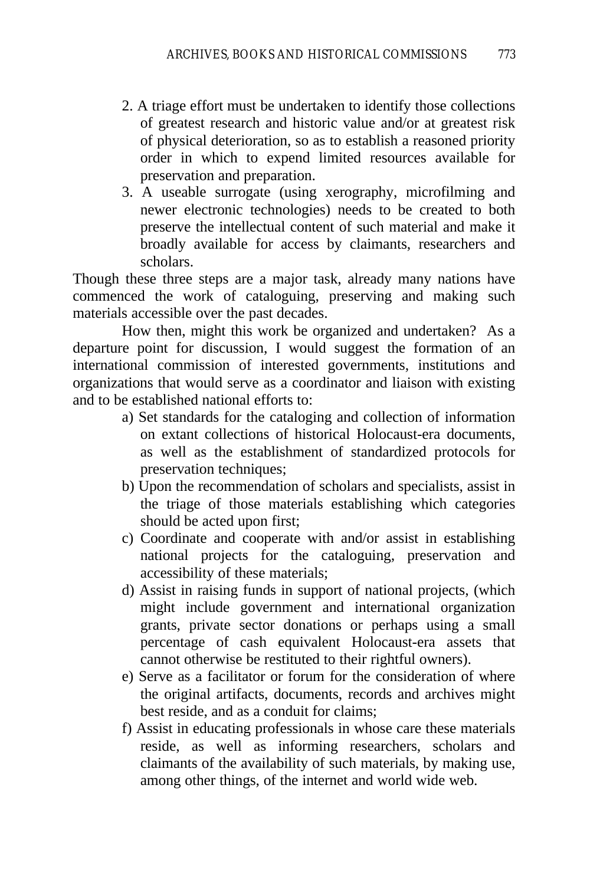2. A triage effort must be undertaken to identify those collections of greatest research and historic value and/or at greatest risk of physical deterioration, so as to establish a reasoned priority order in which to expend limited resources available for preservation and preparation.
3. A useable surrogate (using xerography, microfilming and newer electronic technologies) needs to be created to both preserve the intellectual content of such material and make it broadly available for access by claimants, researchers and scholars.

Though these three steps are a major task, already many nations have commenced the work of cataloguing, preserving and making such materials accessible over the past decades.

How then, might this work be organized and undertaken? As a departure point for discussion, I would suggest the formation of an international commission of interested governments, institutions and organizations that would serve as a coordinator and liaison with existing and to be established national efforts to:

a) Set standards for the cataloging and collection of information on extant collections of historical Holocaust-era documents, as well as the establishment of standardized protocols for preservation techniques;

b) Upon the recommendation of scholars and specialists, assist in the triage of those materials establishing which categories should be acted upon first;

c) Coordinate and cooperate with and/or assist in establishing national projects for the cataloguing, preservation and accessibility of these materials;

d) Assist in raising funds in support of national projects, (which might include government and international organization grants, private sector donations or perhaps using a small percentage of cash equivalent Holocaust-era assets that cannot otherwise be restituted to their rightful owners).

e) Serve as a facilitator or forum for the consideration of where the original artifacts, documents, records and archives might best reside, and as a conduit for claims;

f) Assist in educating professionals in whose care these materials reside, as well as informing researchers, scholars and claimants of the availability of such materials, by making use, among other things, of the internet and world wide web.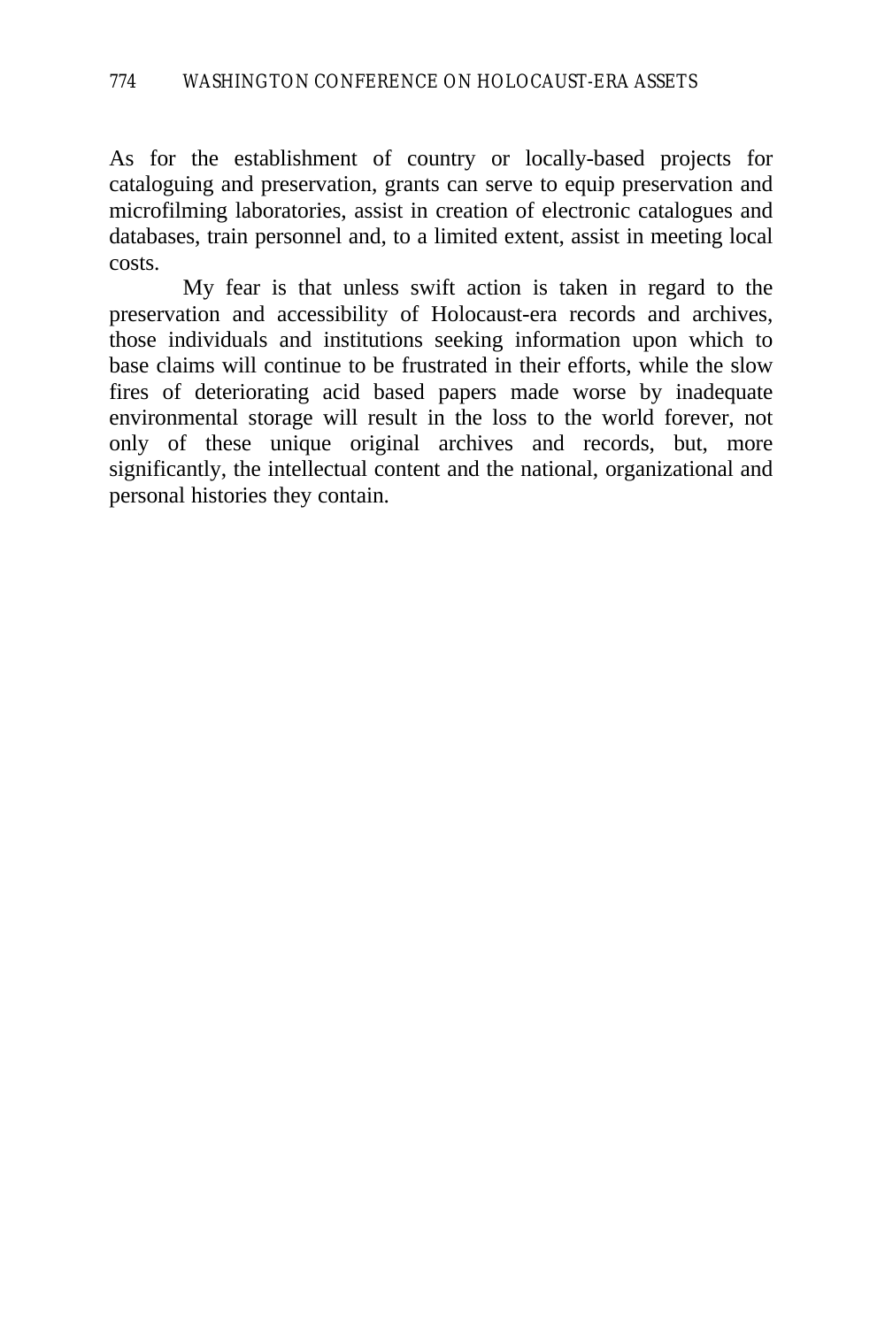As for the establishment of country or locally-based projects for cataloguing and preservation, grants can serve to equip preservation and microfilming laboratories, assist in creation of electronic catalogues and databases, train personnel and, to a limited extent, assist in meeting local costs.

My fear is that unless swift action is taken in regard to the preservation and accessibility of Holocaust-era records and archives, those individuals and institutions seeking information upon which to base claims will continue to be frustrated in their efforts, while the slow fires of deteriorating acid based papers made worse by inadequate environmental storage will result in the loss to the world forever, not only of these unique original archives and records, but, more significantly, the intellectual content and the national, organizational and personal histories they contain.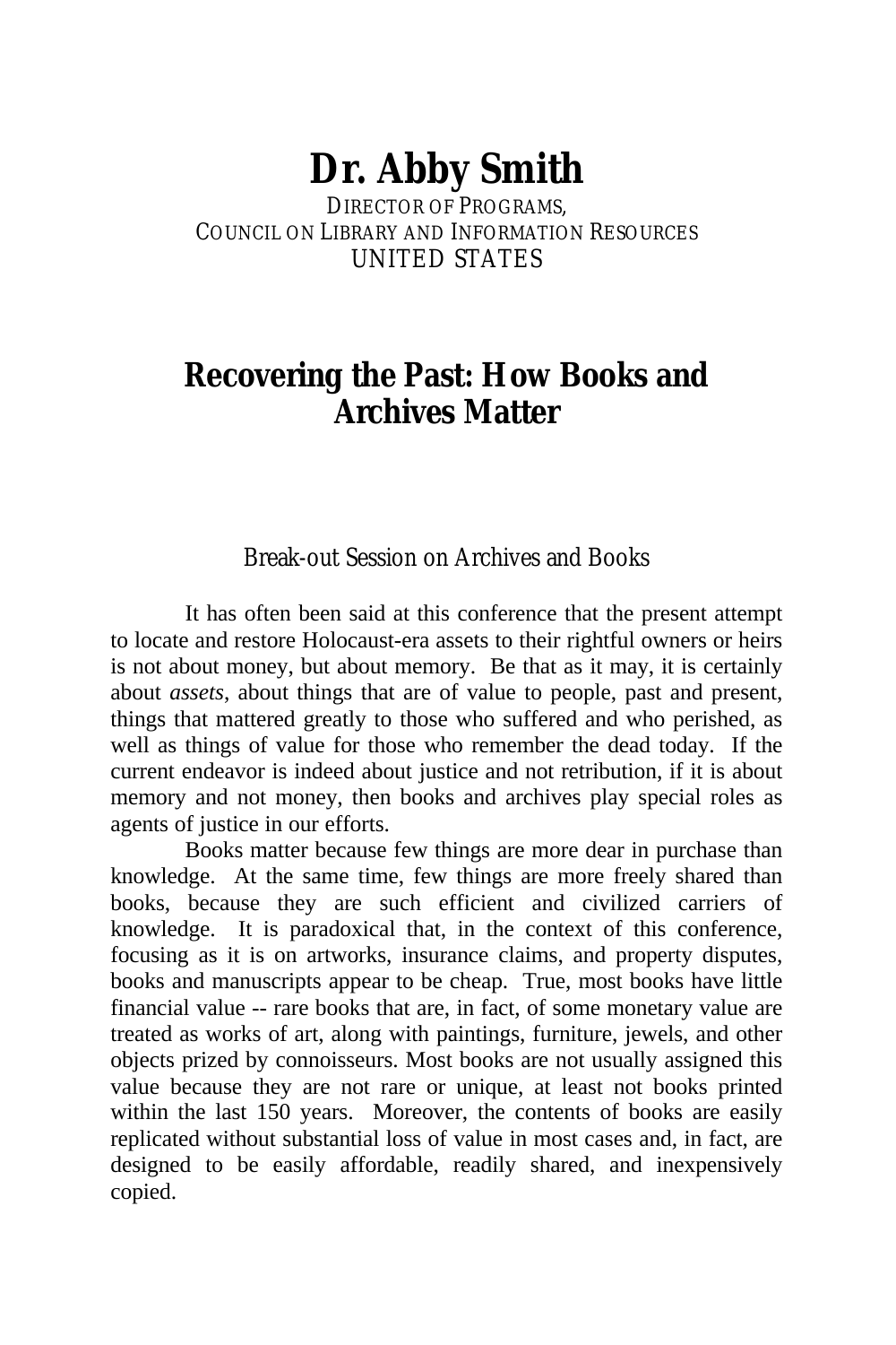# Dr. Abby Smith

DIRECTOR OF PROGRAMS,
COUNCIL ON LIBRARY AND INFORMATION RESOURCES
UNITED STATES

## Recovering the Past: How Books and Archives Matter

### Break-out Session on Archives and Books

It has often been said at this conference that the present attempt to locate and restore Holocaust-era assets to their rightful owners or heirs is not about money, but about memory. Be that as it may, it is certainly about *assets*, about things that are of value to people, past and present, things that mattered greatly to those who suffered and who perished, as well as things of value for those who remember the dead today. If the current endeavor is indeed about justice and not retribution, if it is about memory and not money, then books and archives play special roles as agents of justice in our efforts.

Books matter because few things are more dear in purchase than knowledge. At the same time, few things are more freely shared than books, because they are such efficient and civilized carriers of knowledge. It is paradoxical that, in the context of this conference, focusing as it is on artworks, insurance claims, and property disputes, books and manuscripts appear to be cheap. True, most books have little financial value -- rare books that are, in fact, of some monetary value are treated as works of art, along with paintings, furniture, jewels, and other objects prized by connoisseurs. Most books are not usually assigned this value because they are not rare or unique, at least not books printed within the last 150 years. Moreover, the contents of books are easily replicated without substantial loss of value in most cases and, in fact, are designed to be easily affordable, readily shared, and inexpensively copied.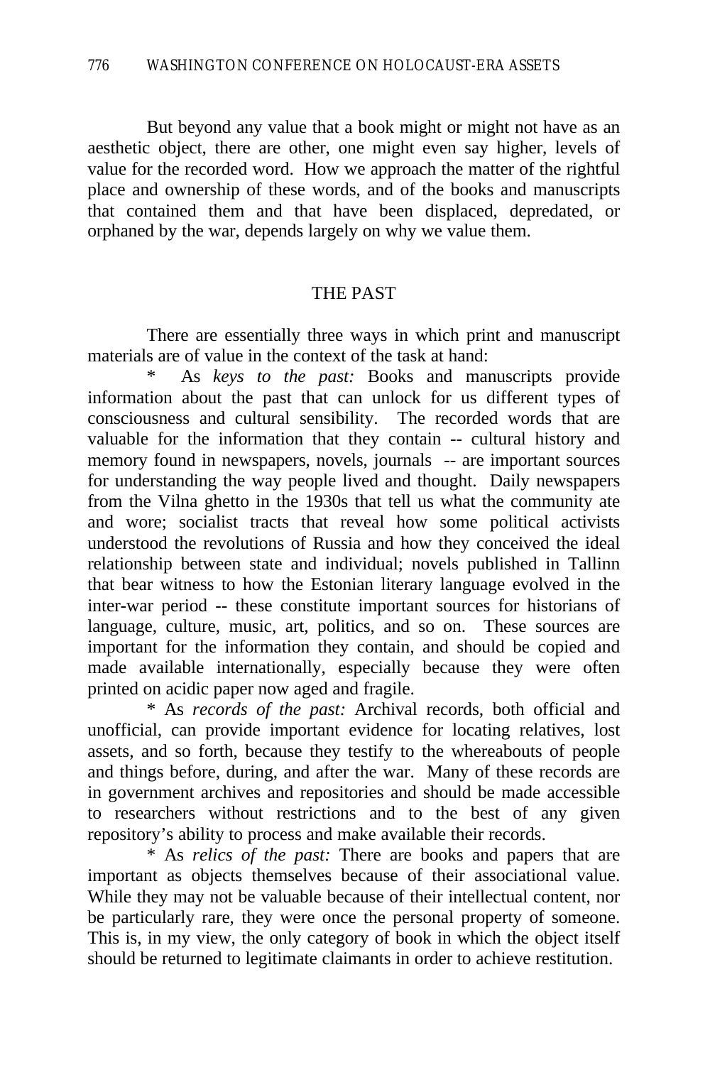But beyond any value that a book might or might not have as an aesthetic object, there are other, one might even say higher, levels of value for the recorded word. How we approach the matter of the rightful place and ownership of these words, and of the books and manuscripts that contained them and that have been displaced, depredated, or orphaned by the war, depends largely on why we value them.

## THE PAST

There are essentially three ways in which print and manuscript materials are of value in the context of the task at hand:

* As *keys to the past:* Books and manuscripts provide information about the past that can unlock for us different types of consciousness and cultural sensibility. The recorded words that are valuable for the information that they contain -- cultural history and memory found in newspapers, novels, journals -- are important sources for understanding the way people lived and thought. Daily newspapers from the Vilna ghetto in the 1930s that tell us what the community ate and wore; socialist tracts that reveal how some political activists understood the revolutions of Russia and how they conceived the ideal relationship between state and individual; novels published in Tallinn that bear witness to how the Estonian literary language evolved in the inter-war period -- these constitute important sources for historians of language, culture, music, art, politics, and so on. These sources are important for the information they contain, and should be copied and made available internationally, especially because they were often printed on acidic paper now aged and fragile.

* As *records of the past:* Archival records, both official and unofficial, can provide important evidence for locating relatives, lost assets, and so forth, because they testify to the whereabouts of people and things before, during, and after the war. Many of these records are in government archives and repositories and should be made accessible to researchers without restrictions and to the best of any given repository's ability to process and make available their records.

* As *relics of the past:* There are books and papers that are important as objects themselves because of their associational value. While they may not be valuable because of their intellectual content, nor be particularly rare, they were once the personal property of someone. This is, in my view, the only category of book in which the object itself should be returned to legitimate claimants in order to achieve restitution.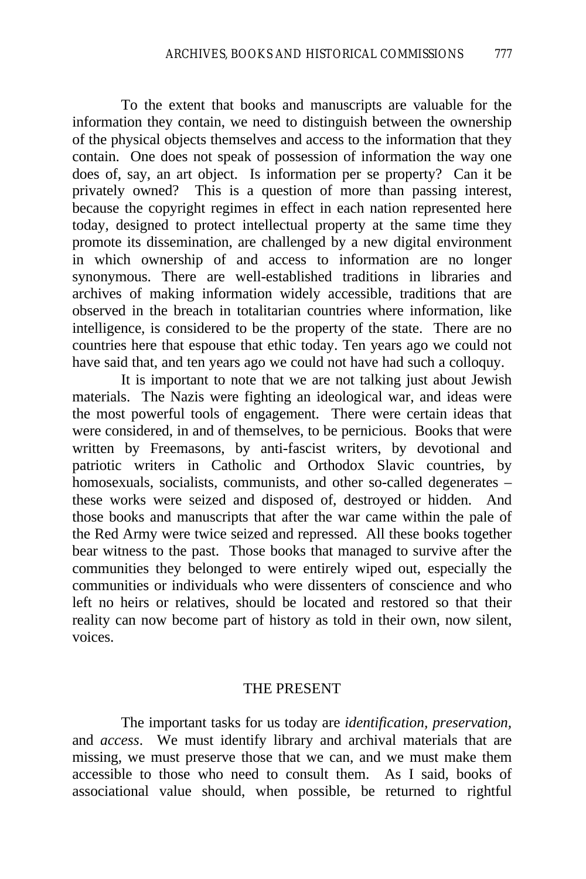To the extent that books and manuscripts are valuable for the information they contain, we need to distinguish between the ownership of the physical objects themselves and access to the information that they contain. One does not speak of possession of information the way one does of, say, an art object. Is information per se property? Can it be privately owned? This is a question of more than passing interest, because the copyright regimes in effect in each nation represented here today, designed to protect intellectual property at the same time they promote its dissemination, are challenged by a new digital environment in which ownership of and access to information are no longer synonymous. There are well-established traditions in libraries and archives of making information widely accessible, traditions that are observed in the breach in totalitarian countries where information, like intelligence, is considered to be the property of the state. There are no countries here that espouse that ethic today. Ten years ago we could not have said that, and ten years ago we could not have had such a colloquy.

It is important to note that we are not talking just about Jewish materials. The Nazis were fighting an ideological war, and ideas were the most powerful tools of engagement. There were certain ideas that were considered, in and of themselves, to be pernicious. Books that were written by Freemasons, by anti-fascist writers, by devotional and patriotic writers in Catholic and Orthodox Slavic countries, by homosexuals, socialists, communists, and other so-called degenerates – these works were seized and disposed of, destroyed or hidden. And those books and manuscripts that after the war came within the pale of the Red Army were twice seized and repressed. All these books together bear witness to the past. Those books that managed to survive after the communities they belonged to were entirely wiped out, especially the communities or individuals who were dissenters of conscience and who left no heirs or relatives, should be located and restored so that their reality can now become part of history as told in their own, now silent, voices.

## THE PRESENT

The important tasks for us today are *identification, preservation,* and *access*. We must identify library and archival materials that are missing, we must preserve those that we can, and we must make them accessible to those who need to consult them. As I said, books of associational value should, when possible, be returned to rightful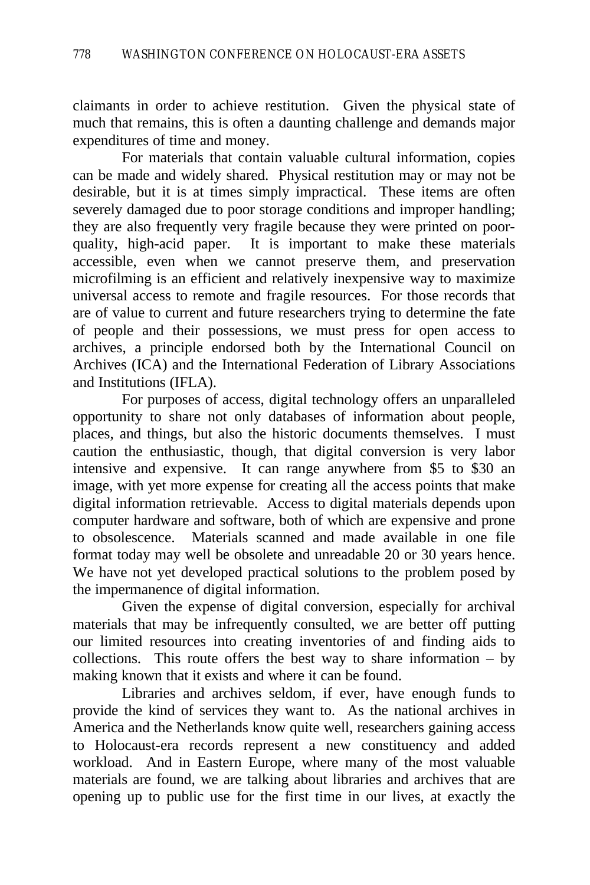claimants in order to achieve restitution. Given the physical state of much that remains, this is often a daunting challenge and demands major expenditures of time and money.

For materials that contain valuable cultural information, copies can be made and widely shared. Physical restitution may or may not be desirable, but it is at times simply impractical. These items are often severely damaged due to poor storage conditions and improper handling; they are also frequently very fragile because they were printed on poor-quality, high-acid paper. It is important to make these materials accessible, even when we cannot preserve them, and preservation microfilming is an efficient and relatively inexpensive way to maximize universal access to remote and fragile resources. For those records that are of value to current and future researchers trying to determine the fate of people and their possessions, we must press for open access to archives, a principle endorsed both by the International Council on Archives (ICA) and the International Federation of Library Associations and Institutions (IFLA).

For purposes of access, digital technology offers an unparalleled opportunity to share not only databases of information about people, places, and things, but also the historic documents themselves. I must caution the enthusiastic, though, that digital conversion is very labor intensive and expensive. It can range anywhere from $5 to $30 an image, with yet more expense for creating all the access points that make digital information retrievable. Access to digital materials depends upon computer hardware and software, both of which are expensive and prone to obsolescence. Materials scanned and made available in one file format today may well be obsolete and unreadable 20 or 30 years hence. We have not yet developed practical solutions to the problem posed by the impermanence of digital information.

Given the expense of digital conversion, especially for archival materials that may be infrequently consulted, we are better off putting our limited resources into creating inventories of and finding aids to collections. This route offers the best way to share information – by making known that it exists and where it can be found.

Libraries and archives seldom, if ever, have enough funds to provide the kind of services they want to. As the national archives in America and the Netherlands know quite well, researchers gaining access to Holocaust-era records represent a new constituency and added workload. And in Eastern Europe, where many of the most valuable materials are found, we are talking about libraries and archives that are opening up to public use for the first time in our lives, at exactly the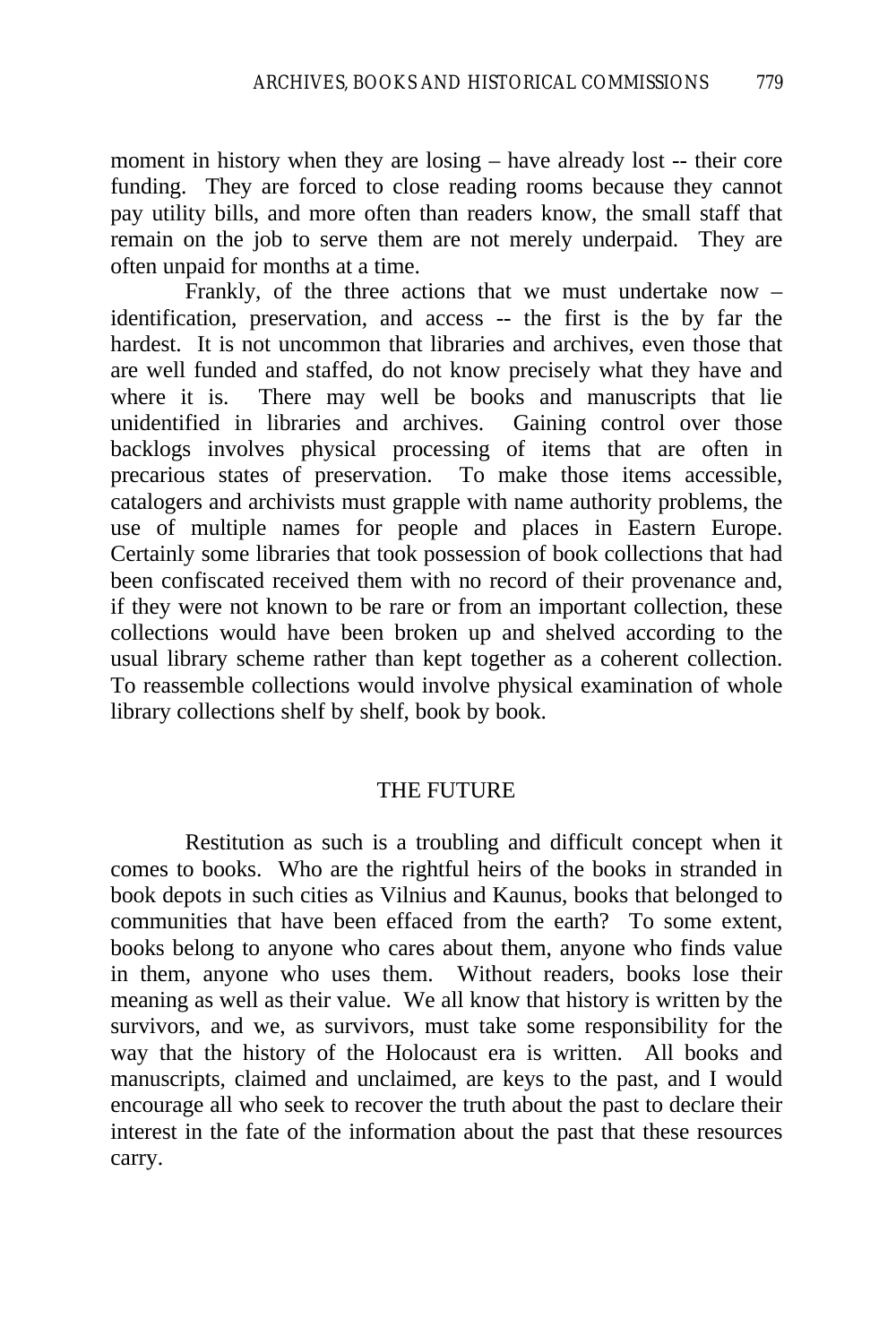moment in history when they are losing – have already lost -- their core funding. They are forced to close reading rooms because they cannot pay utility bills, and more often than readers know, the small staff that remain on the job to serve them are not merely underpaid. They are often unpaid for months at a time.

Frankly, of the three actions that we must undertake now – identification, preservation, and access -- the first is the by far the hardest. It is not uncommon that libraries and archives, even those that are well funded and staffed, do not know precisely what they have and where it is. There may well be books and manuscripts that lie unidentified in libraries and archives. Gaining control over those backlogs involves physical processing of items that are often in precarious states of preservation. To make those items accessible, catalogers and archivists must grapple with name authority problems, the use of multiple names for people and places in Eastern Europe. Certainly some libraries that took possession of book collections that had been confiscated received them with no record of their provenance and, if they were not known to be rare or from an important collection, these collections would have been broken up and shelved according to the usual library scheme rather than kept together as a coherent collection. To reassemble collections would involve physical examination of whole library collections shelf by shelf, book by book.

## THE FUTURE

Restitution as such is a troubling and difficult concept when it comes to books. Who are the rightful heirs of the books in stranded in book depots in such cities as Vilnius and Kaunus, books that belonged to communities that have been effaced from the earth? To some extent, books belong to anyone who cares about them, anyone who finds value in them, anyone who uses them. Without readers, books lose their meaning as well as their value. We all know that history is written by the survivors, and we, as survivors, must take some responsibility for the way that the history of the Holocaust era is written. All books and manuscripts, claimed and unclaimed, are keys to the past, and I would encourage all who seek to recover the truth about the past to declare their interest in the fate of the information about the past that these resources carry.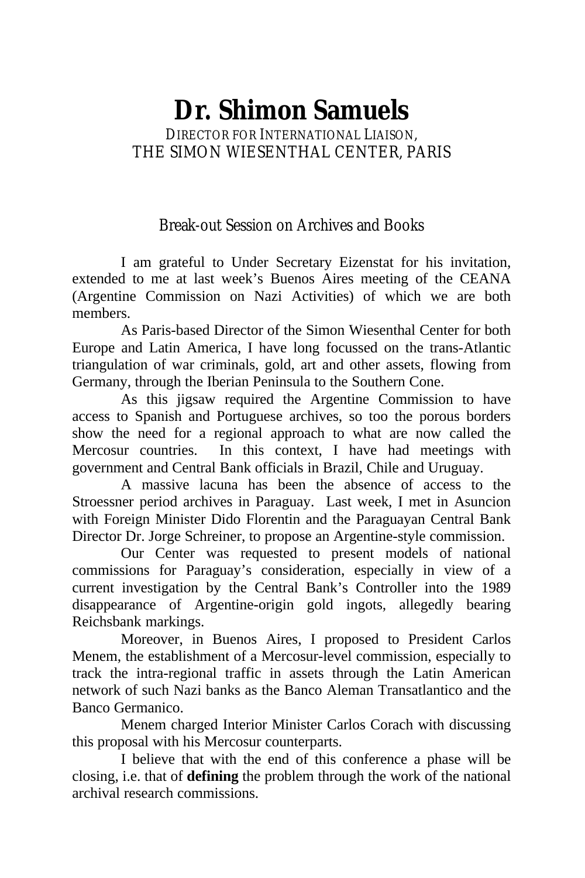# Dr. Shimon Samuels

DIRECTOR FOR INTERNATIONAL LIAISON,
THE SIMON WIESENTHAL CENTER, PARIS

Break-out Session on Archives and Books

I am grateful to Under Secretary Eizenstat for his invitation, extended to me at last week's Buenos Aires meeting of the CEANA (Argentine Commission on Nazi Activities) of which we are both members.

As Paris-based Director of the Simon Wiesenthal Center for both Europe and Latin America, I have long focussed on the trans-Atlantic triangulation of war criminals, gold, art and other assets, flowing from Germany, through the Iberian Peninsula to the Southern Cone.

As this jigsaw required the Argentine Commission to have access to Spanish and Portuguese archives, so too the porous borders show the need for a regional approach to what are now called the Mercosur countries. In this context, I have had meetings with government and Central Bank officials in Brazil, Chile and Uruguay.

A massive lacuna has been the absence of access to the Stroessner period archives in Paraguay. Last week, I met in Asuncion with Foreign Minister Dido Florentin and the Paraguayan Central Bank Director Dr. Jorge Schreiner, to propose an Argentine-style commission.

Our Center was requested to present models of national commissions for Paraguay's consideration, especially in view of a current investigation by the Central Bank's Controller into the 1989 disappearance of Argentine-origin gold ingots, allegedly bearing Reichsbank markings.

Moreover, in Buenos Aires, I proposed to President Carlos Menem, the establishment of a Mercosur-level commission, especially to track the intra-regional traffic in assets through the Latin American network of such Nazi banks as the Banco Aleman Transatlantico and the Banco Germanico.

Menem charged Interior Minister Carlos Corach with discussing this proposal with his Mercosur counterparts.

I believe that with the end of this conference a phase will be closing, i.e. that of **defining** the problem through the work of the national archival research commissions.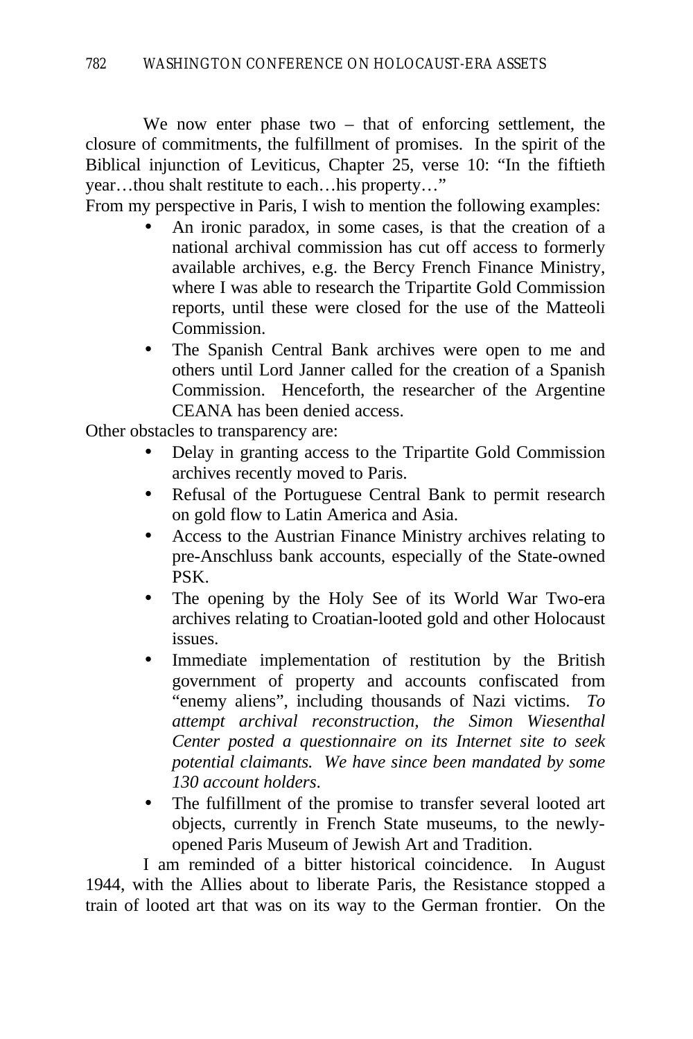We now enter phase two – that of enforcing settlement, the closure of commitments, the fulfillment of promises. In the spirit of the Biblical injunction of Leviticus, Chapter 25, verse 10: "In the fiftieth year…thou shalt restitute to each…his property…"

From my perspective in Paris, I wish to mention the following examples:

- An ironic paradox, in some cases, is that the creation of a national archival commission has cut off access to formerly available archives, e.g. the Bercy French Finance Ministry, where I was able to research the Tripartite Gold Commission reports, until these were closed for the use of the Matteoli Commission.
- The Spanish Central Bank archives were open to me and others until Lord Janner called for the creation of a Spanish Commission. Henceforth, the researcher of the Argentine CEANA has been denied access.

Other obstacles to transparency are:

- Delay in granting access to the Tripartite Gold Commission archives recently moved to Paris.
- Refusal of the Portuguese Central Bank to permit research on gold flow to Latin America and Asia.
- Access to the Austrian Finance Ministry archives relating to pre-Anschluss bank accounts, especially of the State-owned PSK.
- The opening by the Holy See of its World War Two-era archives relating to Croatian-looted gold and other Holocaust issues.
- Immediate implementation of restitution by the British government of property and accounts confiscated from "enemy aliens", including thousands of Nazi victims. *To attempt archival reconstruction, the Simon Wiesenthal Center posted a questionnaire on its Internet site to seek potential claimants. We have since been mandated by some 130 account holders.*
- The fulfillment of the promise to transfer several looted art objects, currently in French State museums, to the newly-opened Paris Museum of Jewish Art and Tradition.

I am reminded of a bitter historical coincidence. In August 1944, with the Allies about to liberate Paris, the Resistance stopped a train of looted art that was on its way to the German frontier. On the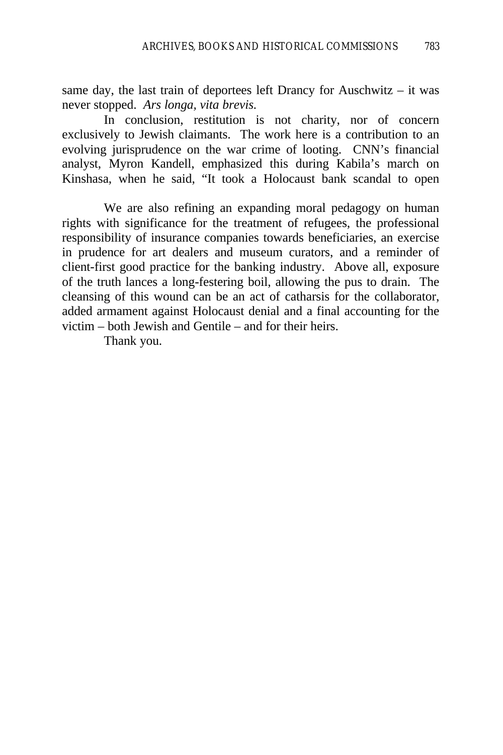same day, the last train of deportees left Drancy for Auschwitz – it was never stopped. *Ars longa, vita brevis.*

In conclusion, restitution is not charity, nor of concern exclusively to Jewish claimants. The work here is a contribution to an evolving jurisprudence on the war crime of looting. CNN's financial analyst, Myron Kandell, emphasized this during Kabila's march on Kinshasa, when he said, "It took a Holocaust bank scandal to open

We are also refining an expanding moral pedagogy on human rights with significance for the treatment of refugees, the professional responsibility of insurance companies towards beneficiaries, an exercise in prudence for art dealers and museum curators, and a reminder of client-first good practice for the banking industry. Above all, exposure of the truth lances a long-festering boil, allowing the pus to drain. The cleansing of this wound can be an act of catharsis for the collaborator, added armament against Holocaust denial and a final accounting for the victim – both Jewish and Gentile – and for their heirs.

Thank you.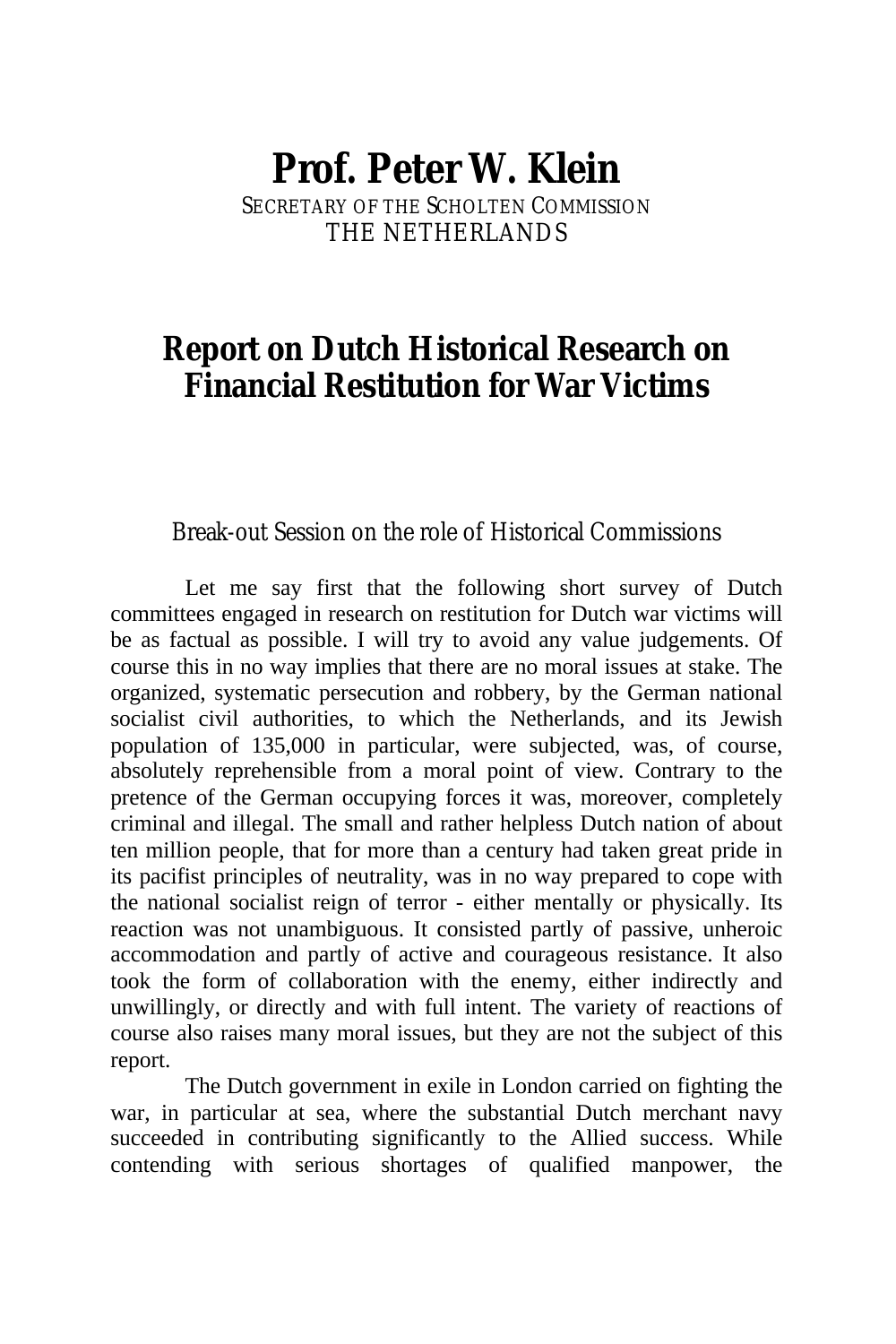# Prof. Peter W. Klein

SECRETARY OF THE SCHOLTEN COMMISSION
THE NETHERLANDS

## Report on Dutch Historical Research on Financial Restitution for War Victims

*Break-out Session on the role of Historical Commissions*

Let me say first that the following short survey of Dutch committees engaged in research on restitution for Dutch war victims will be as factual as possible. I will try to avoid any value judgements. Of course this in no way implies that there are no moral issues at stake. The organized, systematic persecution and robbery, by the German national socialist civil authorities, to which the Netherlands, and its Jewish population of 135,000 in particular, were subjected, was, of course, absolutely reprehensible from a moral point of view. Contrary to the pretence of the German occupying forces it was, moreover, completely criminal and illegal. The small and rather helpless Dutch nation of about ten million people, that for more than a century had taken great pride in its pacifist principles of neutrality, was in no way prepared to cope with the national socialist reign of terror - either mentally or physically. Its reaction was not unambiguous. It consisted partly of passive, unheroic accommodation and partly of active and courageous resistance. It also took the form of collaboration with the enemy, either indirectly and unwillingly, or directly and with full intent. The variety of reactions of course also raises many moral issues, but they are not the subject of this report.

The Dutch government in exile in London carried on fighting the war, in particular at sea, where the substantial Dutch merchant navy succeeded in contributing significantly to the Allied success. While contending with serious shortages of qualified manpower, the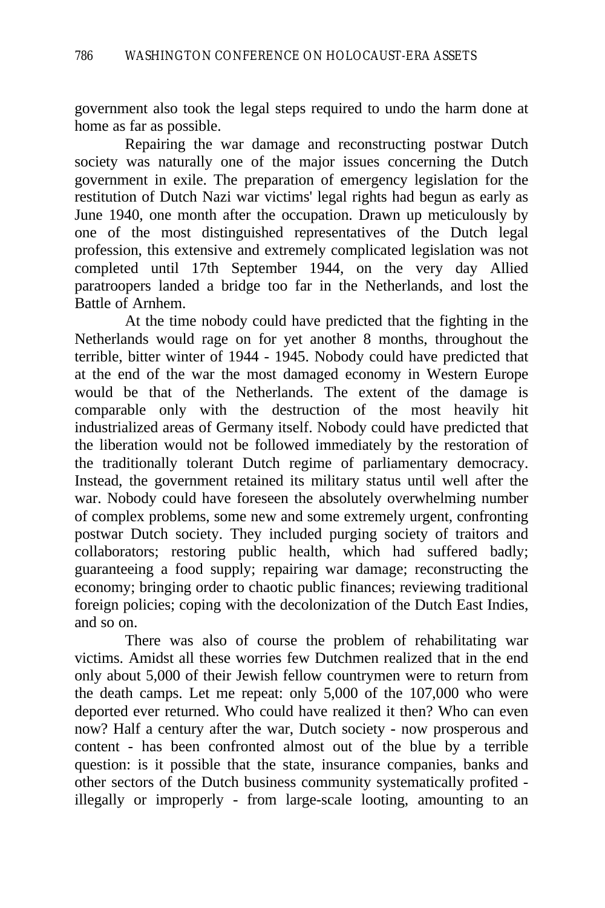government also took the legal steps required to undo the harm done at home as far as possible.

Repairing the war damage and reconstructing postwar Dutch society was naturally one of the major issues concerning the Dutch government in exile. The preparation of emergency legislation for the restitution of Dutch Nazi war victims' legal rights had begun as early as June 1940, one month after the occupation. Drawn up meticulously by one of the most distinguished representatives of the Dutch legal profession, this extensive and extremely complicated legislation was not completed until 17th September 1944, on the very day Allied paratroopers landed a bridge too far in the Netherlands, and lost the Battle of Arnhem.

At the time nobody could have predicted that the fighting in the Netherlands would rage on for yet another 8 months, throughout the terrible, bitter winter of 1944 - 1945. Nobody could have predicted that at the end of the war the most damaged economy in Western Europe would be that of the Netherlands. The extent of the damage is comparable only with the destruction of the most heavily hit industrialized areas of Germany itself. Nobody could have predicted that the liberation would not be followed immediately by the restoration of the traditionally tolerant Dutch regime of parliamentary democracy. Instead, the government retained its military status until well after the war. Nobody could have foreseen the absolutely overwhelming number of complex problems, some new and some extremely urgent, confronting postwar Dutch society. They included purging society of traitors and collaborators; restoring public health, which had suffered badly; guaranteeing a food supply; repairing war damage; reconstructing the economy; bringing order to chaotic public finances; reviewing traditional foreign policies; coping with the decolonization of the Dutch East Indies, and so on.

There was also of course the problem of rehabilitating war victims. Amidst all these worries few Dutchmen realized that in the end only about 5,000 of their Jewish fellow countrymen were to return from the death camps. Let me repeat: only 5,000 of the 107,000 who were deported ever returned. Who could have realized it then? Who can even now? Half a century after the war, Dutch society - now prosperous and content - has been confronted almost out of the blue by a terrible question: is it possible that the state, insurance companies, banks and other sectors of the Dutch business community systematically profited - illegally or improperly - from large-scale looting, amounting to an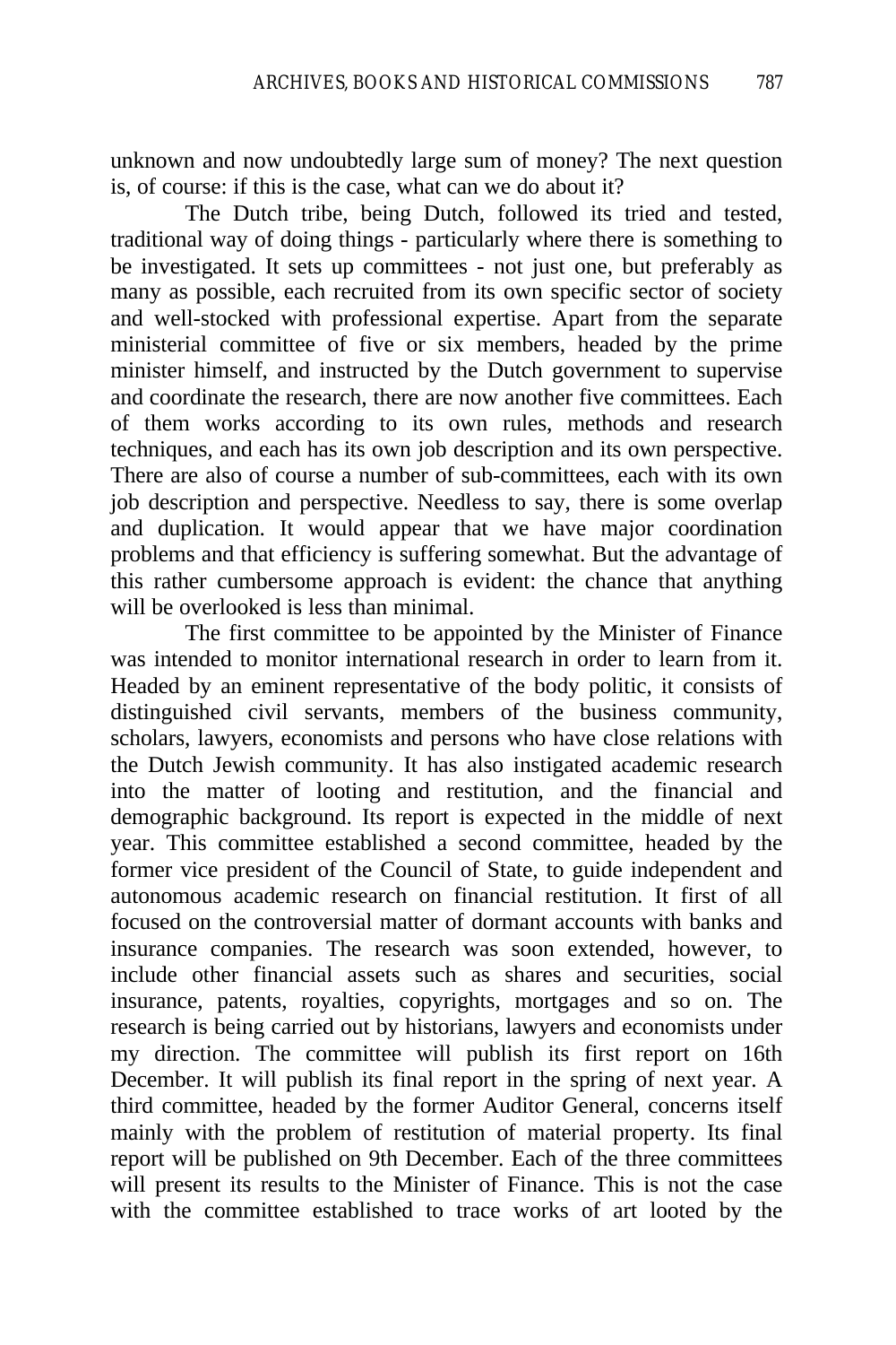unknown and now undoubtedly large sum of money? The next question is, of course: if this is the case, what can we do about it?

The Dutch tribe, being Dutch, followed its tried and tested, traditional way of doing things - particularly where there is something to be investigated. It sets up committees - not just one, but preferably as many as possible, each recruited from its own specific sector of society and well-stocked with professional expertise. Apart from the separate ministerial committee of five or six members, headed by the prime minister himself, and instructed by the Dutch government to supervise and coordinate the research, there are now another five committees. Each of them works according to its own rules, methods and research techniques, and each has its own job description and its own perspective. There are also of course a number of sub-committees, each with its own job description and perspective. Needless to say, there is some overlap and duplication. It would appear that we have major coordination problems and that efficiency is suffering somewhat. But the advantage of this rather cumbersome approach is evident: the chance that anything will be overlooked is less than minimal.

The first committee to be appointed by the Minister of Finance was intended to monitor international research in order to learn from it. Headed by an eminent representative of the body politic, it consists of distinguished civil servants, members of the business community, scholars, lawyers, economists and persons who have close relations with the Dutch Jewish community. It has also instigated academic research into the matter of looting and restitution, and the financial and demographic background. Its report is expected in the middle of next year. This committee established a second committee, headed by the former vice president of the Council of State, to guide independent and autonomous academic research on financial restitution. It first of all focused on the controversial matter of dormant accounts with banks and insurance companies. The research was soon extended, however, to include other financial assets such as shares and securities, social insurance, patents, royalties, copyrights, mortgages and so on. The research is being carried out by historians, lawyers and economists under my direction. The committee will publish its first report on 16th December. It will publish its final report in the spring of next year. A third committee, headed by the former Auditor General, concerns itself mainly with the problem of restitution of material property. Its final report will be published on 9th December. Each of the three committees will present its results to the Minister of Finance. This is not the case with the committee established to trace works of art looted by the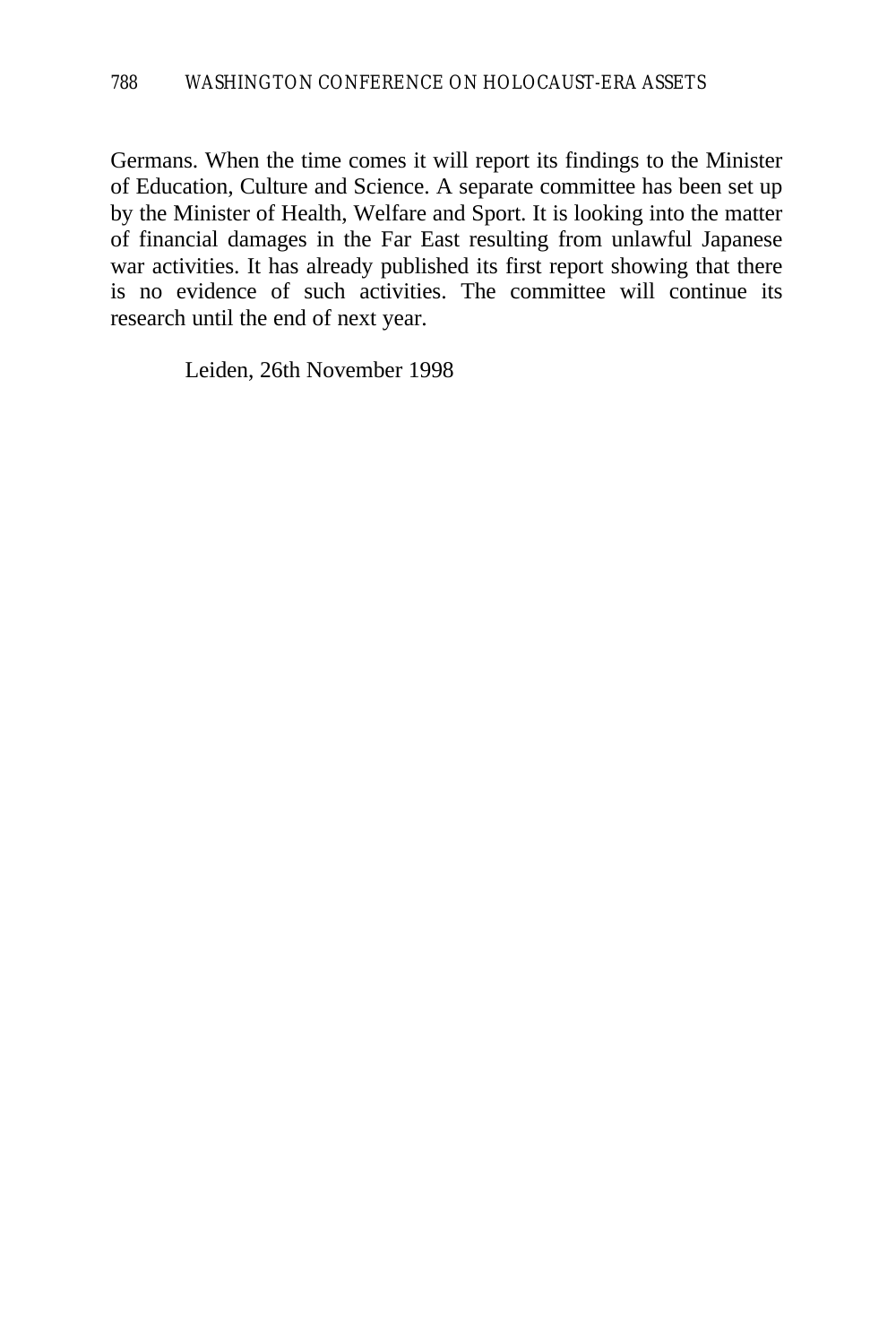Germans. When the time comes it will report its findings to the Minister of Education, Culture and Science. A separate committee has been set up by the Minister of Health, Welfare and Sport. It is looking into the matter of financial damages in the Far East resulting from unlawful Japanese war activities. It has already published its first report showing that there is no evidence of such activities. The committee will continue its research until the end of next year.

Leiden, 26th November 1998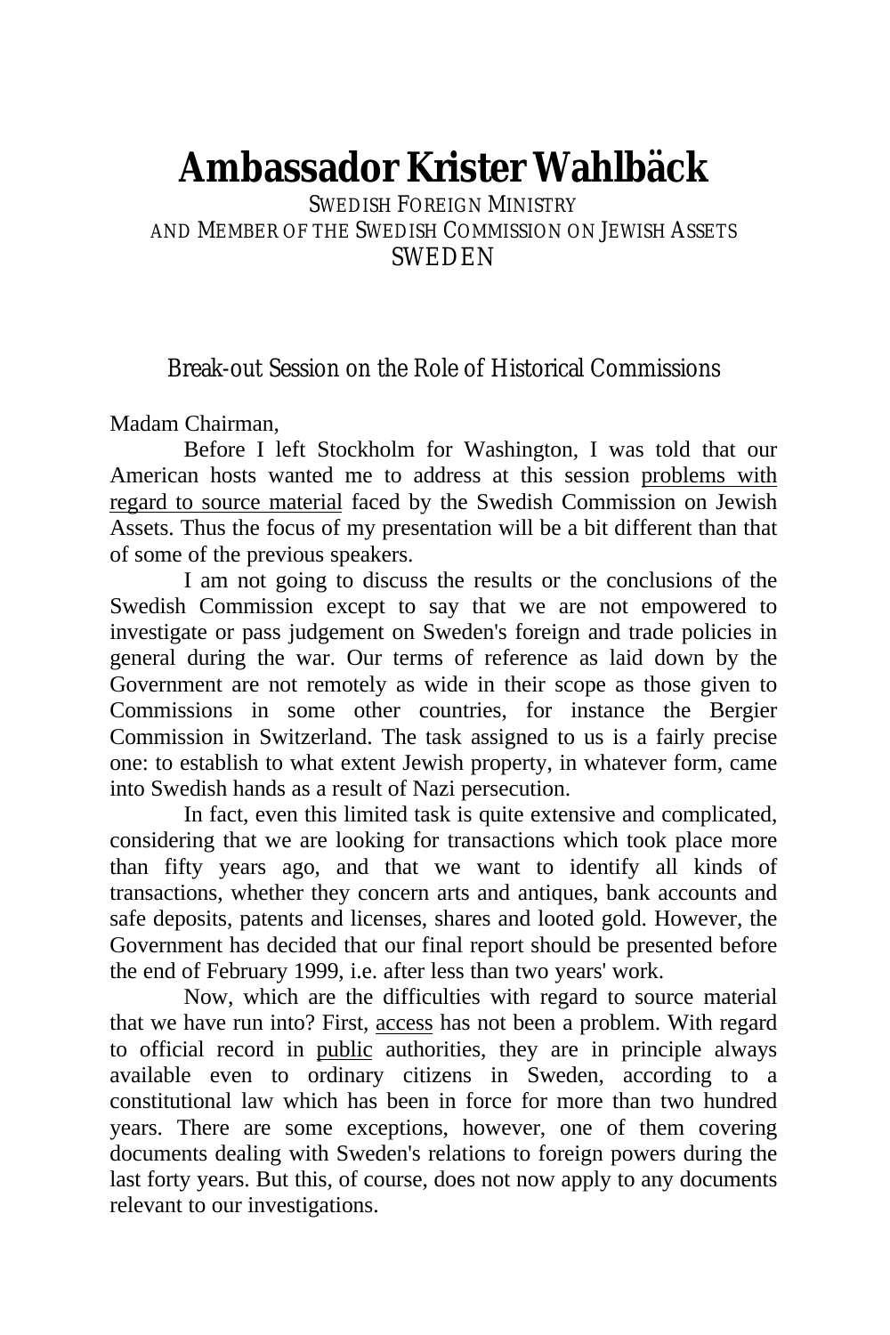# Ambassador Krister Wahlbäck

SWEDISH FOREIGN MINISTRY
AND MEMBER OF THE SWEDISH COMMISSION ON JEWISH ASSETS
SWEDEN

## Break-out Session on the Role of Historical Commissions

Madam Chairman,

Before I left Stockholm for Washington, I was told that our American hosts wanted me to address at this session problems with regard to source material faced by the Swedish Commission on Jewish Assets. Thus the focus of my presentation will be a bit different than that of some of the previous speakers.

I am not going to discuss the results or the conclusions of the Swedish Commission except to say that we are not empowered to investigate or pass judgement on Sweden's foreign and trade policies in general during the war. Our terms of reference as laid down by the Government are not remotely as wide in their scope as those given to Commissions in some other countries, for instance the Bergier Commission in Switzerland. The task assigned to us is a fairly precise one: to establish to what extent Jewish property, in whatever form, came into Swedish hands as a result of Nazi persecution.

In fact, even this limited task is quite extensive and complicated, considering that we are looking for transactions which took place more than fifty years ago, and that we want to identify all kinds of transactions, whether they concern arts and antiques, bank accounts and safe deposits, patents and licenses, shares and looted gold. However, the Government has decided that our final report should be presented before the end of February 1999, i.e. after less than two years' work.

Now, which are the difficulties with regard to source material that we have run into? First, access has not been a problem. With regard to official record in public authorities, they are in principle always available even to ordinary citizens in Sweden, according to a constitutional law which has been in force for more than two hundred years. There are some exceptions, however, one of them covering documents dealing with Sweden's relations to foreign powers during the last forty years. But this, of course, does not now apply to any documents relevant to our investigations.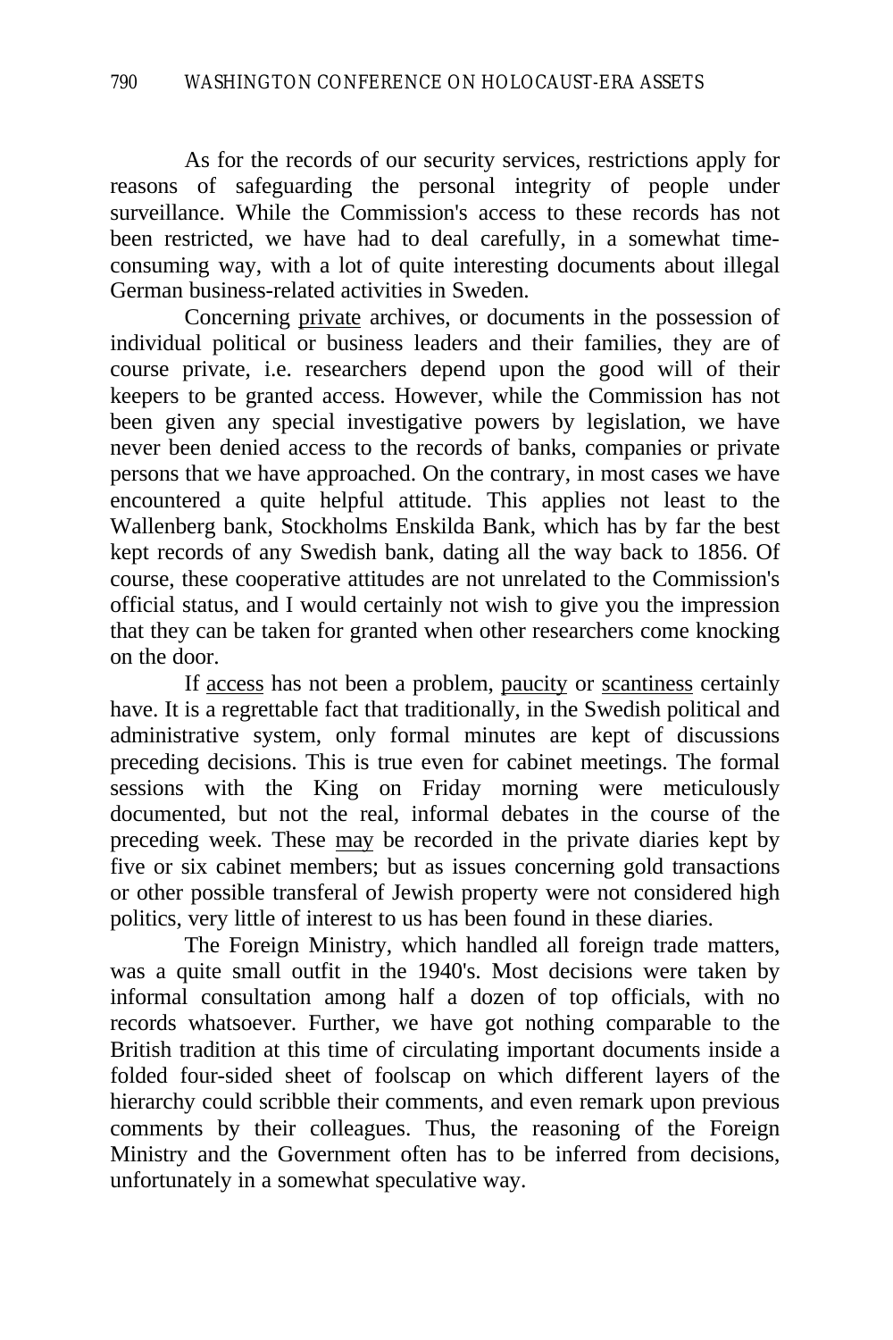As for the records of our security services, restrictions apply for reasons of safeguarding the personal integrity of people under surveillance. While the Commission's access to these records has not been restricted, we have had to deal carefully, in a somewhat time-consuming way, with a lot of quite interesting documents about illegal German business-related activities in Sweden.

Concerning <u>private</u> archives, or documents in the possession of individual political or business leaders and their families, they are of course private, i.e. researchers depend upon the good will of their keepers to be granted access. However, while the Commission has not been given any special investigative powers by legislation, we have never been denied access to the records of banks, companies or private persons that we have approached. On the contrary, in most cases we have encountered a quite helpful attitude. This applies not least to the Wallenberg bank, Stockholms Enskilda Bank, which has by far the best kept records of any Swedish bank, dating all the way back to 1856. Of course, these cooperative attitudes are not unrelated to the Commission's official status, and I would certainly not wish to give you the impression that they can be taken for granted when other researchers come knocking on the door.

If <u>access</u> has not been a problem, <u>paucity</u> or <u>scantiness</u> certainly have. It is a regrettable fact that traditionally, in the Swedish political and administrative system, only formal minutes are kept of discussions preceding decisions. This is true even for cabinet meetings. The formal sessions with the King on Friday morning were meticulously documented, but not the real, informal debates in the course of the preceding week. These <u>may</u> be recorded in the private diaries kept by five or six cabinet members; but as issues concerning gold transactions or other possible transferal of Jewish property were not considered high politics, very little of interest to us has been found in these diaries.

The Foreign Ministry, which handled all foreign trade matters, was a quite small outfit in the 1940's. Most decisions were taken by informal consultation among half a dozen of top officials, with no records whatsoever. Further, we have got nothing comparable to the British tradition at this time of circulating important documents inside a folded four-sided sheet of foolscap on which different layers of the hierarchy could scribble their comments, and even remark upon previous comments by their colleagues. Thus, the reasoning of the Foreign Ministry and the Government often has to be inferred from decisions, unfortunately in a somewhat speculative way.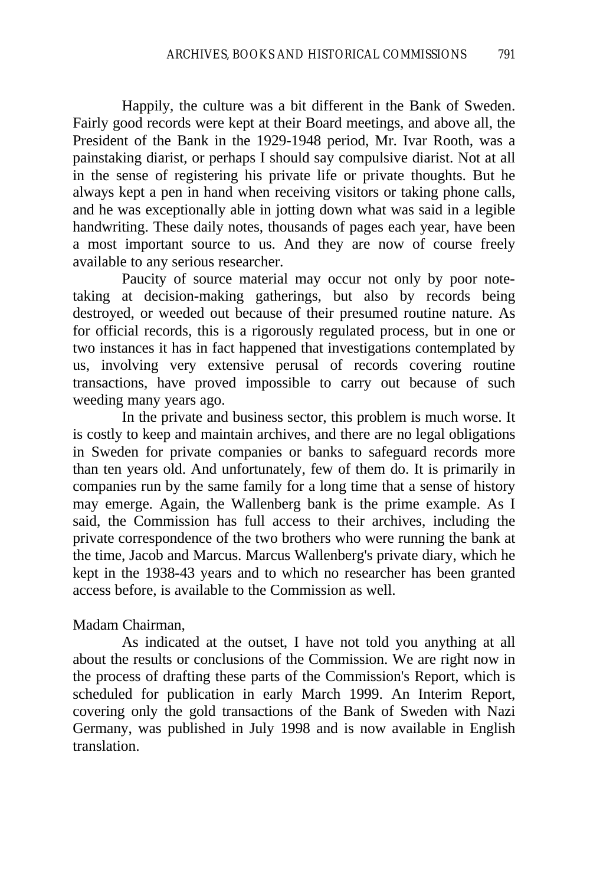Happily, the culture was a bit different in the Bank of Sweden. Fairly good records were kept at their Board meetings, and above all, the President of the Bank in the 1929-1948 period, Mr. Ivar Rooth, was a painstaking diarist, or perhaps I should say compulsive diarist. Not at all in the sense of registering his private life or private thoughts. But he always kept a pen in hand when receiving visitors or taking phone calls, and he was exceptionally able in jotting down what was said in a legible handwriting. These daily notes, thousands of pages each year, have been a most important source to us. And they are now of course freely available to any serious researcher.

Paucity of source material may occur not only by poor note-taking at decision-making gatherings, but also by records being destroyed, or weeded out because of their presumed routine nature. As for official records, this is a rigorously regulated process, but in one or two instances it has in fact happened that investigations contemplated by us, involving very extensive perusal of records covering routine transactions, have proved impossible to carry out because of such weeding many years ago.

In the private and business sector, this problem is much worse. It is costly to keep and maintain archives, and there are no legal obligations in Sweden for private companies or banks to safeguard records more than ten years old. And unfortunately, few of them do. It is primarily in companies run by the same family for a long time that a sense of history may emerge. Again, the Wallenberg bank is the prime example. As I said, the Commission has full access to their archives, including the private correspondence of the two brothers who were running the bank at the time, Jacob and Marcus. Marcus Wallenberg's private diary, which he kept in the 1938-43 years and to which no researcher has been granted access before, is available to the Commission as well.

Madam Chairman,

As indicated at the outset, I have not told you anything at all about the results or conclusions of the Commission. We are right now in the process of drafting these parts of the Commission's Report, which is scheduled for publication in early March 1999. An Interim Report, covering only the gold transactions of the Bank of Sweden with Nazi Germany, was published in July 1998 and is now available in English translation.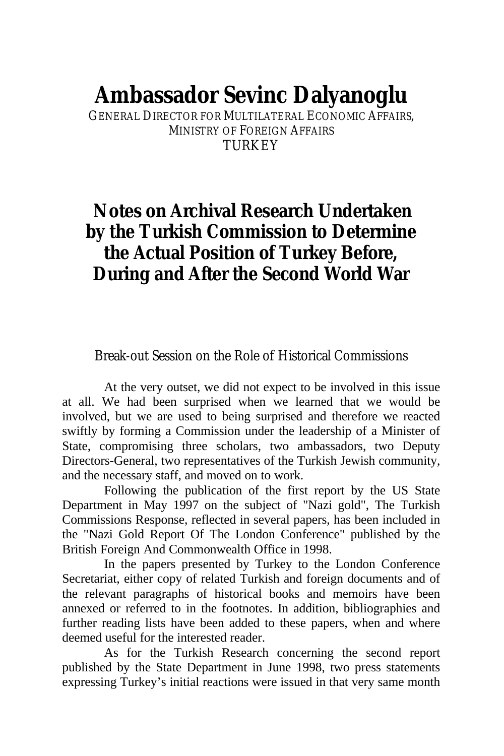# Ambassador Sevinc Dalyanoglu

GENERAL DIRECTOR FOR MULTILATERAL ECONOMIC AFFAIRS,
MINISTRY OF FOREIGN AFFAIRS
TURKEY

## Notes on Archival Research Undertaken by the Turkish Commission to Determine the Actual Position of Turkey Before, During and After the Second World War

Break-out Session on the Role of Historical Commissions

At the very outset, we did not expect to be involved in this issue at all. We had been surprised when we learned that we would be involved, but we are used to being surprised and therefore we reacted swiftly by forming a Commission under the leadership of a Minister of State, compromising three scholars, two ambassadors, two Deputy Directors-General, two representatives of the Turkish Jewish community, and the necessary staff, and moved on to work.

Following the publication of the first report by the US State Department in May 1997 on the subject of "Nazi gold", The Turkish Commissions Response, reflected in several papers, has been included in the "Nazi Gold Report Of The London Conference" published by the British Foreign And Commonwealth Office in 1998.

In the papers presented by Turkey to the London Conference Secretariat, either copy of related Turkish and foreign documents and of the relevant paragraphs of historical books and memoirs have been annexed or referred to in the footnotes. In addition, bibliographies and further reading lists have been added to these papers, when and where deemed useful for the interested reader.

As for the Turkish Research concerning the second report published by the State Department in June 1998, two press statements expressing Turkey's initial reactions were issued in that very same month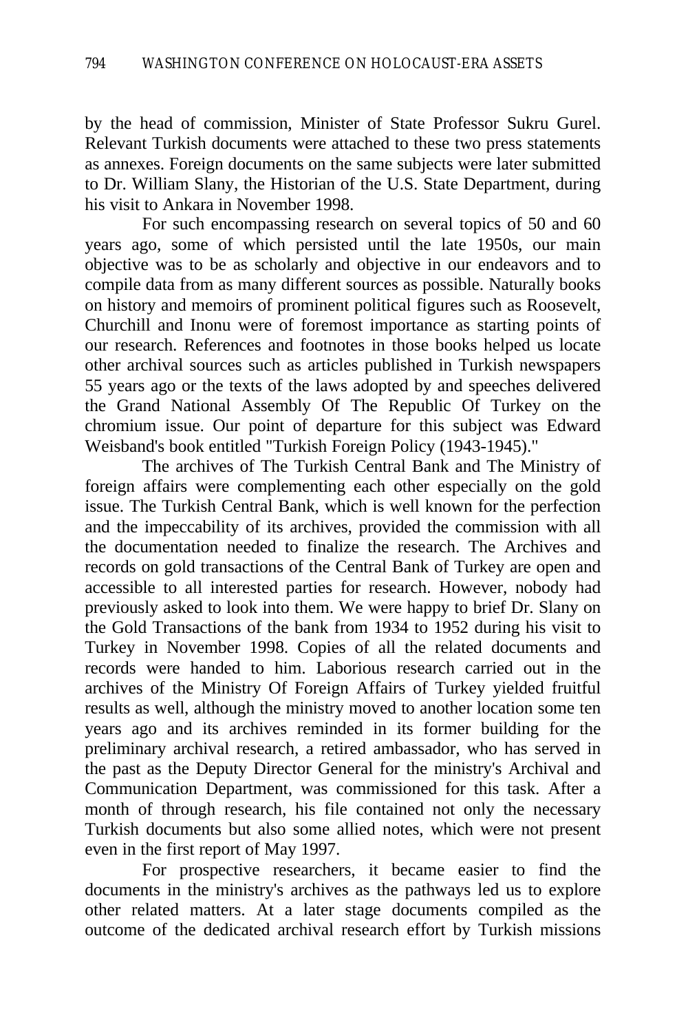by the head of commission, Minister of State Professor Sukru Gurel. Relevant Turkish documents were attached to these two press statements as annexes. Foreign documents on the same subjects were later submitted to Dr. William Slany, the Historian of the U.S. State Department, during his visit to Ankara in November 1998.

For such encompassing research on several topics of 50 and 60 years ago, some of which persisted until the late 1950s, our main objective was to be as scholarly and objective in our endeavors and to compile data from as many different sources as possible. Naturally books on history and memoirs of prominent political figures such as Roosevelt, Churchill and Inonu were of foremost importance as starting points of our research. References and footnotes in those books helped us locate other archival sources such as articles published in Turkish newspapers 55 years ago or the texts of the laws adopted by and speeches delivered the Grand National Assembly Of The Republic Of Turkey on the chromium issue. Our point of departure for this subject was Edward Weisband's book entitled "Turkish Foreign Policy (1943-1945)."

The archives of The Turkish Central Bank and The Ministry of foreign affairs were complementing each other especially on the gold issue. The Turkish Central Bank, which is well known for the perfection and the impeccability of its archives, provided the commission with all the documentation needed to finalize the research. The Archives and records on gold transactions of the Central Bank of Turkey are open and accessible to all interested parties for research. However, nobody had previously asked to look into them. We were happy to brief Dr. Slany on the Gold Transactions of the bank from 1934 to 1952 during his visit to Turkey in November 1998. Copies of all the related documents and records were handed to him. Laborious research carried out in the archives of the Ministry Of Foreign Affairs of Turkey yielded fruitful results as well, although the ministry moved to another location some ten years ago and its archives reminded in its former building for the preliminary archival research, a retired ambassador, who has served in the past as the Deputy Director General for the ministry's Archival and Communication Department, was commissioned for this task. After a month of through research, his file contained not only the necessary Turkish documents but also some allied notes, which were not present even in the first report of May 1997.

For prospective researchers, it became easier to find the documents in the ministry's archives as the pathways led us to explore other related matters. At a later stage documents compiled as the outcome of the dedicated archival research effort by Turkish missions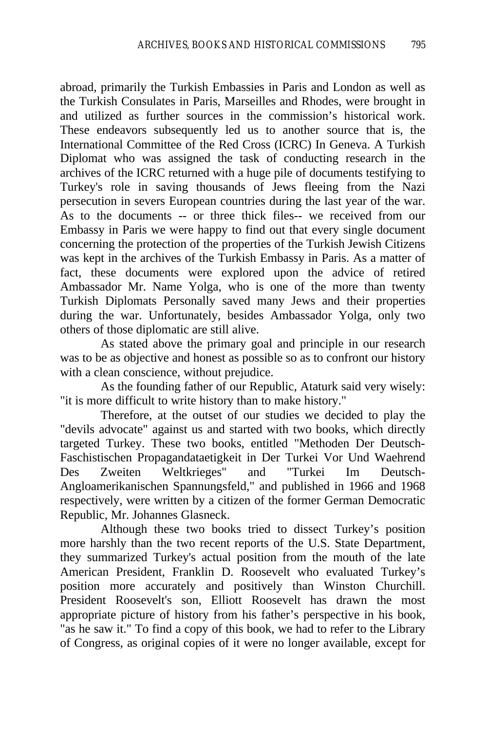abroad, primarily the Turkish Embassies in Paris and London as well as the Turkish Consulates in Paris, Marseilles and Rhodes, were brought in and utilized as further sources in the commission's historical work. These endeavors subsequently led us to another source that is, the International Committee of the Red Cross (ICRC) In Geneva. A Turkish Diplomat who was assigned the task of conducting research in the archives of the ICRC returned with a huge pile of documents testifying to Turkey's role in saving thousands of Jews fleeing from the Nazi persecution in severs European countries during the last year of the war. As to the documents -- or three thick files-- we received from our Embassy in Paris we were happy to find out that every single document concerning the protection of the properties of the Turkish Jewish Citizens was kept in the archives of the Turkish Embassy in Paris. As a matter of fact, these documents were explored upon the advice of retired Ambassador Mr. Name Yolga, who is one of the more than twenty Turkish Diplomats Personally saved many Jews and their properties during the war. Unfortunately, besides Ambassador Yolga, only two others of those diplomatic are still alive.

As stated above the primary goal and principle in our research was to be as objective and honest as possible so as to confront our history with a clean conscience, without prejudice.

As the founding father of our Republic, Ataturk said very wisely: "it is more difficult to write history than to make history."

Therefore, at the outset of our studies we decided to play the "devils advocate" against us and started with two books, which directly targeted Turkey. These two books, entitled "Methoden Der Deutsch-Faschistischen Propagandataetigkeit in Der Turkei Vor Und Waehrend Des Zweiten Weltkrieges" and "Turkei Im Deutsch-Angloamerikanischen Spannungsfeld," and published in 1966 and 1968 respectively, were written by a citizen of the former German Democratic Republic, Mr. Johannes Glasneck.

Although these two books tried to dissect Turkey's position more harshly than the two recent reports of the U.S. State Department, they summarized Turkey's actual position from the mouth of the late American President, Franklin D. Roosevelt who evaluated Turkey's position more accurately and positively than Winston Churchill. President Roosevelt's son, Elliott Roosevelt has drawn the most appropriate picture of history from his father's perspective in his book, "as he saw it." To find a copy of this book, we had to refer to the Library of Congress, as original copies of it were no longer available, except for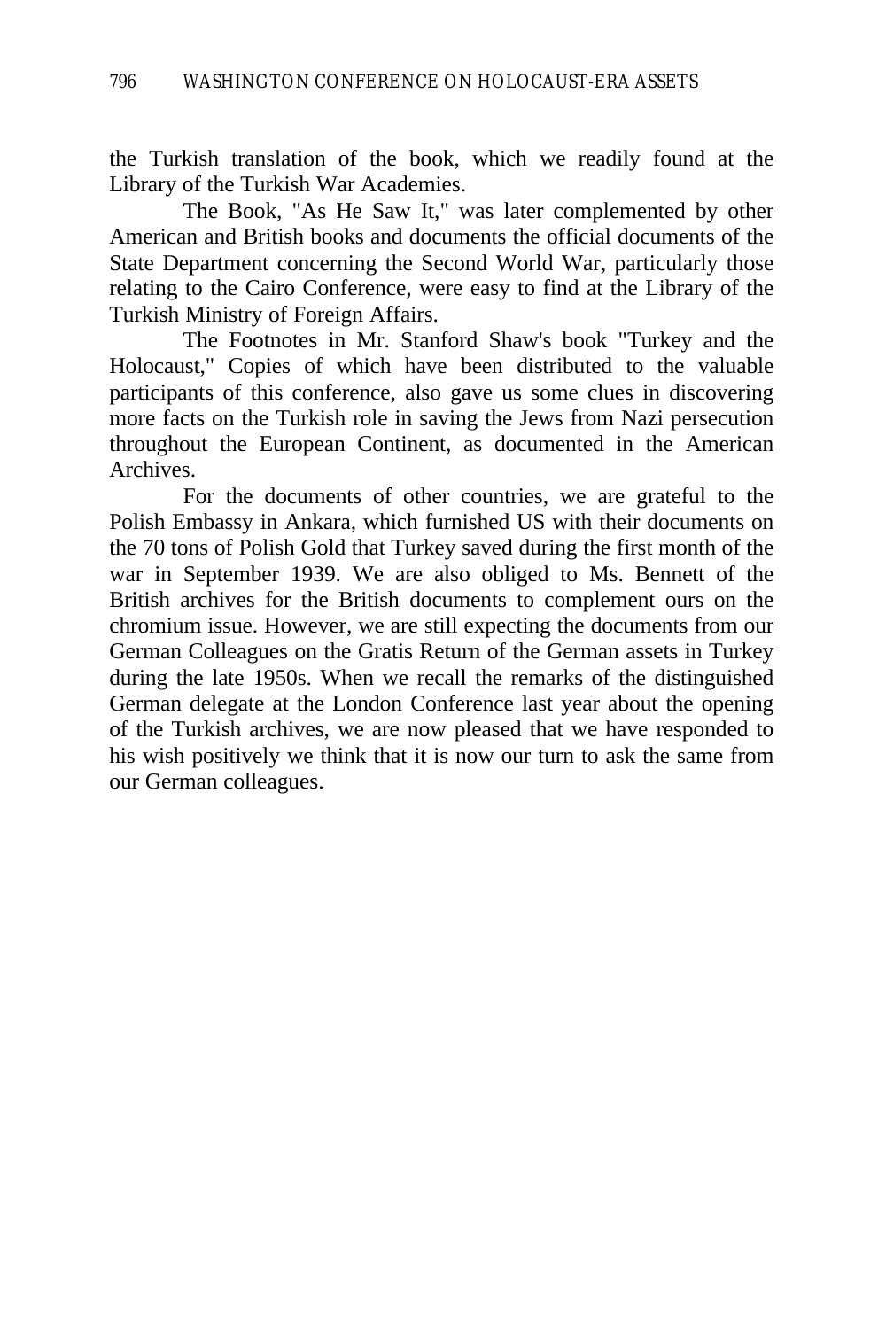the Turkish translation of the book, which we readily found at the Library of the Turkish War Academies.

The Book, "As He Saw It," was later complemented by other American and British books and documents the official documents of the State Department concerning the Second World War, particularly those relating to the Cairo Conference, were easy to find at the Library of the Turkish Ministry of Foreign Affairs.

The Footnotes in Mr. Stanford Shaw's book "Turkey and the Holocaust," Copies of which have been distributed to the valuable participants of this conference, also gave us some clues in discovering more facts on the Turkish role in saving the Jews from Nazi persecution throughout the European Continent, as documented in the American Archives.

For the documents of other countries, we are grateful to the Polish Embassy in Ankara, which furnished US with their documents on the 70 tons of Polish Gold that Turkey saved during the first month of the war in September 1939. We are also obliged to Ms. Bennett of the British archives for the British documents to complement ours on the chromium issue. However, we are still expecting the documents from our German Colleagues on the Gratis Return of the German assets in Turkey during the late 1950s. When we recall the remarks of the distinguished German delegate at the London Conference last year about the opening of the Turkish archives, we are now pleased that we have responded to his wish positively we think that it is now our turn to ask the same from our German colleagues.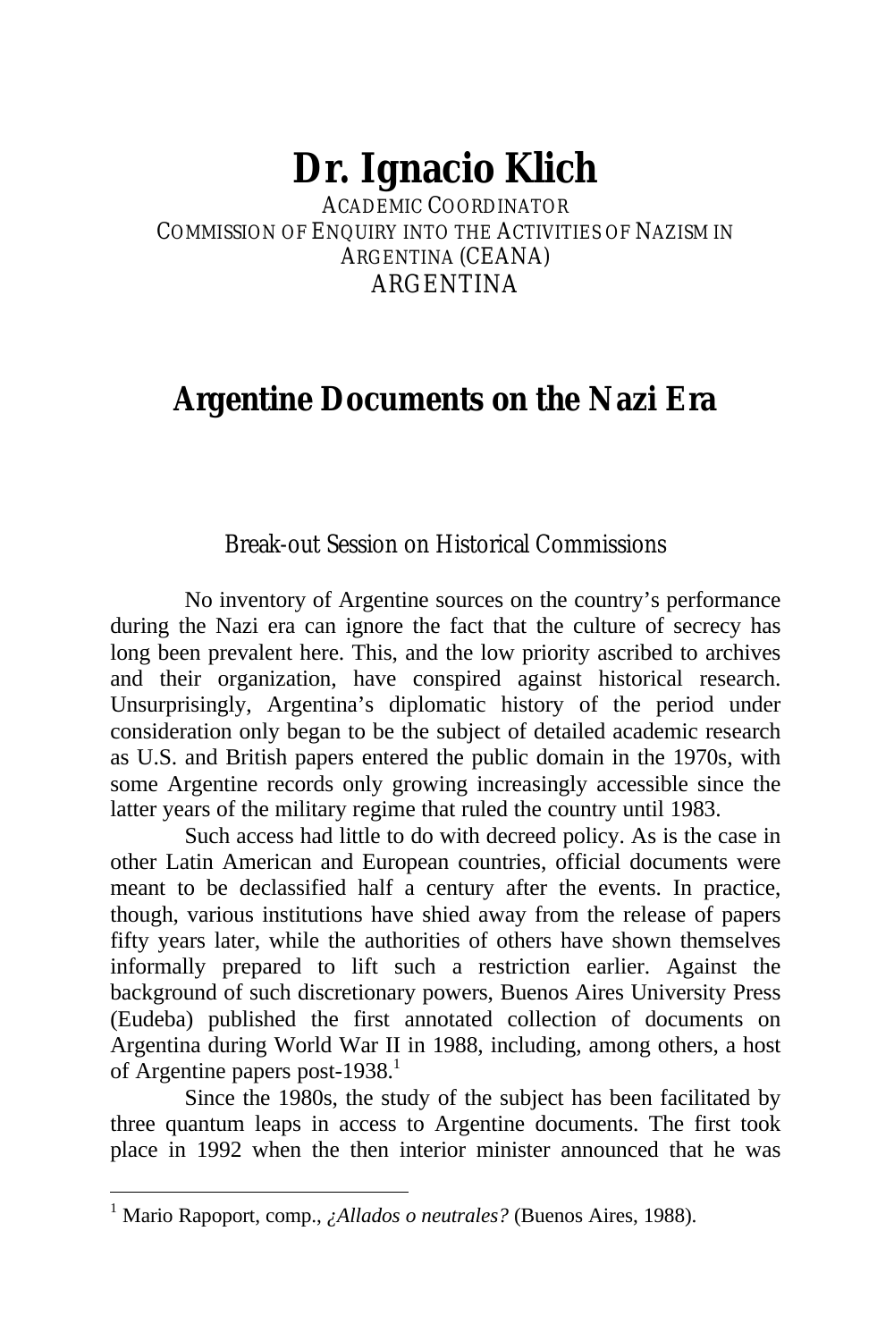# Dr. Ignacio Klich

ACADEMIC COORDINATOR
COMMISSION OF ENQUIRY INTO THE ACTIVITIES OF NAZISM IN ARGENTINA (CEANA)
ARGENTINA

## Argentine Documents on the Nazi Era

### Break-out Session on Historical Commissions

No inventory of Argentine sources on the country's performance during the Nazi era can ignore the fact that the culture of secrecy has long been prevalent here. This, and the low priority ascribed to archives and their organization, have conspired against historical research. Unsurprisingly, Argentina's diplomatic history of the period under consideration only began to be the subject of detailed academic research as U.S. and British papers entered the public domain in the 1970s, with some Argentine records only growing increasingly accessible since the latter years of the military regime that ruled the country until 1983.

Such access had little to do with decreed policy. As is the case in other Latin American and European countries, official documents were meant to be declassified half a century after the events. In practice, though, various institutions have shied away from the release of papers fifty years later, while the authorities of others have shown themselves informally prepared to lift such a restriction earlier. Against the background of such discretionary powers, Buenos Aires University Press (Eudeba) published the first annotated collection of documents on Argentina during World War II in 1988, including, among others, a host of Argentine papers post-1938.[1]

Since the 1980s, the study of the subject has been facilitated by three quantum leaps in access to Argentine documents. The first took place in 1992 when the then interior minister announced that he was

---

[1] Mario Rapoport, comp., *¿Allados o neutrales?* (Buenos Aires, 1988).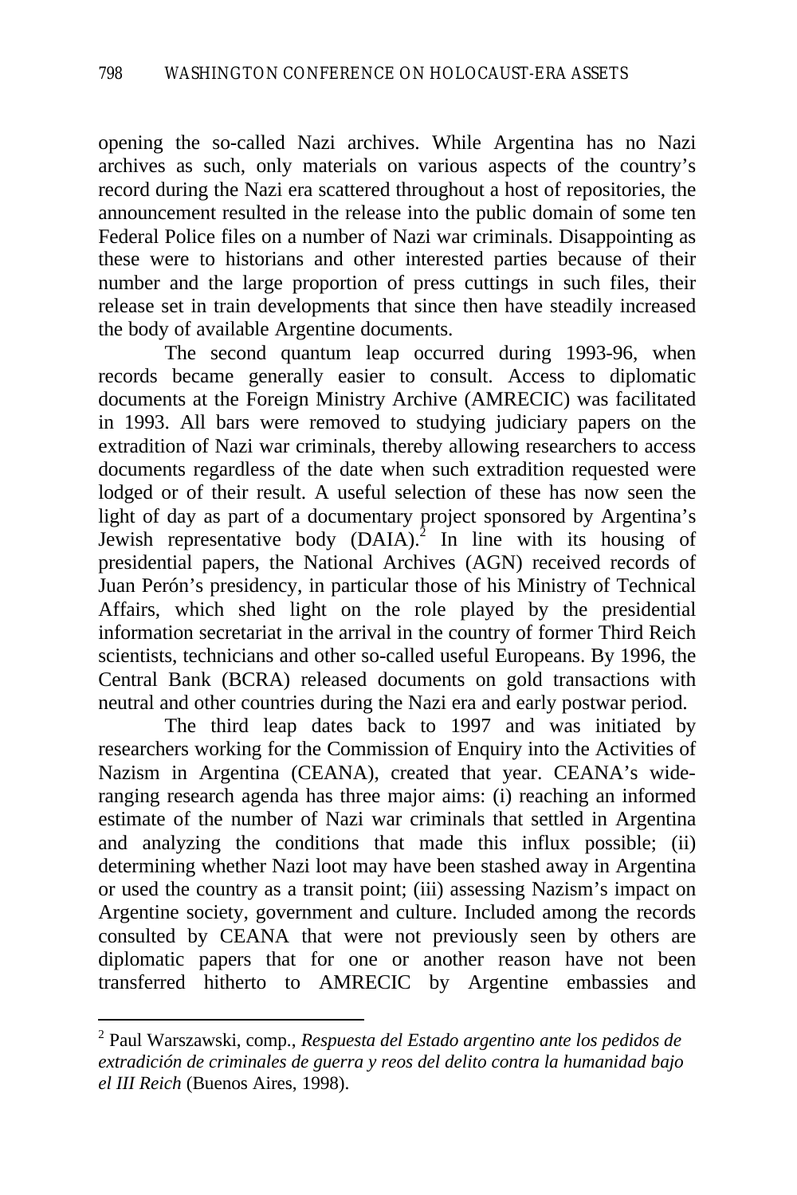opening the so-called Nazi archives. While Argentina has no Nazi archives as such, only materials on various aspects of the country's record during the Nazi era scattered throughout a host of repositories, the announcement resulted in the release into the public domain of some ten Federal Police files on a number of Nazi war criminals. Disappointing as these were to historians and other interested parties because of their number and the large proportion of press cuttings in such files, their release set in train developments that since then have steadily increased the body of available Argentine documents.

The second quantum leap occurred during 1993-96, when records became generally easier to consult. Access to diplomatic documents at the Foreign Ministry Archive (AMRECIC) was facilitated in 1993. All bars were removed to studying judiciary papers on the extradition of Nazi war criminals, thereby allowing researchers to access documents regardless of the date when such extradition requested were lodged or of their result. A useful selection of these has now seen the light of day as part of a documentary project sponsored by Argentina's Jewish representative body (DAIA).[2] In line with its housing of presidential papers, the National Archives (AGN) received records of Juan Perón's presidency, in particular those of his Ministry of Technical Affairs, which shed light on the role played by the presidential information secretariat in the arrival in the country of former Third Reich scientists, technicians and other so-called useful Europeans. By 1996, the Central Bank (BCRA) released documents on gold transactions with neutral and other countries during the Nazi era and early postwar period.

The third leap dates back to 1997 and was initiated by researchers working for the Commission of Enquiry into the Activities of Nazism in Argentina (CEANA), created that year. CEANA's wide-ranging research agenda has three major aims: (i) reaching an informed estimate of the number of Nazi war criminals that settled in Argentina and analyzing the conditions that made this influx possible; (ii) determining whether Nazi loot may have been stashed away in Argentina or used the country as a transit point; (iii) assessing Nazism's impact on Argentine society, government and culture. Included among the records consulted by CEANA that were not previously seen by others are diplomatic papers that for one or another reason have not been transferred hitherto to AMRECIC by Argentine embassies and

---

[2] Paul Warszawski, comp., *Respuesta del Estado argentino ante los pedidos de extradición de criminales de guerra y reos del delito contra la humanidad bajo el III Reich* (Buenos Aires, 1998).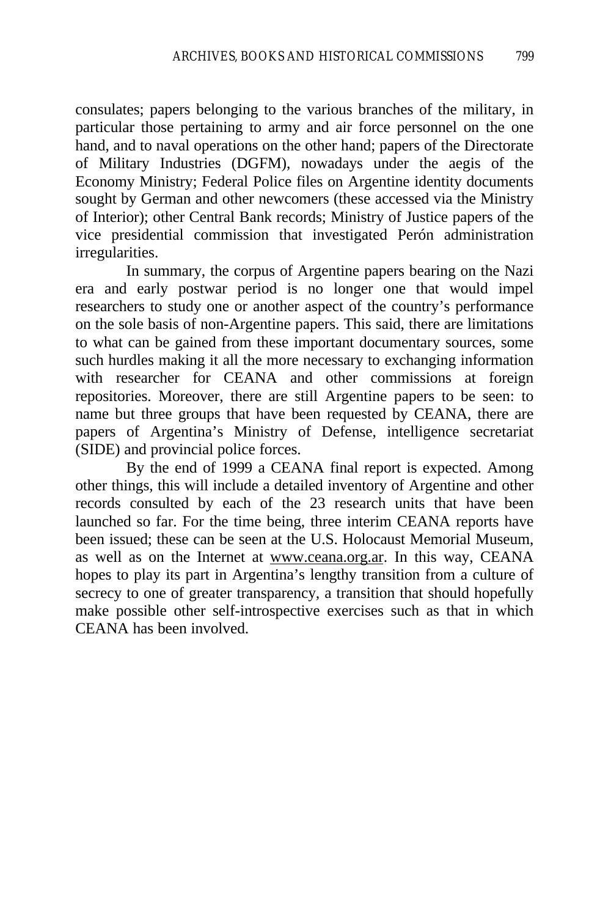consulates; papers belonging to the various branches of the military, in particular those pertaining to army and air force personnel on the one hand, and to naval operations on the other hand; papers of the Directorate of Military Industries (DGFM), nowadays under the aegis of the Economy Ministry; Federal Police files on Argentine identity documents sought by German and other newcomers (these accessed via the Ministry of Interior); other Central Bank records; Ministry of Justice papers of the vice presidential commission that investigated Perón administration irregularities.

In summary, the corpus of Argentine papers bearing on the Nazi era and early postwar period is no longer one that would impel researchers to study one or another aspect of the country's performance on the sole basis of non-Argentine papers. This said, there are limitations to what can be gained from these important documentary sources, some such hurdles making it all the more necessary to exchanging information with researcher for CEANA and other commissions at foreign repositories. Moreover, there are still Argentine papers to be seen: to name but three groups that have been requested by CEANA, there are papers of Argentina's Ministry of Defense, intelligence secretariat (SIDE) and provincial police forces.

By the end of 1999 a CEANA final report is expected. Among other things, this will include a detailed inventory of Argentine and other records consulted by each of the 23 research units that have been launched so far. For the time being, three interim CEANA reports have been issued; these can be seen at the U.S. Holocaust Memorial Museum, as well as on the Internet at www.ceana.org.ar. In this way, CEANA hopes to play its part in Argentina's lengthy transition from a culture of secrecy to one of greater transparency, a transition that should hopefully make possible other self-introspective exercises such as that in which CEANA has been involved.